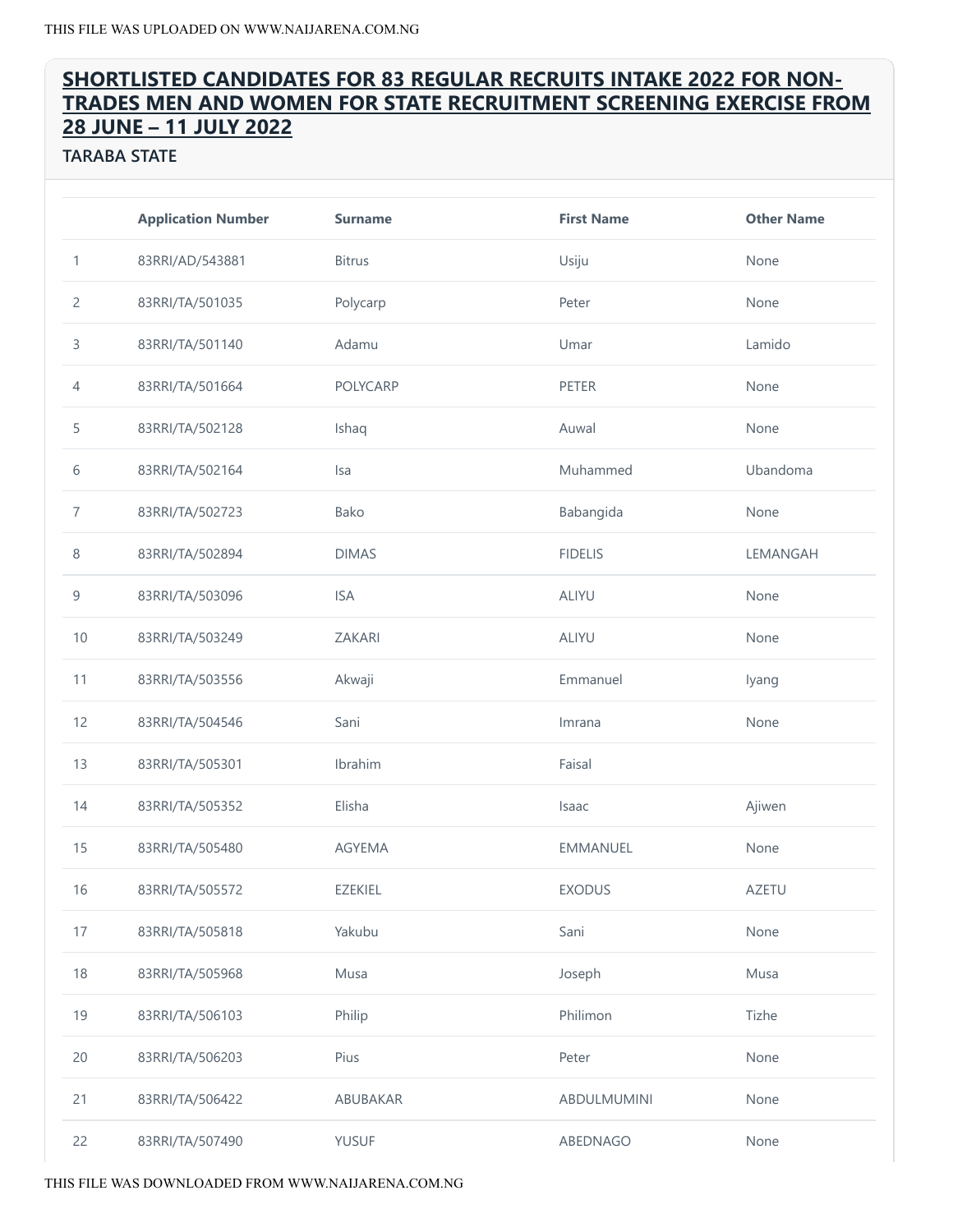## SHORTLISTED CANDIDATES FOR 83 REGULAR RECRUITS INTAKE 2022 FOR NON-TRADES MEN AND WOMEN FOR STATE RECRUITMENT SCREENING EXERCISE FROM 28 JUNE – 11 JULY 2022

### TARABA STATE

| | Application Number | Surname | First Name | Other Name |
|---|---|---|---|---|
| 1 | 83RRI/AD/543881 | Bitrus | Usiju | None |
| 2 | 83RRI/TA/501035 | Polycarp | Peter | None |
| 3 | 83RRI/TA/501140 | Adamu | Umar | Lamido |
| 4 | 83RRI/TA/501664 | POLYCARP | PETER | None |
| 5 | 83RRI/TA/502128 | Ishaq | Auwal | None |
| 6 | 83RRI/TA/502164 | Isa | Muhammed | Ubandoma |
| 7 | 83RRI/TA/502723 | Bako | Babangida | None |
| 8 | 83RRI/TA/502894 | DIMAS | FIDELIS | LEMANGAH |
| 9 | 83RRI/TA/503096 | ISA | ALIYU | None |
| 10 | 83RRI/TA/503249 | ZAKARI | ALIYU | None |
| 11 | 83RRI/TA/503556 | Akwaji | Emmanuel | Iyang |
| 12 | 83RRI/TA/504546 | Sani | Imrana | None |
| 13 | 83RRI/TA/505301 | Ibrahim | Faisal | |
| 14 | 83RRI/TA/505352 | Elisha | Isaac | Ajiwen |
| 15 | 83RRI/TA/505480 | AGYEMA | EMMANUEL | None |
| 16 | 83RRI/TA/505572 | EZEKIEL | EXODUS | AZETU |
| 17 | 83RRI/TA/505818 | Yakubu | Sani | None |
| 18 | 83RRI/TA/505968 | Musa | Joseph | Musa |
| 19 | 83RRI/TA/506103 | Philip | Philimon | Tizhe |
| 20 | 83RRI/TA/506203 | Pius | Peter | None |
| 21 | 83RRI/TA/506422 | ABUBAKAR | ABDULMUMINI | None |
| 22 | 83RRI/TA/507490 | YUSUF | ABEDNAGO | None |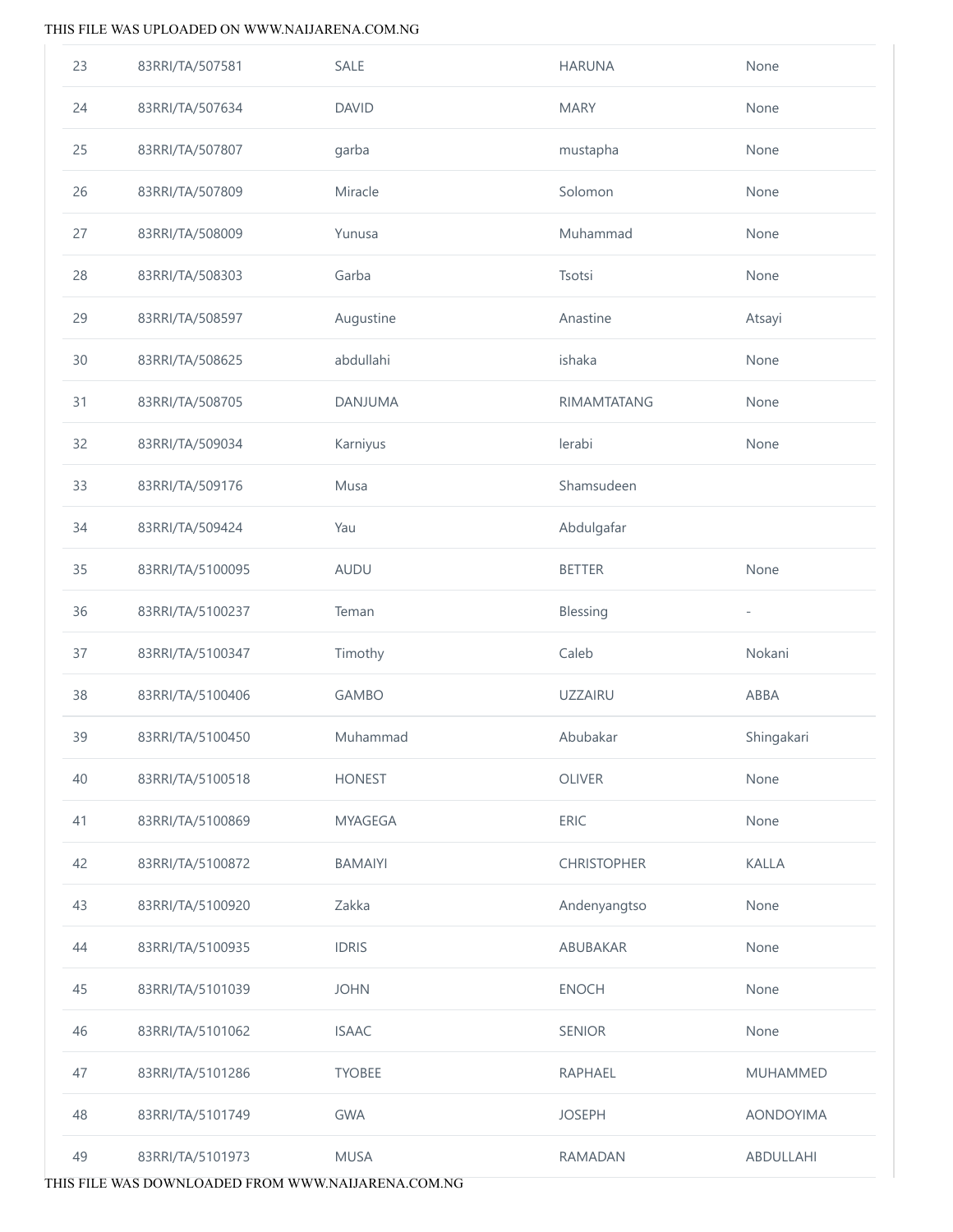| 23 | 83RRI/TA/507581 | SALE | HARUNA | None |
|---|---|---|---|---|
| 24 | 83RRI/TA/507634 | DAVID | MARY | None |
| 25 | 83RRI/TA/507807 | garba | mustapha | None |
| 26 | 83RRI/TA/507809 | Miracle | Solomon | None |
| 27 | 83RRI/TA/508009 | Yunusa | Muhammad | None |
| 28 | 83RRI/TA/508303 | Garba | Tsotsi | None |
| 29 | 83RRI/TA/508597 | Augustine | Anastine | Atsayi |
| 30 | 83RRI/TA/508625 | abdullahi | ishaka | None |
| 31 | 83RRI/TA/508705 | DANJUMA | RIMAMTATANG | None |
| 32 | 83RRI/TA/509034 | Karniyus | lerabi | None |
| 33 | 83RRI/TA/509176 | Musa | Shamsudeen | |
| 34 | 83RRI/TA/509424 | Yau | Abdulgafar | |
| 35 | 83RRI/TA/5100095 | AUDU | BETTER | None |
| 36 | 83RRI/TA/5100237 | Teman | Blessing | - |
| 37 | 83RRI/TA/5100347 | Timothy | Caleb | Nokani |
| 38 | 83RRI/TA/5100406 | GAMBO | UZZAIRU | ABBA |
| 39 | 83RRI/TA/5100450 | Muhammad | Abubakar | Shingakari |
| 40 | 83RRI/TA/5100518 | HONEST | OLIVER | None |
| 41 | 83RRI/TA/5100869 | MYAGEGA | ERIC | None |
| 42 | 83RRI/TA/5100872 | BAMAIYI | CHRISTOPHER | KALLA |
| 43 | 83RRI/TA/5100920 | Zakka | Andenyangtso | None |
| 44 | 83RRI/TA/5100935 | IDRIS | ABUBAKAR | None |
| 45 | 83RRI/TA/5101039 | JOHN | ENOCH | None |
| 46 | 83RRI/TA/5101062 | ISAAC | SENIOR | None |
| 47 | 83RRI/TA/5101286 | TYOBEE | RAPHAEL | MUHAMMED |
| 48 | 83RRI/TA/5101749 | GWA | JOSEPH | AONDOYIMA |
| 49 | 83RRI/TA/5101973 | MUSA | RAMADAN | ABDULLAHI |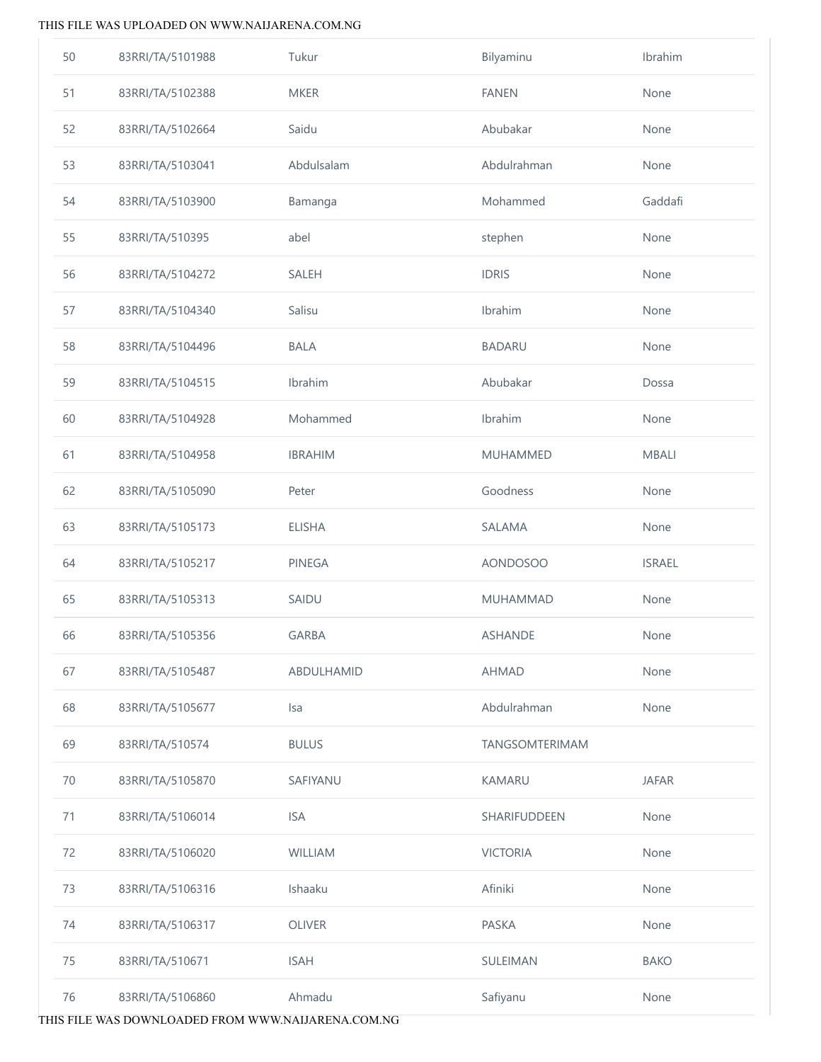| 50 | 83RRI/TA/5101988 | Tukur | Bilyaminu | Ibrahim |
|---|---|---|---|---|
| 51 | 83RRI/TA/5102388 | MKER | FANEN | None |
| 52 | 83RRI/TA/5102664 | Saidu | Abubakar | None |
| 53 | 83RRI/TA/5103041 | Abdulsalam | Abdulrahman | None |
| 54 | 83RRI/TA/5103900 | Bamanga | Mohammed | Gaddafi |
| 55 | 83RRI/TA/510395 | abel | stephen | None |
| 56 | 83RRI/TA/5104272 | SALEH | IDRIS | None |
| 57 | 83RRI/TA/5104340 | Salisu | Ibrahim | None |
| 58 | 83RRI/TA/5104496 | BALA | BADARU | None |
| 59 | 83RRI/TA/5104515 | Ibrahim | Abubakar | Dossa |
| 60 | 83RRI/TA/5104928 | Mohammed | Ibrahim | None |
| 61 | 83RRI/TA/5104958 | IBRAHIM | MUHAMMED | MBALI |
| 62 | 83RRI/TA/5105090 | Peter | Goodness | None |
| 63 | 83RRI/TA/5105173 | ELISHA | SALAMA | None |
| 64 | 83RRI/TA/5105217 | PINEGA | AONDOSOO | ISRAEL |
| 65 | 83RRI/TA/5105313 | SAIDU | MUHAMMAD | None |
| 66 | 83RRI/TA/5105356 | GARBA | ASHANDE | None |
| 67 | 83RRI/TA/5105487 | ABDULHAMID | AHMAD | None |
| 68 | 83RRI/TA/5105677 | Isa | Abdulrahman | None |
| 69 | 83RRI/TA/510574 | BULUS | TANGSOMTERIMAM | |
| 70 | 83RRI/TA/5105870 | SAFIYANU | KAMARU | JAFAR |
| 71 | 83RRI/TA/5106014 | ISA | SHARIFUDDEEN | None |
| 72 | 83RRI/TA/5106020 | WILLIAM | VICTORIA | None |
| 73 | 83RRI/TA/5106316 | Ishaaku | Afiniki | None |
| 74 | 83RRI/TA/5106317 | OLIVER | PASKA | None |
| 75 | 83RRI/TA/510671 | ISAH | SULEIMAN | BAKO |
| 76 | 83RRI/TA/5106860 | Ahmadu | Safiyanu | None |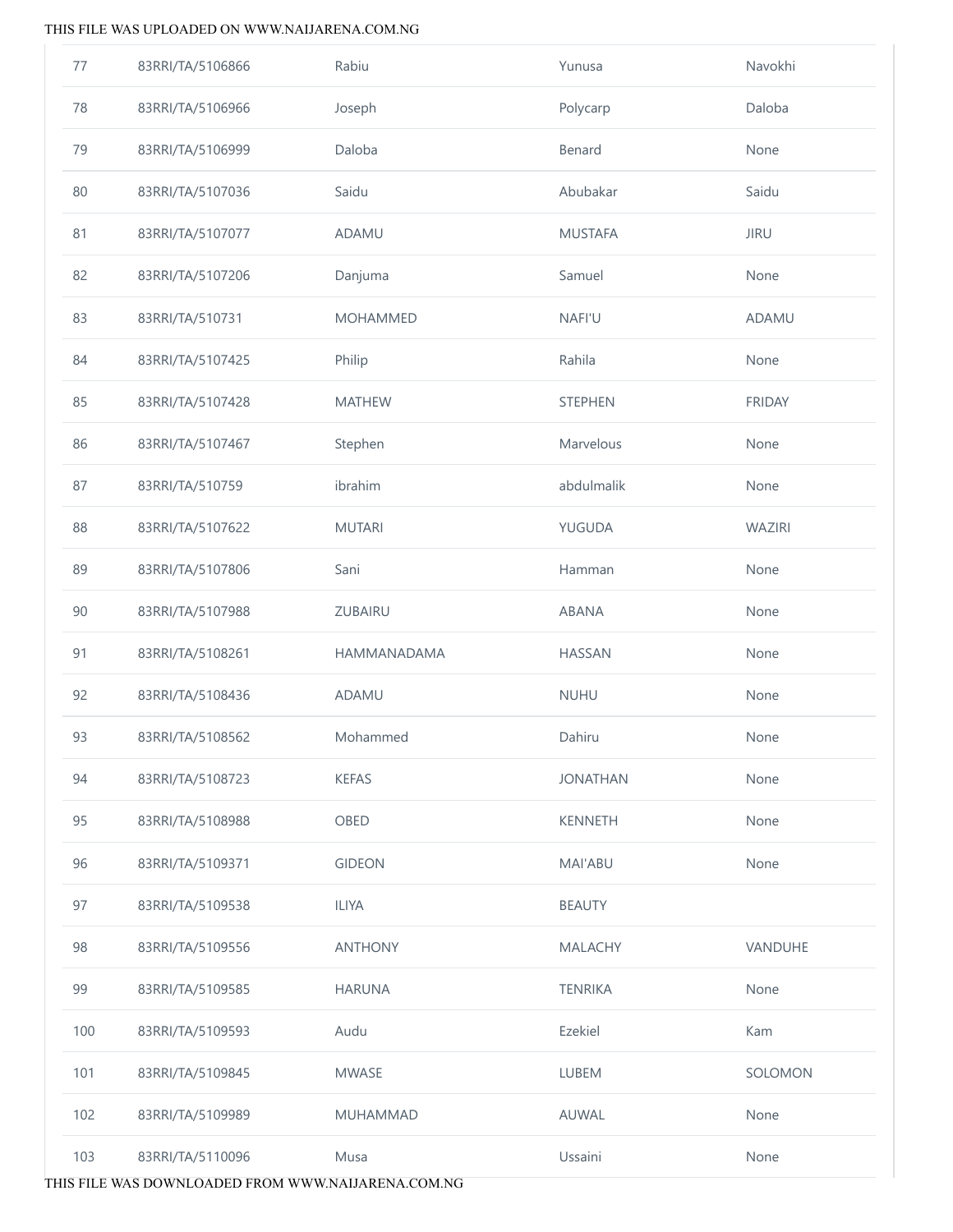| 77 | 83RRI/TA/5106866 | Rabiu | Yunusa | Navokhi |
|---|---|---|---|---|
| 78 | 83RRI/TA/5106966 | Joseph | Polycarp | Daloba |
| 79 | 83RRI/TA/5106999 | Daloba | Benard | None |
| 80 | 83RRI/TA/5107036 | Saidu | Abubakar | Saidu |
| 81 | 83RRI/TA/5107077 | ADAMU | MUSTAFA | JIRU |
| 82 | 83RRI/TA/5107206 | Danjuma | Samuel | None |
| 83 | 83RRI/TA/510731 | MOHAMMED | NAFI'U | ADAMU |
| 84 | 83RRI/TA/5107425 | Philip | Rahila | None |
| 85 | 83RRI/TA/5107428 | MATHEW | STEPHEN | FRIDAY |
| 86 | 83RRI/TA/5107467 | Stephen | Marvelous | None |
| 87 | 83RRI/TA/510759 | ibrahim | abdulmalik | None |
| 88 | 83RRI/TA/5107622 | MUTARI | YUGUDA | WAZIRI |
| 89 | 83RRI/TA/5107806 | Sani | Hamman | None |
| 90 | 83RRI/TA/5107988 | ZUBAIRU | ABANA | None |
| 91 | 83RRI/TA/5108261 | HAMMANADAMA | HASSAN | None |
| 92 | 83RRI/TA/5108436 | ADAMU | NUHU | None |
| 93 | 83RRI/TA/5108562 | Mohammed | Dahiru | None |
| 94 | 83RRI/TA/5108723 | KEFAS | JONATHAN | None |
| 95 | 83RRI/TA/5108988 | OBED | KENNETH | None |
| 96 | 83RRI/TA/5109371 | GIDEON | MAI'ABU | None |
| 97 | 83RRI/TA/5109538 | ILIYA | BEAUTY | |
| 98 | 83RRI/TA/5109556 | ANTHONY | MALACHY | VANDUHE |
| 99 | 83RRI/TA/5109585 | HARUNA | TENRIKA | None |
| 100 | 83RRI/TA/5109593 | Audu | Ezekiel | Kam |
| 101 | 83RRI/TA/5109845 | MWASE | LUBEM | SOLOMON |
| 102 | 83RRI/TA/5109989 | MUHAMMAD | AUWAL | None |
| 103 | 83RRI/TA/5110096 | Musa | Ussaini | None |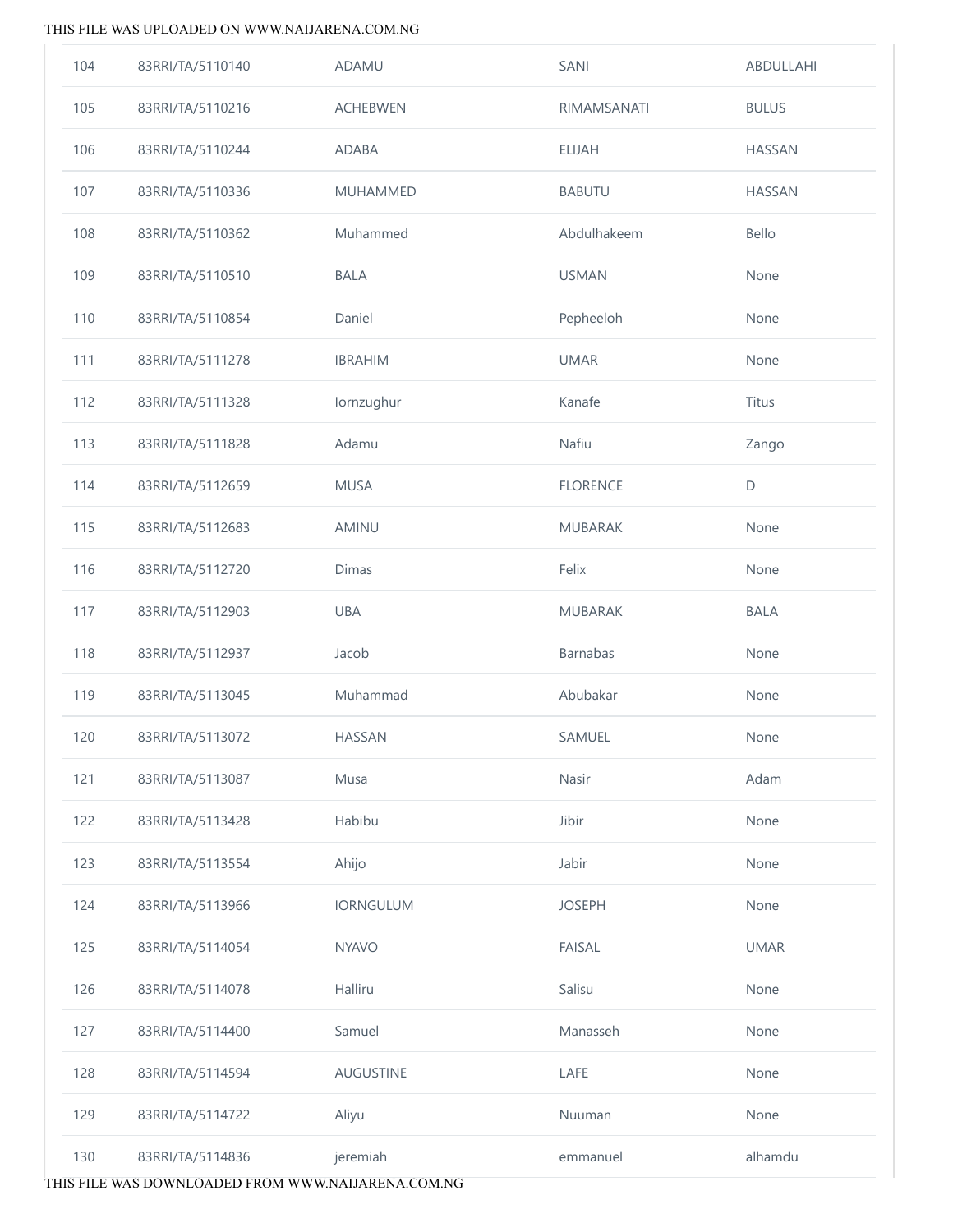| | | | | |
|---|---|---|---|---|
| 104 | 83RRI/TA/5110140 | ADAMU | SANI | ABDULLAHI |
| 105 | 83RRI/TA/5110216 | ACHEBWEN | RIMAMSANATI | BULUS |
| 106 | 83RRI/TA/5110244 | ADABA | ELIJAH | HASSAN |
| 107 | 83RRI/TA/5110336 | MUHAMMED | BABUTU | HASSAN |
| 108 | 83RRI/TA/5110362 | Muhammed | Abdulhakeem | Bello |
| 109 | 83RRI/TA/5110510 | BALA | USMAN | None |
| 110 | 83RRI/TA/5110854 | Daniel | Pepheeloh | None |
| 111 | 83RRI/TA/5111278 | IBRAHIM | UMAR | None |
| 112 | 83RRI/TA/5111328 | Iornzughur | Kanafe | Titus |
| 113 | 83RRI/TA/5111828 | Adamu | Nafiu | Zango |
| 114 | 83RRI/TA/5112659 | MUSA | FLORENCE | D |
| 115 | 83RRI/TA/5112683 | AMINU | MUBARAK | None |
| 116 | 83RRI/TA/5112720 | Dimas | Felix | None |
| 117 | 83RRI/TA/5112903 | UBA | MUBARAK | BALA |
| 118 | 83RRI/TA/5112937 | Jacob | Barnabas | None |
| 119 | 83RRI/TA/5113045 | Muhammad | Abubakar | None |
| 120 | 83RRI/TA/5113072 | HASSAN | SAMUEL | None |
| 121 | 83RRI/TA/5113087 | Musa | Nasir | Adam |
| 122 | 83RRI/TA/5113428 | Habibu | Jibir | None |
| 123 | 83RRI/TA/5113554 | Ahijo | Jabir | None |
| 124 | 83RRI/TA/5113966 | IORNGULUM | JOSEPH | None |
| 125 | 83RRI/TA/5114054 | NYAVO | FAISAL | UMAR |
| 126 | 83RRI/TA/5114078 | Halliru | Salisu | None |
| 127 | 83RRI/TA/5114400 | Samuel | Manasseh | None |
| 128 | 83RRI/TA/5114594 | AUGUSTINE | LAFE | None |
| 129 | 83RRI/TA/5114722 | Aliyu | Nuuman | None |
| 130 | 83RRI/TA/5114836 | jeremiah | emmanuel | alhamdu |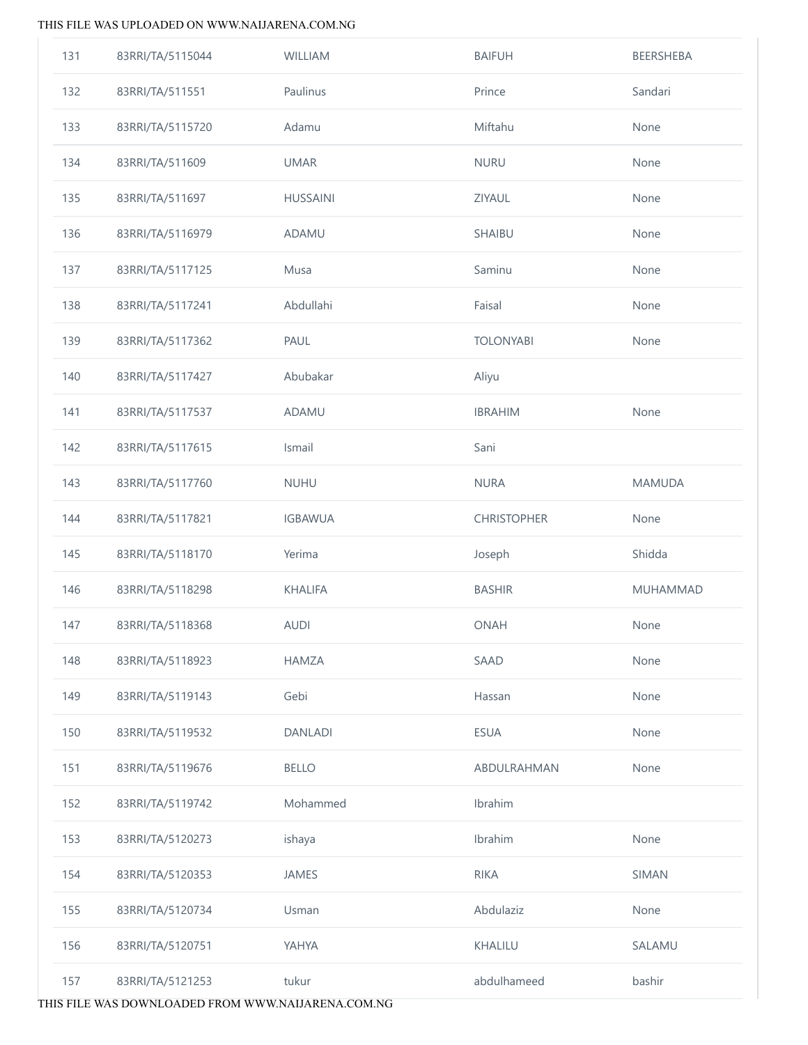| | | | | |
|---|---|---|---|---|
| 131 | 83RRI/TA/5115044 | WILLIAM | BAIFUH | BEERSHEBA |
| 132 | 83RRI/TA/511551 | Paulinus | Prince | Sandari |
| 133 | 83RRI/TA/5115720 | Adamu | Miftahu | None |
| 134 | 83RRI/TA/511609 | UMAR | NURU | None |
| 135 | 83RRI/TA/511697 | HUSSAINI | ZIYAUL | None |
| 136 | 83RRI/TA/5116979 | ADAMU | SHAIBU | None |
| 137 | 83RRI/TA/5117125 | Musa | Saminu | None |
| 138 | 83RRI/TA/5117241 | Abdullahi | Faisal | None |
| 139 | 83RRI/TA/5117362 | PAUL | TOLONYABI | None |
| 140 | 83RRI/TA/5117427 | Abubakar | Aliyu | |
| 141 | 83RRI/TA/5117537 | ADAMU | IBRAHIM | None |
| 142 | 83RRI/TA/5117615 | Ismail | Sani | |
| 143 | 83RRI/TA/5117760 | NUHU | NURA | MAMUDA |
| 144 | 83RRI/TA/5117821 | IGBAWUA | CHRISTOPHER | None |
| 145 | 83RRI/TA/5118170 | Yerima | Joseph | Shidda |
| 146 | 83RRI/TA/5118298 | KHALIFA | BASHIR | MUHAMMAD |
| 147 | 83RRI/TA/5118368 | AUDI | ONAH | None |
| 148 | 83RRI/TA/5118923 | HAMZA | SAAD | None |
| 149 | 83RRI/TA/5119143 | Gebi | Hassan | None |
| 150 | 83RRI/TA/5119532 | DANLADI | ESUA | None |
| 151 | 83RRI/TA/5119676 | BELLO | ABDULRAHMAN | None |
| 152 | 83RRI/TA/5119742 | Mohammed | Ibrahim | |
| 153 | 83RRI/TA/5120273 | ishaya | Ibrahim | None |
| 154 | 83RRI/TA/5120353 | JAMES | RIKA | SIMAN |
| 155 | 83RRI/TA/5120734 | Usman | Abdulaziz | None |
| 156 | 83RRI/TA/5120751 | YAHYA | KHALILU | SALAMU |
| 157 | 83RRI/TA/5121253 | tukur | abdulhameed | bashir |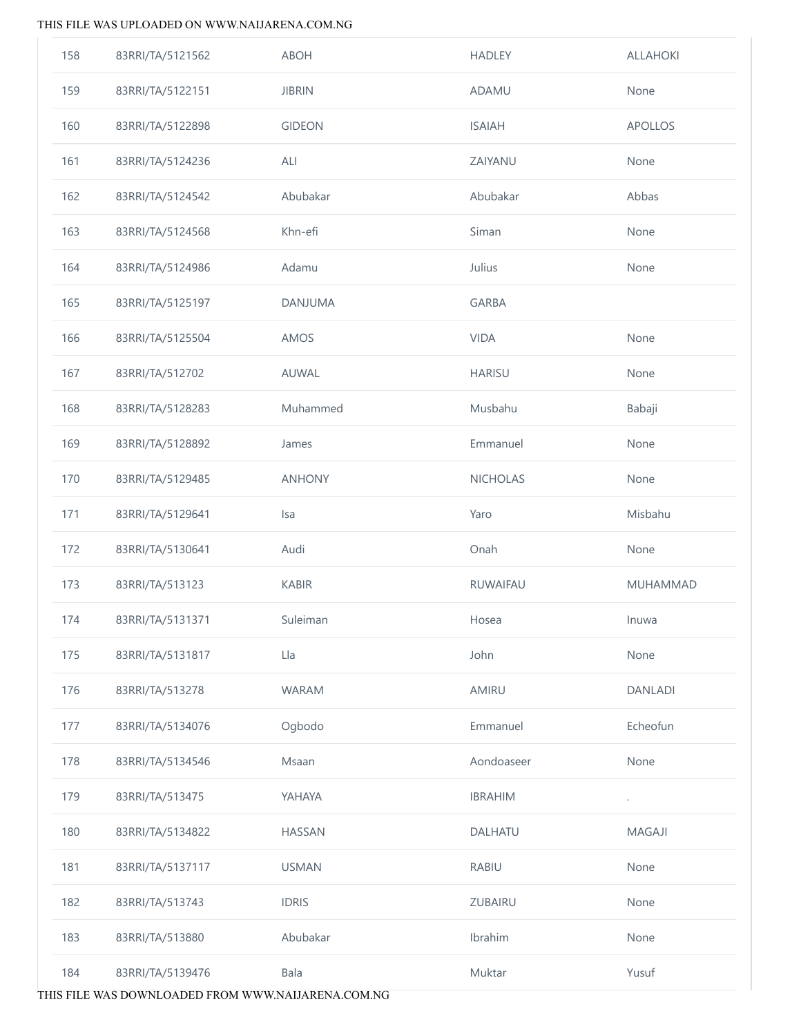| | | | | |
|---|---|---|---|---|
| 158 | 83RRI/TA/5121562 | ABOH | HADLEY | ALLAHOKI |
| 159 | 83RRI/TA/5122151 | JIBRIN | ADAMU | None |
| 160 | 83RRI/TA/5122898 | GIDEON | ISAIAH | APOLLOS |
| 161 | 83RRI/TA/5124236 | ALI | ZAIYANU | None |
| 162 | 83RRI/TA/5124542 | Abubakar | Abubakar | Abbas |
| 163 | 83RRI/TA/5124568 | Khn-efi | Siman | None |
| 164 | 83RRI/TA/5124986 | Adamu | Julius | None |
| 165 | 83RRI/TA/5125197 | DANJUMA | GARBA | |
| 166 | 83RRI/TA/5125504 | AMOS | VIDA | None |
| 167 | 83RRI/TA/512702 | AUWAL | HARISU | None |
| 168 | 83RRI/TA/5128283 | Muhammed | Musbahu | Babaji |
| 169 | 83RRI/TA/5128892 | James | Emmanuel | None |
| 170 | 83RRI/TA/5129485 | ANHONY | NICHOLAS | None |
| 171 | 83RRI/TA/5129641 | Isa | Yaro | Misbahu |
| 172 | 83RRI/TA/5130641 | Audi | Onah | None |
| 173 | 83RRI/TA/513123 | KABIR | RUWAIFAU | MUHAMMAD |
| 174 | 83RRI/TA/5131371 | Suleiman | Hosea | Inuwa |
| 175 | 83RRI/TA/5131817 | Lla | John | None |
| 176 | 83RRI/TA/513278 | WARAM | AMIRU | DANLADI |
| 177 | 83RRI/TA/5134076 | Ogbodo | Emmanuel | Echeofun |
| 178 | 83RRI/TA/5134546 | Msaan | Aondoaseer | None |
| 179 | 83RRI/TA/513475 | YAHAYA | IBRAHIM | . |
| 180 | 83RRI/TA/5134822 | HASSAN | DALHATU | MAGAJI |
| 181 | 83RRI/TA/5137117 | USMAN | RABIU | None |
| 182 | 83RRI/TA/513743 | IDRIS | ZUBAIRU | None |
| 183 | 83RRI/TA/513880 | Abubakar | Ibrahim | None |
| 184 | 83RRI/TA/5139476 | Bala | Muktar | Yusuf |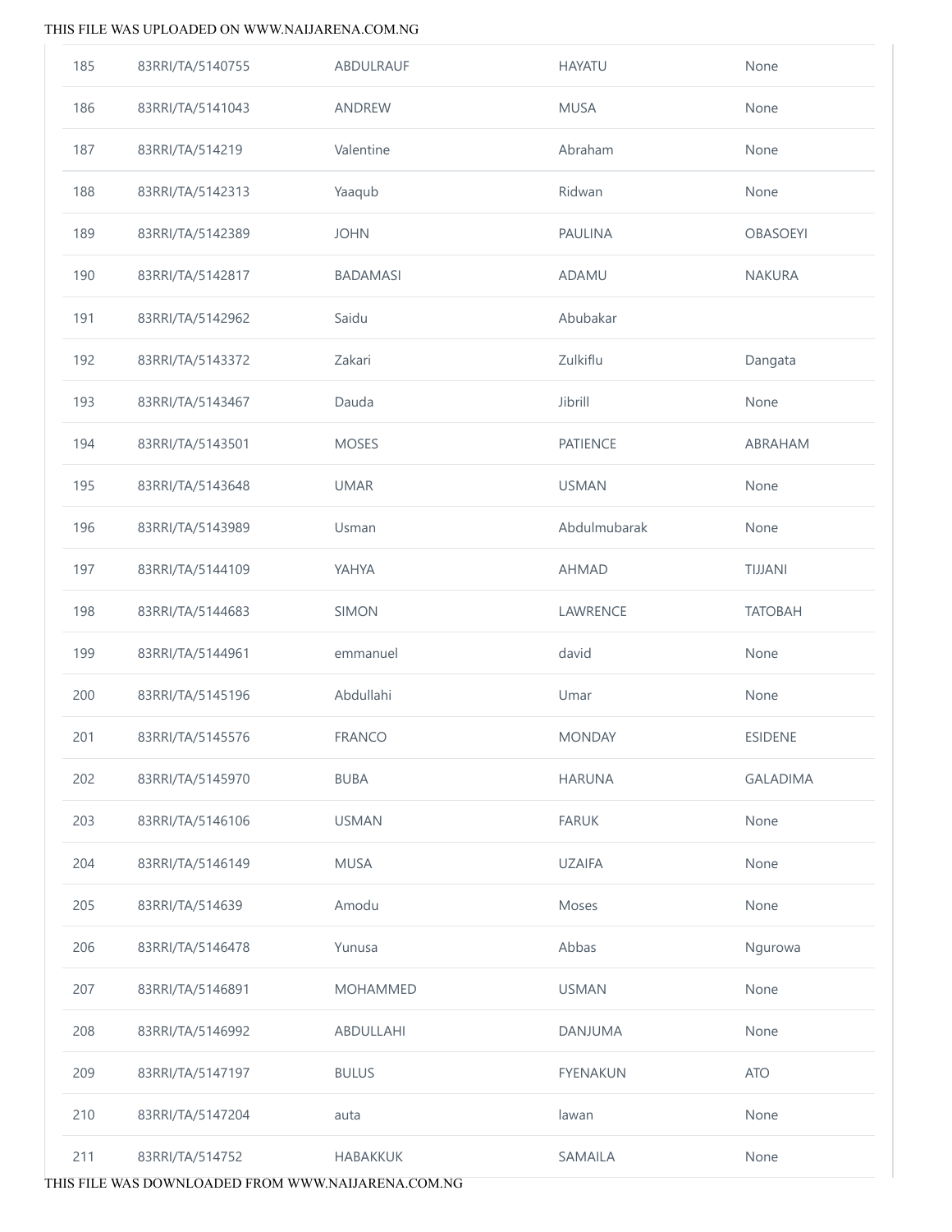| | | | | |
|---|---|---|---|---|
| 185 | 83RRI/TA/5140755 | ABDULRAUF | HAYATU | None |
| 186 | 83RRI/TA/5141043 | ANDREW | MUSA | None |
| 187 | 83RRI/TA/514219 | Valentine | Abraham | None |
| 188 | 83RRI/TA/5142313 | Yaaqub | Ridwan | None |
| 189 | 83RRI/TA/5142389 | JOHN | PAULINA | OBASOEYI |
| 190 | 83RRI/TA/5142817 | BADAMASI | ADAMU | NAKURA |
| 191 | 83RRI/TA/5142962 | Saidu | Abubakar | |
| 192 | 83RRI/TA/5143372 | Zakari | Zulkiflu | Dangata |
| 193 | 83RRI/TA/5143467 | Dauda | Jibrill | None |
| 194 | 83RRI/TA/5143501 | MOSES | PATIENCE | ABRAHAM |
| 195 | 83RRI/TA/5143648 | UMAR | USMAN | None |
| 196 | 83RRI/TA/5143989 | Usman | Abdulmubarak | None |
| 197 | 83RRI/TA/5144109 | YAHYA | AHMAD | TIJJANI |
| 198 | 83RRI/TA/5144683 | SIMON | LAWRENCE | TATOBAH |
| 199 | 83RRI/TA/5144961 | emmanuel | david | None |
| 200 | 83RRI/TA/5145196 | Abdullahi | Umar | None |
| 201 | 83RRI/TA/5145576 | FRANCO | MONDAY | ESIDENE |
| 202 | 83RRI/TA/5145970 | BUBA | HARUNA | GALADIMA |
| 203 | 83RRI/TA/5146106 | USMAN | FARUK | None |
| 204 | 83RRI/TA/5146149 | MUSA | UZAIFA | None |
| 205 | 83RRI/TA/514639 | Amodu | Moses | None |
| 206 | 83RRI/TA/5146478 | Yunusa | Abbas | Ngurowa |
| 207 | 83RRI/TA/5146891 | MOHAMMED | USMAN | None |
| 208 | 83RRI/TA/5146992 | ABDULLAHI | DANJUMA | None |
| 209 | 83RRI/TA/5147197 | BULUS | FYENAKUN | ATO |
| 210 | 83RRI/TA/5147204 | auta | lawan | None |
| 211 | 83RRI/TA/514752 | HABAKKUK | SAMAILA | None |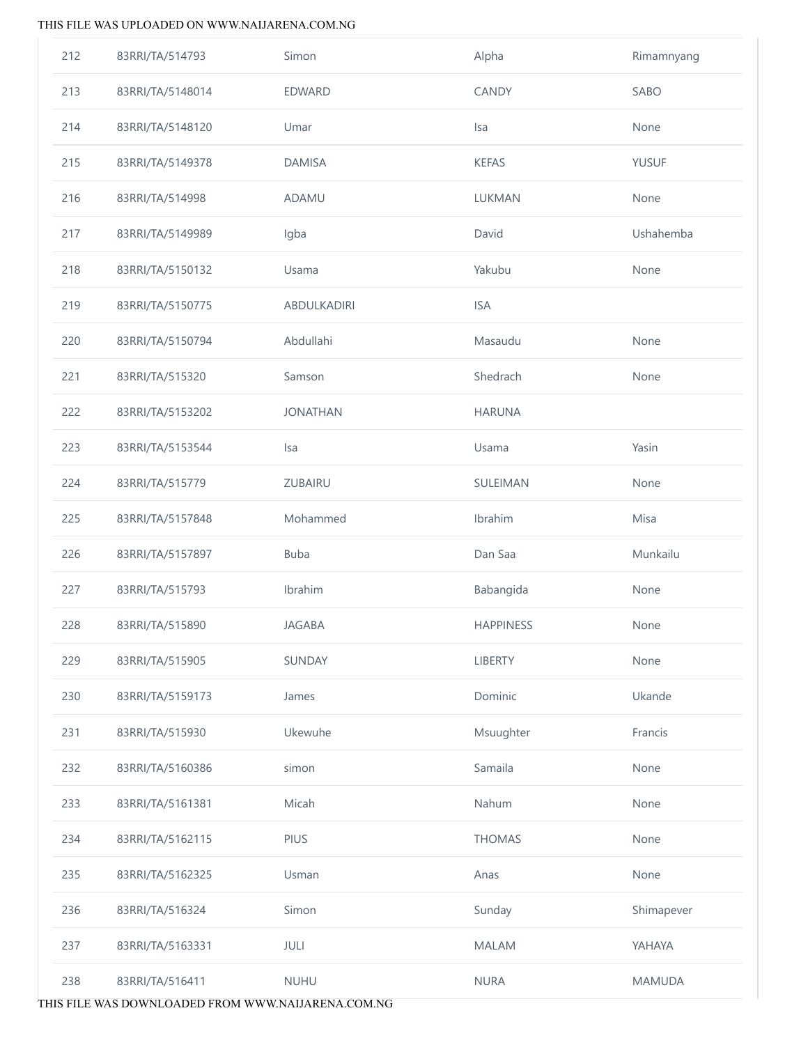| | | | | |
|---|---|---|---|---|
| 212 | 83RRI/TA/514793 | Simon | Alpha | Rimamnyang |
| 213 | 83RRI/TA/5148014 | EDWARD | CANDY | SABO |
| 214 | 83RRI/TA/5148120 | Umar | Isa | None |
| 215 | 83RRI/TA/5149378 | DAMISA | KEFAS | YUSUF |
| 216 | 83RRI/TA/514998 | ADAMU | LUKMAN | None |
| 217 | 83RRI/TA/5149989 | Igba | David | Ushahemba |
| 218 | 83RRI/TA/5150132 | Usama | Yakubu | None |
| 219 | 83RRI/TA/5150775 | ABDULKADIRI | ISA | |
| 220 | 83RRI/TA/5150794 | Abdullahi | Masaudu | None |
| 221 | 83RRI/TA/515320 | Samson | Shedrach | None |
| 222 | 83RRI/TA/5153202 | JONATHAN | HARUNA | |
| 223 | 83RRI/TA/5153544 | Isa | Usama | Yasin |
| 224 | 83RRI/TA/515779 | ZUBAIRU | SULEIMAN | None |
| 225 | 83RRI/TA/5157848 | Mohammed | Ibrahim | Misa |
| 226 | 83RRI/TA/5157897 | Buba | Dan Saa | Munkailu |
| 227 | 83RRI/TA/515793 | Ibrahim | Babangida | None |
| 228 | 83RRI/TA/515890 | JAGABA | HAPPINESS | None |
| 229 | 83RRI/TA/515905 | SUNDAY | LIBERTY | None |
| 230 | 83RRI/TA/5159173 | James | Dominic | Ukande |
| 231 | 83RRI/TA/515930 | Ukewuhe | Msuughter | Francis |
| 232 | 83RRI/TA/5160386 | simon | Samaila | None |
| 233 | 83RRI/TA/5161381 | Micah | Nahum | None |
| 234 | 83RRI/TA/5162115 | PIUS | THOMAS | None |
| 235 | 83RRI/TA/5162325 | Usman | Anas | None |
| 236 | 83RRI/TA/516324 | Simon | Sunday | Shimapever |
| 237 | 83RRI/TA/5163331 | JULI | MALAM | YAHAYA |
| 238 | 83RRI/TA/516411 | NUHU | NURA | MAMUDA |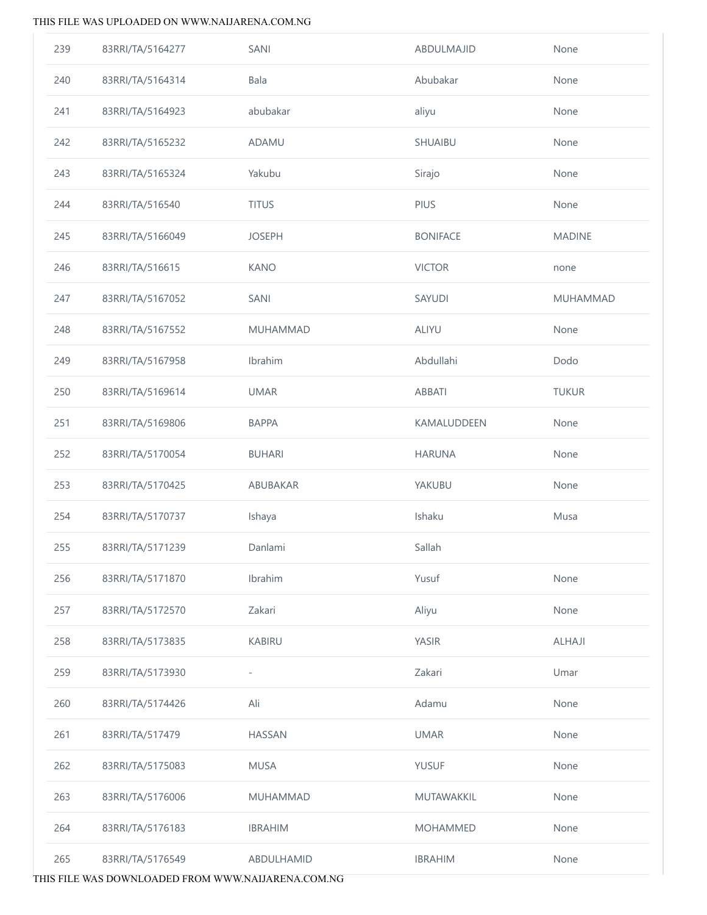| | | | | |
|---|---|---|---|---|
| 239 | 83RRI/TA/5164277 | SANI | ABDULMAJID | None |
| 240 | 83RRI/TA/5164314 | Bala | Abubakar | None |
| 241 | 83RRI/TA/5164923 | abubakar | aliyu | None |
| 242 | 83RRI/TA/5165232 | ADAMU | SHUAIBU | None |
| 243 | 83RRI/TA/5165324 | Yakubu | Sirajo | None |
| 244 | 83RRI/TA/516540 | TITUS | PIUS | None |
| 245 | 83RRI/TA/5166049 | JOSEPH | BONIFACE | MADINE |
| 246 | 83RRI/TA/516615 | KANO | VICTOR | none |
| 247 | 83RRI/TA/5167052 | SANI | SAYUDI | MUHAMMAD |
| 248 | 83RRI/TA/5167552 | MUHAMMAD | ALIYU | None |
| 249 | 83RRI/TA/5167958 | Ibrahim | Abdullahi | Dodo |
| 250 | 83RRI/TA/5169614 | UMAR | ABBATI | TUKUR |
| 251 | 83RRI/TA/5169806 | BAPPA | KAMALUDDEEN | None |
| 252 | 83RRI/TA/5170054 | BUHARI | HARUNA | None |
| 253 | 83RRI/TA/5170425 | ABUBAKAR | YAKUBU | None |
| 254 | 83RRI/TA/5170737 | Ishaya | Ishaku | Musa |
| 255 | 83RRI/TA/5171239 | Danlami | Sallah | |
| 256 | 83RRI/TA/5171870 | Ibrahim | Yusuf | None |
| 257 | 83RRI/TA/5172570 | Zakari | Aliyu | None |
| 258 | 83RRI/TA/5173835 | KABIRU | YASIR | ALHAJI |
| 259 | 83RRI/TA/5173930 | - | Zakari | Umar |
| 260 | 83RRI/TA/5174426 | Ali | Adamu | None |
| 261 | 83RRI/TA/517479 | HASSAN | UMAR | None |
| 262 | 83RRI/TA/5175083 | MUSA | YUSUF | None |
| 263 | 83RRI/TA/5176006 | MUHAMMAD | MUTAWAKKIL | None |
| 264 | 83RRI/TA/5176183 | IBRAHIM | MOHAMMED | None |
| 265 | 83RRI/TA/5176549 | ABDULHAMID | IBRAHIM | None |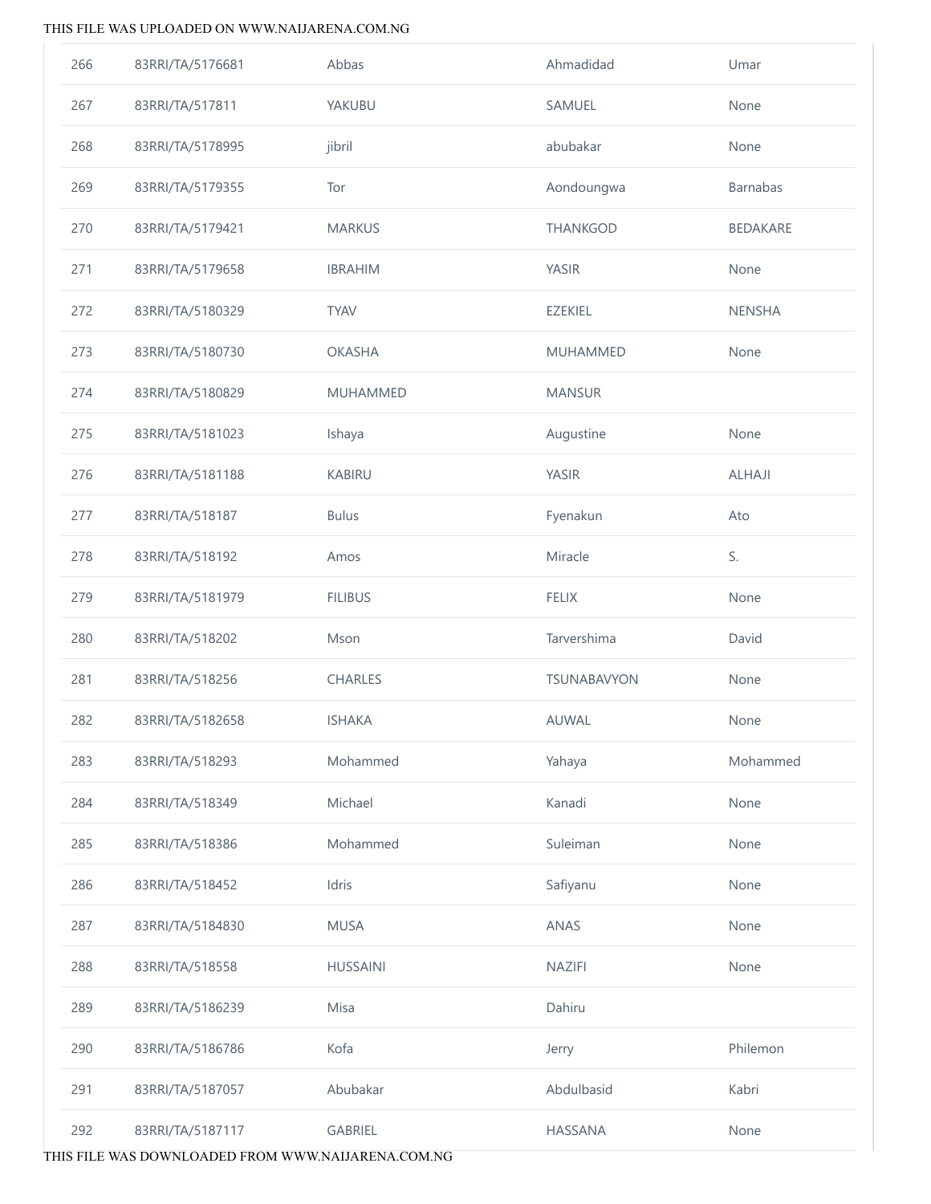| 266 | 83RRI/TA/5176681 | Abbas | Ahmadidad | Umar |
|---|---|---|---|---|
| 267 | 83RRI/TA/517811 | YAKUBU | SAMUEL | None |
| 268 | 83RRI/TA/5178995 | jibril | abubakar | None |
| 269 | 83RRI/TA/5179355 | Tor | Aondoungwa | Barnabas |
| 270 | 83RRI/TA/5179421 | MARKUS | THANKGOD | BEDAKARE |
| 271 | 83RRI/TA/5179658 | IBRAHIM | YASIR | None |
| 272 | 83RRI/TA/5180329 | TYAV | EZEKIEL | NENSHA |
| 273 | 83RRI/TA/5180730 | OKASHA | MUHAMMED | None |
| 274 | 83RRI/TA/5180829 | MUHAMMED | MANSUR | |
| 275 | 83RRI/TA/5181023 | Ishaya | Augustine | None |
| 276 | 83RRI/TA/5181188 | KABIRU | YASIR | ALHAJI |
| 277 | 83RRI/TA/518187 | Bulus | Fyenakun | Ato |
| 278 | 83RRI/TA/518192 | Amos | Miracle | S. |
| 279 | 83RRI/TA/5181979 | FILIBUS | FELIX | None |
| 280 | 83RRI/TA/518202 | Mson | Tarvershima | David |
| 281 | 83RRI/TA/518256 | CHARLES | TSUNABAVYON | None |
| 282 | 83RRI/TA/5182658 | ISHAKA | AUWAL | None |
| 283 | 83RRI/TA/518293 | Mohammed | Yahaya | Mohammed |
| 284 | 83RRI/TA/518349 | Michael | Kanadi | None |
| 285 | 83RRI/TA/518386 | Mohammed | Suleiman | None |
| 286 | 83RRI/TA/518452 | Idris | Safiyanu | None |
| 287 | 83RRI/TA/5184830 | MUSA | ANAS | None |
| 288 | 83RRI/TA/518558 | HUSSAINI | NAZIFI | None |
| 289 | 83RRI/TA/5186239 | Misa | Dahiru | |
| 290 | 83RRI/TA/5186786 | Kofa | Jerry | Philemon |
| 291 | 83RRI/TA/5187057 | Abubakar | Abdulbasid | Kabri |
| 292 | 83RRI/TA/5187117 | GABRIEL | HASSANA | None |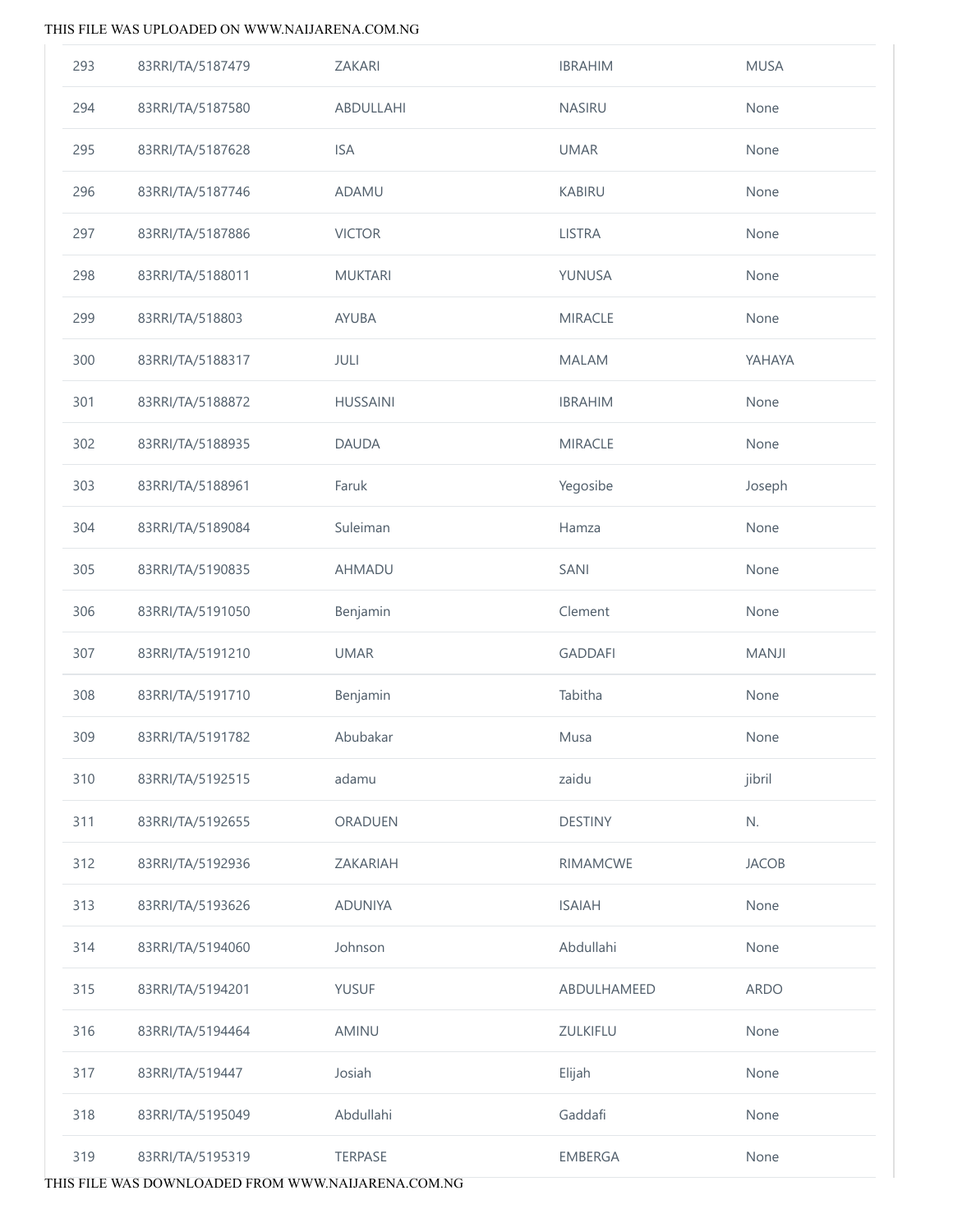| | | | | |
|---|---|---|---|---|
| 293 | 83RRI/TA/5187479 | ZAKARI | IBRAHIM | MUSA |
| 294 | 83RRI/TA/5187580 | ABDULLAHI | NASIRU | None |
| 295 | 83RRI/TA/5187628 | ISA | UMAR | None |
| 296 | 83RRI/TA/5187746 | ADAMU | KABIRU | None |
| 297 | 83RRI/TA/5187886 | VICTOR | LISTRA | None |
| 298 | 83RRI/TA/5188011 | MUKTARI | YUNUSA | None |
| 299 | 83RRI/TA/518803 | AYUBA | MIRACLE | None |
| 300 | 83RRI/TA/5188317 | JULI | MALAM | YAHAYA |
| 301 | 83RRI/TA/5188872 | HUSSAINI | IBRAHIM | None |
| 302 | 83RRI/TA/5188935 | DAUDA | MIRACLE | None |
| 303 | 83RRI/TA/5188961 | Faruk | Yegosibe | Joseph |
| 304 | 83RRI/TA/5189084 | Suleiman | Hamza | None |
| 305 | 83RRI/TA/5190835 | AHMADU | SANI | None |
| 306 | 83RRI/TA/5191050 | Benjamin | Clement | None |
| 307 | 83RRI/TA/5191210 | UMAR | GADDAFI | MANJI |
| 308 | 83RRI/TA/5191710 | Benjamin | Tabitha | None |
| 309 | 83RRI/TA/5191782 | Abubakar | Musa | None |
| 310 | 83RRI/TA/5192515 | adamu | zaidu | jibril |
| 311 | 83RRI/TA/5192655 | ORADUEN | DESTINY | N. |
| 312 | 83RRI/TA/5192936 | ZAKARIAH | RIMAMCWE | JACOB |
| 313 | 83RRI/TA/5193626 | ADUNIYA | ISAIAH | None |
| 314 | 83RRI/TA/5194060 | Johnson | Abdullahi | None |
| 315 | 83RRI/TA/5194201 | YUSUF | ABDULHAMEED | ARDO |
| 316 | 83RRI/TA/5194464 | AMINU | ZULKIFLU | None |
| 317 | 83RRI/TA/519447 | Josiah | Elijah | None |
| 318 | 83RRI/TA/5195049 | Abdullahi | Gaddafi | None |
| 319 | 83RRI/TA/5195319 | TERPASE | EMBERGA | None |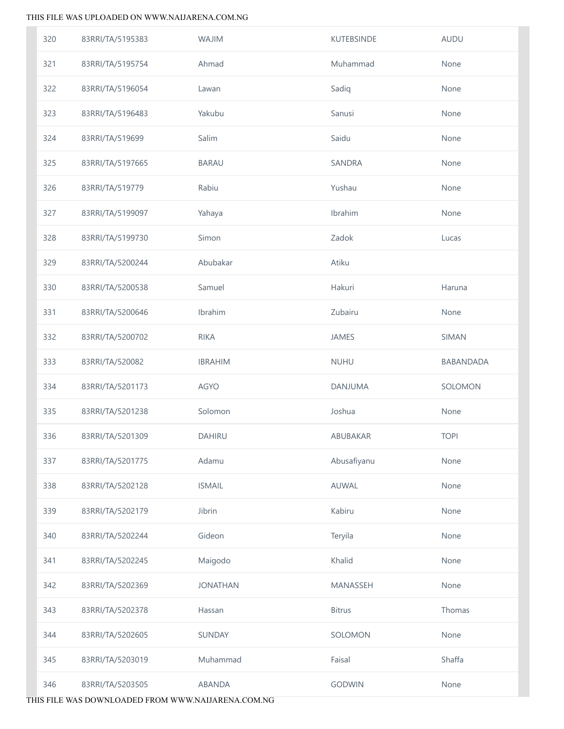| 320 | 83RRI/TA/5195383 | WAJIM | KUTEBSINDE | AUDU |
|---|---|---|---|---|
| 321 | 83RRI/TA/5195754 | Ahmad | Muhammad | None |
| 322 | 83RRI/TA/5196054 | Lawan | Sadiq | None |
| 323 | 83RRI/TA/5196483 | Yakubu | Sanusi | None |
| 324 | 83RRI/TA/519699 | Salim | Saidu | None |
| 325 | 83RRI/TA/5197665 | BARAU | SANDRA | None |
| 326 | 83RRI/TA/519779 | Rabiu | Yushau | None |
| 327 | 83RRI/TA/5199097 | Yahaya | Ibrahim | None |
| 328 | 83RRI/TA/5199730 | Simon | Zadok | Lucas |
| 329 | 83RRI/TA/5200244 | Abubakar | Atiku | |
| 330 | 83RRI/TA/5200538 | Samuel | Hakuri | Haruna |
| 331 | 83RRI/TA/5200646 | Ibrahim | Zubairu | None |
| 332 | 83RRI/TA/5200702 | RIKA | JAMES | SIMAN |
| 333 | 83RRI/TA/520082 | IBRAHIM | NUHU | BABANDADA |
| 334 | 83RRI/TA/5201173 | AGYO | DANJUMA | SOLOMON |
| 335 | 83RRI/TA/5201238 | Solomon | Joshua | None |
| 336 | 83RRI/TA/5201309 | DAHIRU | ABUBAKAR | TOPI |
| 337 | 83RRI/TA/5201775 | Adamu | Abusafiyanu | None |
| 338 | 83RRI/TA/5202128 | ISMAIL | AUWAL | None |
| 339 | 83RRI/TA/5202179 | Jibrin | Kabiru | None |
| 340 | 83RRI/TA/5202244 | Gideon | Teryila | None |
| 341 | 83RRI/TA/5202245 | Maigodo | Khalid | None |
| 342 | 83RRI/TA/5202369 | JONATHAN | MANASSEH | None |
| 343 | 83RRI/TA/5202378 | Hassan | Bitrus | Thomas |
| 344 | 83RRI/TA/5202605 | SUNDAY | SOLOMON | None |
| 345 | 83RRI/TA/5203019 | Muhammad | Faisal | Shaffa |
| 346 | 83RRI/TA/5203505 | ABANDA | GODWIN | None |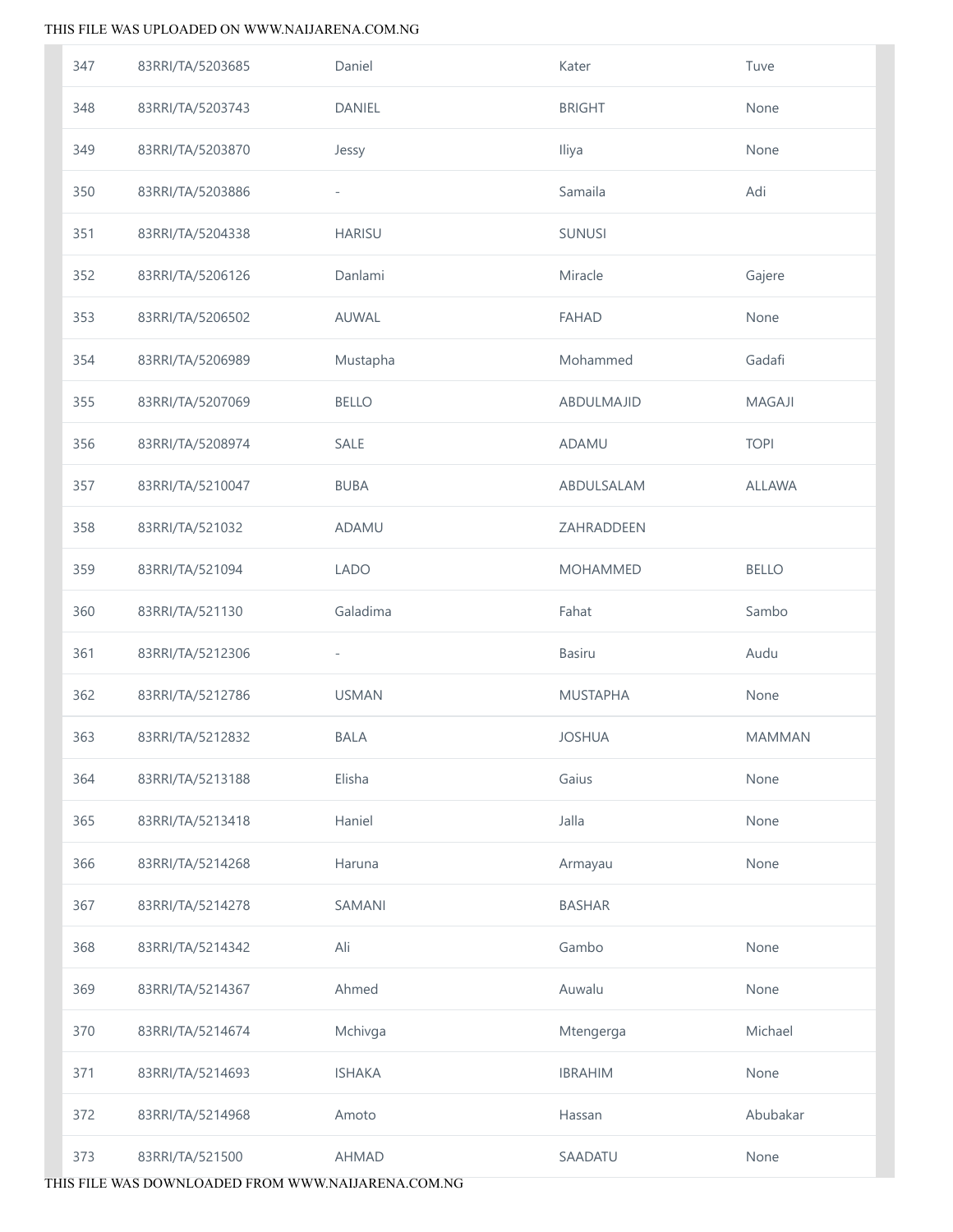| | | | | |
|---|---|---|---|---|
| 347 | 83RRI/TA/5203685 | Daniel | Kater | Tuve |
| 348 | 83RRI/TA/5203743 | DANIEL | BRIGHT | None |
| 349 | 83RRI/TA/5203870 | Jessy | Iliya | None |
| 350 | 83RRI/TA/5203886 | - | Samaila | Adi |
| 351 | 83RRI/TA/5204338 | HARISU | SUNUSI | |
| 352 | 83RRI/TA/5206126 | Danlami | Miracle | Gajere |
| 353 | 83RRI/TA/5206502 | AUWAL | FAHAD | None |
| 354 | 83RRI/TA/5206989 | Mustapha | Mohammed | Gadafi |
| 355 | 83RRI/TA/5207069 | BELLO | ABDULMAJID | MAGAJI |
| 356 | 83RRI/TA/5208974 | SALE | ADAMU | TOPI |
| 357 | 83RRI/TA/5210047 | BUBA | ABDULSALAM | ALLAWA |
| 358 | 83RRI/TA/521032 | ADAMU | ZAHRADDEEN | |
| 359 | 83RRI/TA/521094 | LADO | MOHAMMED | BELLO |
| 360 | 83RRI/TA/521130 | Galadima | Fahat | Sambo |
| 361 | 83RRI/TA/5212306 | - | Basiru | Audu |
| 362 | 83RRI/TA/5212786 | USMAN | MUSTAPHA | None |
| 363 | 83RRI/TA/5212832 | BALA | JOSHUA | MAMMAN |
| 364 | 83RRI/TA/5213188 | Elisha | Gaius | None |
| 365 | 83RRI/TA/5213418 | Haniel | Jalla | None |
| 366 | 83RRI/TA/5214268 | Haruna | Armayau | None |
| 367 | 83RRI/TA/5214278 | SAMANI | BASHAR | |
| 368 | 83RRI/TA/5214342 | Ali | Gambo | None |
| 369 | 83RRI/TA/5214367 | Ahmed | Auwalu | None |
| 370 | 83RRI/TA/5214674 | Mchivga | Mtengerga | Michael |
| 371 | 83RRI/TA/5214693 | ISHAKA | IBRAHIM | None |
| 372 | 83RRI/TA/5214968 | Amoto | Hassan | Abubakar |
| 373 | 83RRI/TA/521500 | AHMAD | SAADATU | None |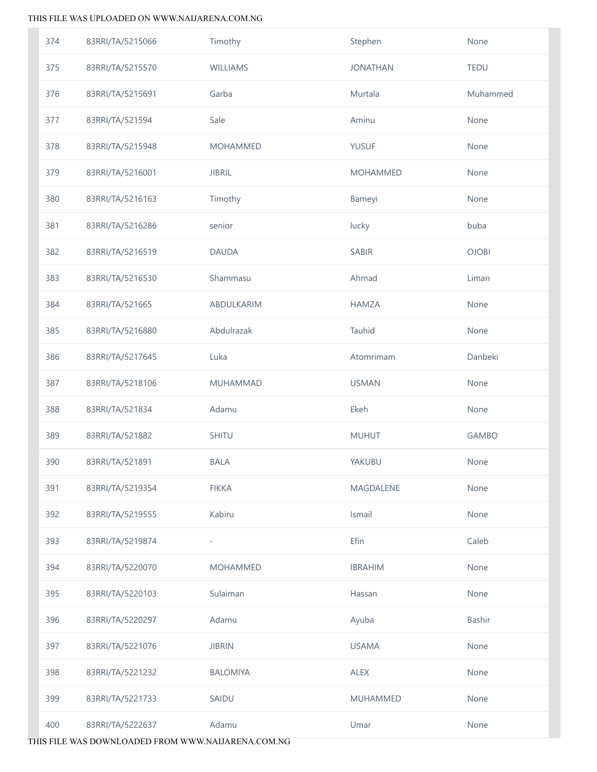| | | | | |
|---|---|---|---|---|
| 374 | 83RRI/TA/5215066 | Timothy | Stephen | None |
| 375 | 83RRI/TA/5215570 | WILLIAMS | JONATHAN | TEDU |
| 376 | 83RRI/TA/5215691 | Garba | Murtala | Muhammed |
| 377 | 83RRI/TA/521594 | Sale | Aminu | None |
| 378 | 83RRI/TA/5215948 | MOHAMMED | YUSUF | None |
| 379 | 83RRI/TA/5216001 | JIBRIL | MOHAMMED | None |
| 380 | 83RRI/TA/5216163 | Timothy | Bameyi | None |
| 381 | 83RRI/TA/5216286 | senior | lucky | buba |
| 382 | 83RRI/TA/5216519 | DAUDA | SABIR | OJOBI |
| 383 | 83RRI/TA/5216530 | Shammasu | Ahmad | Liman |
| 384 | 83RRI/TA/521665 | ABDULKARIM | HAMZA | None |
| 385 | 83RRI/TA/5216880 | Abdulrazak | Tauhid | None |
| 386 | 83RRI/TA/5217645 | Luka | Atomrimam | Danbeki |
| 387 | 83RRI/TA/5218106 | MUHAMMAD | USMAN | None |
| 388 | 83RRI/TA/521834 | Adamu | Ekeh | None |
| 389 | 83RRI/TA/521882 | SHITU | MUHUT | GAMBO |
| 390 | 83RRI/TA/521891 | BALA | YAKUBU | None |
| 391 | 83RRI/TA/5219354 | FIKKA | MAGDALENE | None |
| 392 | 83RRI/TA/5219555 | Kabiru | Ismail | None |
| 393 | 83RRI/TA/5219874 | - | Efin | Caleb |
| 394 | 83RRI/TA/5220070 | MOHAMMED | IBRAHIM | None |
| 395 | 83RRI/TA/5220103 | Sulaiman | Hassan | None |
| 396 | 83RRI/TA/5220297 | Adamu | Ayuba | Bashir |
| 397 | 83RRI/TA/5221076 | JIBRIN | USAMA | None |
| 398 | 83RRI/TA/5221232 | BALOMIYA | ALEX | None |
| 399 | 83RRI/TA/5221733 | SAIDU | MUHAMMED | None |
| 400 | 83RRI/TA/5222637 | Adamu | Umar | None |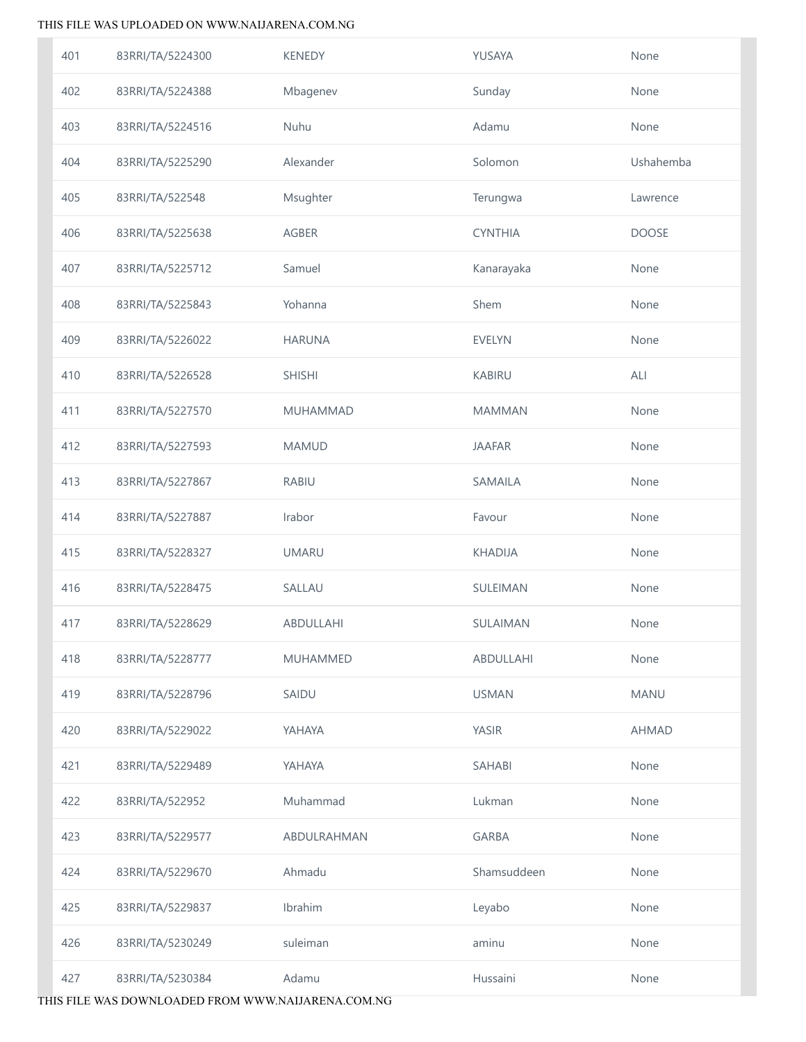| | | | | |
|---|---|---|---|---|
| 401 | 83RRI/TA/5224300 | KENEDY | YUSAYA | None |
| 402 | 83RRI/TA/5224388 | Mbagenev | Sunday | None |
| 403 | 83RRI/TA/5224516 | Nuhu | Adamu | None |
| 404 | 83RRI/TA/5225290 | Alexander | Solomon | Ushahemba |
| 405 | 83RRI/TA/522548 | Msughter | Terungwa | Lawrence |
| 406 | 83RRI/TA/5225638 | AGBER | CYNTHIA | DOOSE |
| 407 | 83RRI/TA/5225712 | Samuel | Kanarayaka | None |
| 408 | 83RRI/TA/5225843 | Yohanna | Shem | None |
| 409 | 83RRI/TA/5226022 | HARUNA | EVELYN | None |
| 410 | 83RRI/TA/5226528 | SHISHI | KABIRU | ALI |
| 411 | 83RRI/TA/5227570 | MUHAMMAD | MAMMAN | None |
| 412 | 83RRI/TA/5227593 | MAMUD | JAAFAR | None |
| 413 | 83RRI/TA/5227867 | RABIU | SAMAILA | None |
| 414 | 83RRI/TA/5227887 | Irabor | Favour | None |
| 415 | 83RRI/TA/5228327 | UMARU | KHADIJA | None |
| 416 | 83RRI/TA/5228475 | SALLAU | SULEIMAN | None |
| 417 | 83RRI/TA/5228629 | ABDULLAHI | SULAIMAN | None |
| 418 | 83RRI/TA/5228777 | MUHAMMED | ABDULLAHI | None |
| 419 | 83RRI/TA/5228796 | SAIDU | USMAN | MANU |
| 420 | 83RRI/TA/5229022 | YAHAYA | YASIR | AHMAD |
| 421 | 83RRI/TA/5229489 | YAHAYA | SAHABI | None |
| 422 | 83RRI/TA/522952 | Muhammad | Lukman | None |
| 423 | 83RRI/TA/5229577 | ABDULRAHMAN | GARBA | None |
| 424 | 83RRI/TA/5229670 | Ahmadu | Shamsuddeen | None |
| 425 | 83RRI/TA/5229837 | Ibrahim | Leyabo | None |
| 426 | 83RRI/TA/5230249 | suleiman | aminu | None |
| 427 | 83RRI/TA/5230384 | Adamu | Hussaini | None |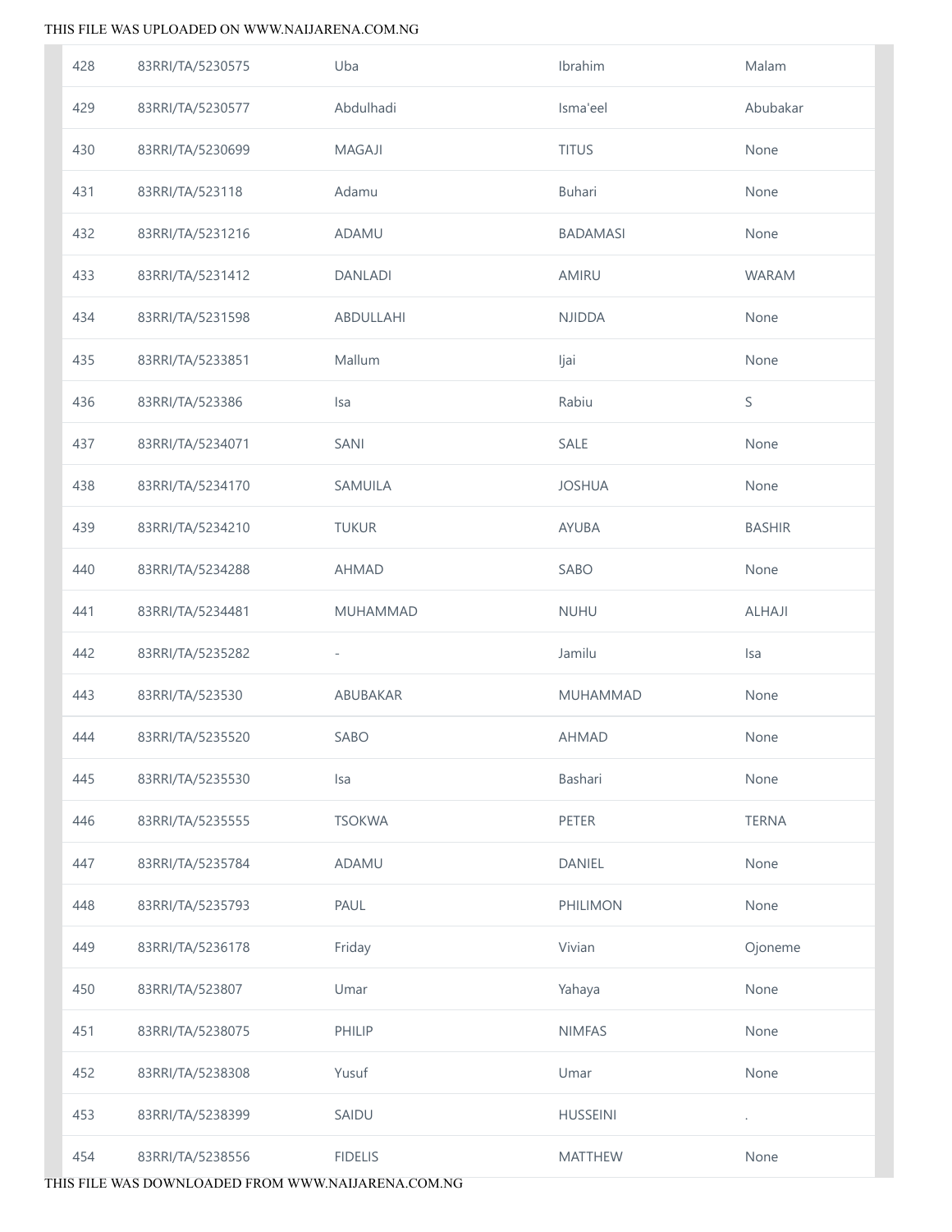| | | | | |
|---|---|---|---|---|
| 428 | 83RRI/TA/5230575 | Uba | Ibrahim | Malam |
| 429 | 83RRI/TA/5230577 | Abdulhadi | Isma'eel | Abubakar |
| 430 | 83RRI/TA/5230699 | MAGAJI | TITUS | None |
| 431 | 83RRI/TA/523118 | Adamu | Buhari | None |
| 432 | 83RRI/TA/5231216 | ADAMU | BADAMASI | None |
| 433 | 83RRI/TA/5231412 | DANLADI | AMIRU | WARAM |
| 434 | 83RRI/TA/5231598 | ABDULLAHI | NJIDDA | None |
| 435 | 83RRI/TA/5233851 | Mallum | Ijai | None |
| 436 | 83RRI/TA/523386 | Isa | Rabiu | S |
| 437 | 83RRI/TA/5234071 | SANI | SALE | None |
| 438 | 83RRI/TA/5234170 | SAMUILA | JOSHUA | None |
| 439 | 83RRI/TA/5234210 | TUKUR | AYUBA | BASHIR |
| 440 | 83RRI/TA/5234288 | AHMAD | SABO | None |
| 441 | 83RRI/TA/5234481 | MUHAMMAD | NUHU | ALHAJI |
| 442 | 83RRI/TA/5235282 | - | Jamilu | Isa |
| 443 | 83RRI/TA/523530 | ABUBAKAR | MUHAMMAD | None |
| 444 | 83RRI/TA/5235520 | SABO | AHMAD | None |
| 445 | 83RRI/TA/5235530 | Isa | Bashari | None |
| 446 | 83RRI/TA/5235555 | TSOKWA | PETER | TERNA |
| 447 | 83RRI/TA/5235784 | ADAMU | DANIEL | None |
| 448 | 83RRI/TA/5235793 | PAUL | PHILIMON | None |
| 449 | 83RRI/TA/5236178 | Friday | Vivian | Ojoneme |
| 450 | 83RRI/TA/523807 | Umar | Yahaya | None |
| 451 | 83RRI/TA/5238075 | PHILIP | NIMFAS | None |
| 452 | 83RRI/TA/5238308 | Yusuf | Umar | None |
| 453 | 83RRI/TA/5238399 | SAIDU | HUSSEINI | . |
| 454 | 83RRI/TA/5238556 | FIDELIS | MATTHEW | None |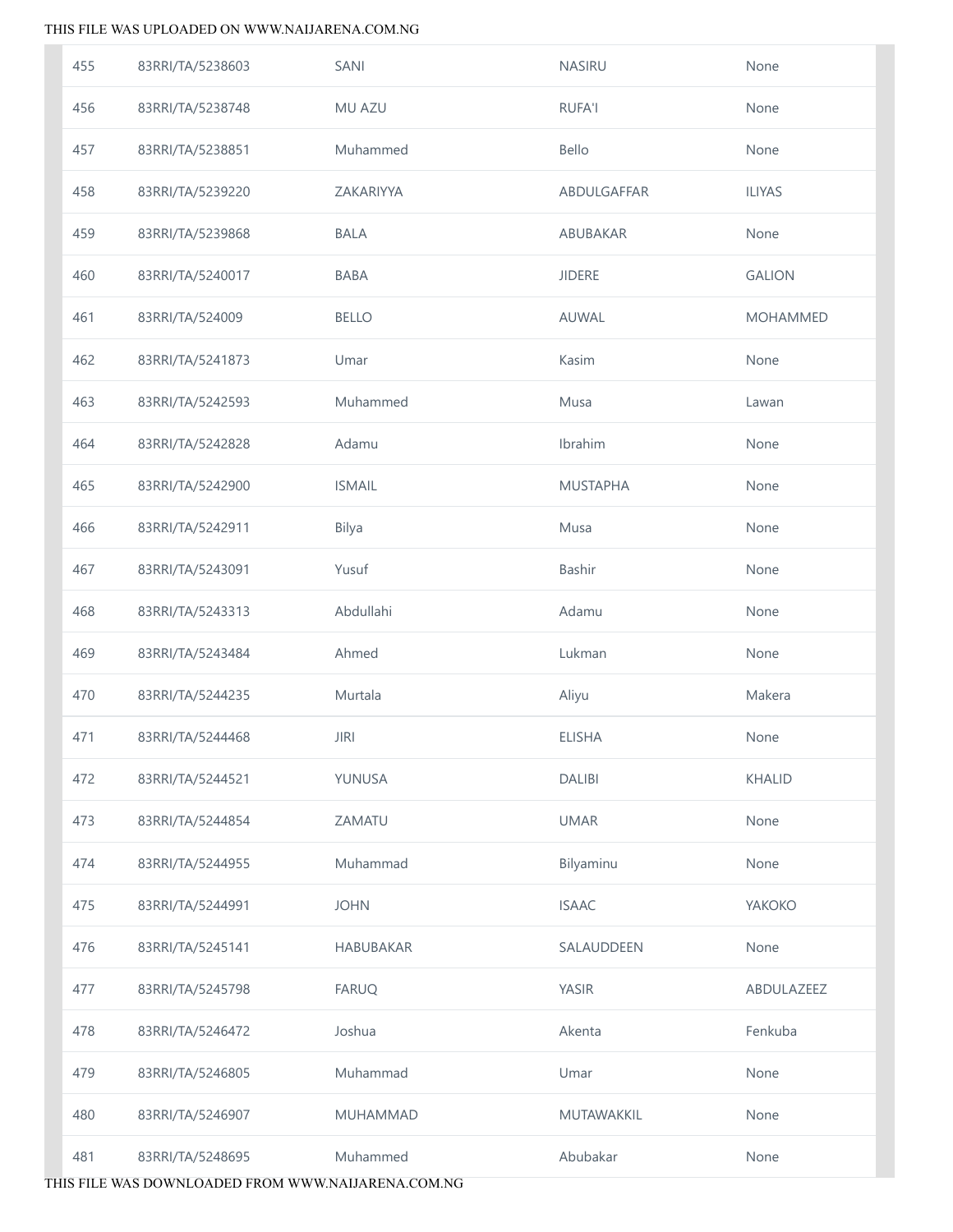| 455 | 83RRI/TA/5238603 | SANI | NASIRU | None |
|---|---|---|---|---|
| 456 | 83RRI/TA/5238748 | MU AZU | RUFA'I | None |
| 457 | 83RRI/TA/5238851 | Muhammed | Bello | None |
| 458 | 83RRI/TA/5239220 | ZAKARIYYA | ABDULGAFFAR | ILIYAS |
| 459 | 83RRI/TA/5239868 | BALA | ABUBAKAR | None |
| 460 | 83RRI/TA/5240017 | BABA | JIDERE | GALION |
| 461 | 83RRI/TA/524009 | BELLO | AUWAL | MOHAMMED |
| 462 | 83RRI/TA/5241873 | Umar | Kasim | None |
| 463 | 83RRI/TA/5242593 | Muhammed | Musa | Lawan |
| 464 | 83RRI/TA/5242828 | Adamu | Ibrahim | None |
| 465 | 83RRI/TA/5242900 | ISMAIL | MUSTAPHA | None |
| 466 | 83RRI/TA/5242911 | Bilya | Musa | None |
| 467 | 83RRI/TA/5243091 | Yusuf | Bashir | None |
| 468 | 83RRI/TA/5243313 | Abdullahi | Adamu | None |
| 469 | 83RRI/TA/5243484 | Ahmed | Lukman | None |
| 470 | 83RRI/TA/5244235 | Murtala | Aliyu | Makera |
| 471 | 83RRI/TA/5244468 | JIRI | ELISHA | None |
| 472 | 83RRI/TA/5244521 | YUNUSA | DALIBI | KHALID |
| 473 | 83RRI/TA/5244854 | ZAMATU | UMAR | None |
| 474 | 83RRI/TA/5244955 | Muhammad | Bilyaminu | None |
| 475 | 83RRI/TA/5244991 | JOHN | ISAAC | YAKOKO |
| 476 | 83RRI/TA/5245141 | HABUBAKAR | SALAUDDEEN | None |
| 477 | 83RRI/TA/5245798 | FARUQ | YASIR | ABDULAZEEZ |
| 478 | 83RRI/TA/5246472 | Joshua | Akenta | Fenkuba |
| 479 | 83RRI/TA/5246805 | Muhammad | Umar | None |
| 480 | 83RRI/TA/5246907 | MUHAMMAD | MUTAWAKKIL | None |
| 481 | 83RRI/TA/5248695 | Muhammed | Abubakar | None |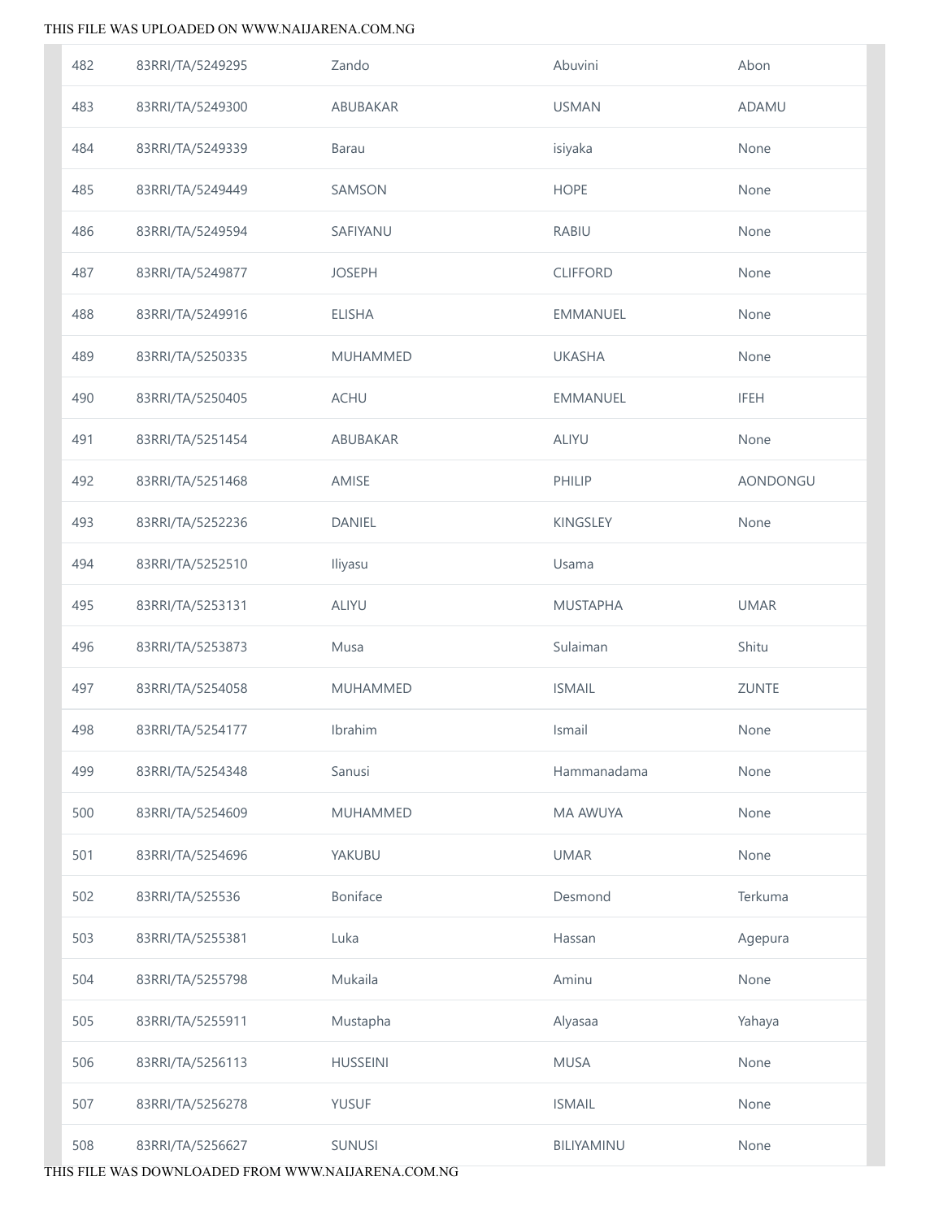| | | | | |
|---|---|---|---|---|
| 482 | 83RRI/TA/5249295 | Zando | Abuvini | Abon |
| 483 | 83RRI/TA/5249300 | ABUBAKAR | USMAN | ADAMU |
| 484 | 83RRI/TA/5249339 | Barau | isiyaka | None |
| 485 | 83RRI/TA/5249449 | SAMSON | HOPE | None |
| 486 | 83RRI/TA/5249594 | SAFIYANU | RABIU | None |
| 487 | 83RRI/TA/5249877 | JOSEPH | CLIFFORD | None |
| 488 | 83RRI/TA/5249916 | ELISHA | EMMANUEL | None |
| 489 | 83RRI/TA/5250335 | MUHAMMED | UKASHA | None |
| 490 | 83RRI/TA/5250405 | ACHU | EMMANUEL | IFEH |
| 491 | 83RRI/TA/5251454 | ABUBAKAR | ALIYU | None |
| 492 | 83RRI/TA/5251468 | AMISE | PHILIP | AONDONGU |
| 493 | 83RRI/TA/5252236 | DANIEL | KINGSLEY | None |
| 494 | 83RRI/TA/5252510 | Iliyasu | Usama | |
| 495 | 83RRI/TA/5253131 | ALIYU | MUSTAPHA | UMAR |
| 496 | 83RRI/TA/5253873 | Musa | Sulaiman | Shitu |
| 497 | 83RRI/TA/5254058 | MUHAMMED | ISMAIL | ZUNTE |
| 498 | 83RRI/TA/5254177 | Ibrahim | Ismail | None |
| 499 | 83RRI/TA/5254348 | Sanusi | Hammanadama | None |
| 500 | 83RRI/TA/5254609 | MUHAMMED | MA AWUYA | None |
| 501 | 83RRI/TA/5254696 | YAKUBU | UMAR | None |
| 502 | 83RRI/TA/525536 | Boniface | Desmond | Terkuma |
| 503 | 83RRI/TA/5255381 | Luka | Hassan | Agepura |
| 504 | 83RRI/TA/5255798 | Mukaila | Aminu | None |
| 505 | 83RRI/TA/5255911 | Mustapha | Alyasaa | Yahaya |
| 506 | 83RRI/TA/5256113 | HUSSEINI | MUSA | None |
| 507 | 83RRI/TA/5256278 | YUSUF | ISMAIL | None |
| 508 | 83RRI/TA/5256627 | SUNUSI | BILIYAMINU | None |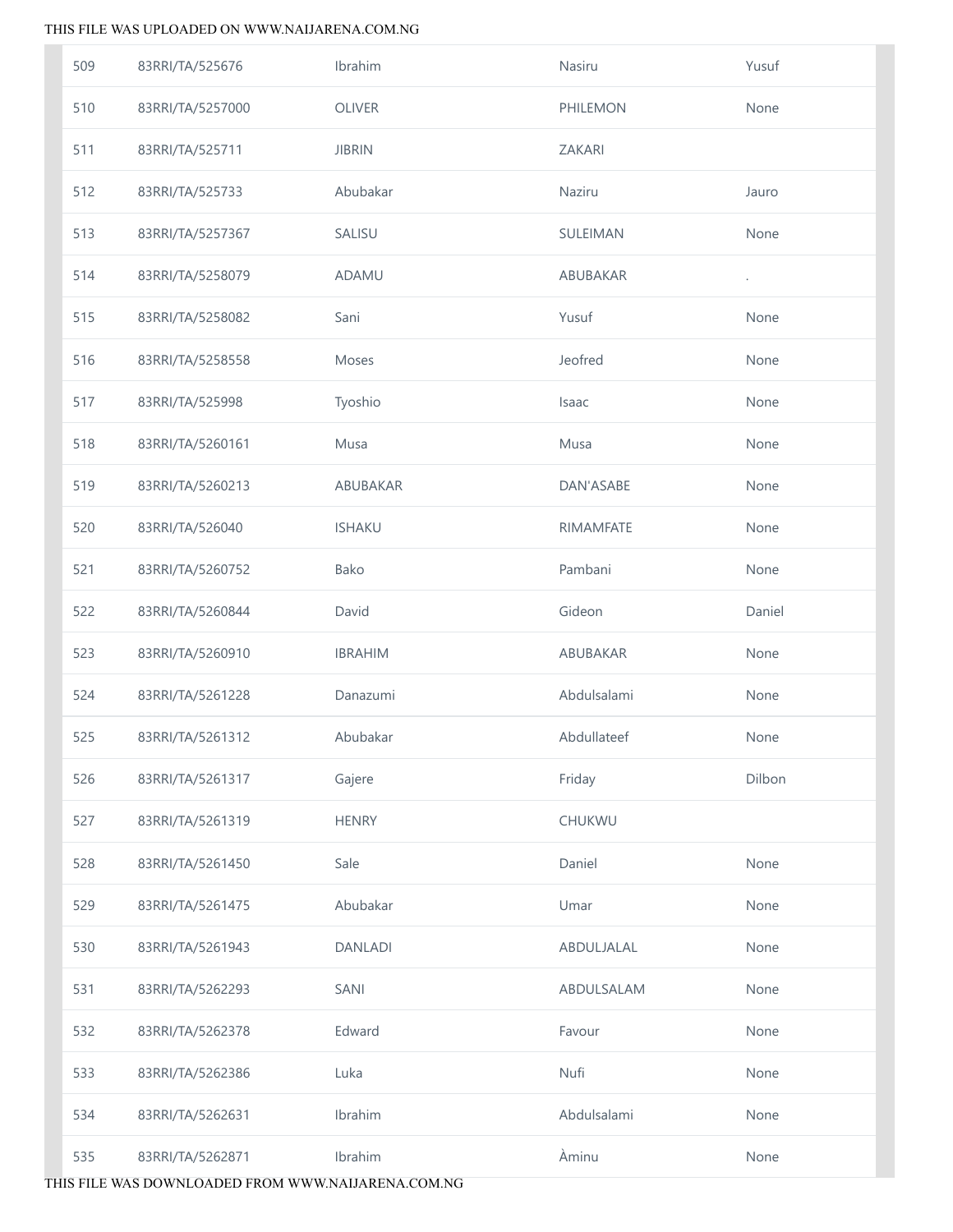| 509 | 83RRI/TA/525676 | Ibrahim | Nasiru | Yusuf |
|---|---|---|---|---|
| 510 | 83RRI/TA/5257000 | OLIVER | PHILEMON | None |
| 511 | 83RRI/TA/525711 | JIBRIN | ZAKARI | |
| 512 | 83RRI/TA/525733 | Abubakar | Naziru | Jauro |
| 513 | 83RRI/TA/5257367 | SALISU | SULEIMAN | None |
| 514 | 83RRI/TA/5258079 | ADAMU | ABUBAKAR | . |
| 515 | 83RRI/TA/5258082 | Sani | Yusuf | None |
| 516 | 83RRI/TA/5258558 | Moses | Jeofred | None |
| 517 | 83RRI/TA/525998 | Tyoshio | Isaac | None |
| 518 | 83RRI/TA/5260161 | Musa | Musa | None |
| 519 | 83RRI/TA/5260213 | ABUBAKAR | DAN'ASABE | None |
| 520 | 83RRI/TA/526040 | ISHAKU | RIMAMFATE | None |
| 521 | 83RRI/TA/5260752 | Bako | Pambani | None |
| 522 | 83RRI/TA/5260844 | David | Gideon | Daniel |
| 523 | 83RRI/TA/5260910 | IBRAHIM | ABUBAKAR | None |
| 524 | 83RRI/TA/5261228 | Danazumi | Abdulsalami | None |
| 525 | 83RRI/TA/5261312 | Abubakar | Abdullateef | None |
| 526 | 83RRI/TA/5261317 | Gajere | Friday | Dilbon |
| 527 | 83RRI/TA/5261319 | HENRY | CHUKWU | |
| 528 | 83RRI/TA/5261450 | Sale | Daniel | None |
| 529 | 83RRI/TA/5261475 | Abubakar | Umar | None |
| 530 | 83RRI/TA/5261943 | DANLADI | ABDULJALAL | None |
| 531 | 83RRI/TA/5262293 | SANI | ABDULSALAM | None |
| 532 | 83RRI/TA/5262378 | Edward | Favour | None |
| 533 | 83RRI/TA/5262386 | Luka | Nufi | None |
| 534 | 83RRI/TA/5262631 | Ibrahim | Abdulsalami | None |
| 535 | 83RRI/TA/5262871 | Ibrahim | Àminu | None |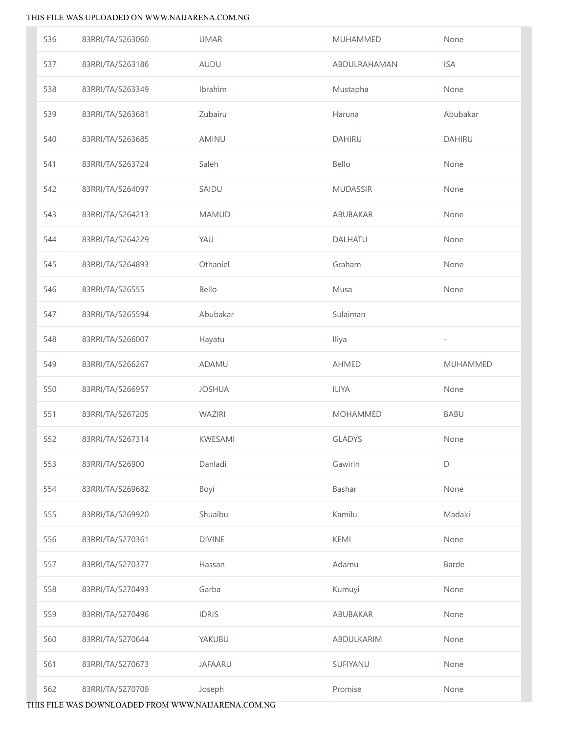| | | | | |
|---|---|---|---|---|
| 536 | 83RRI/TA/5263060 | UMAR | MUHAMMED | None |
| 537 | 83RRI/TA/5263186 | AUDU | ABDULRAHAMAN | ISA |
| 538 | 83RRI/TA/5263349 | Ibrahim | Mustapha | None |
| 539 | 83RRI/TA/5263681 | Zubairu | Haruna | Abubakar |
| 540 | 83RRI/TA/5263685 | AMINU | DAHIRU | DAHIRU |
| 541 | 83RRI/TA/5263724 | Saleh | Bello | None |
| 542 | 83RRI/TA/5264097 | SAIDU | MUDASSIR | None |
| 543 | 83RRI/TA/5264213 | MAMUD | ABUBAKAR | None |
| 544 | 83RRI/TA/5264229 | YAU | DALHATU | None |
| 545 | 83RRI/TA/5264893 | Othaniel | Graham | None |
| 546 | 83RRI/TA/526555 | Bello | Musa | None |
| 547 | 83RRI/TA/5265594 | Abubakar | Sulaiman | |
| 548 | 83RRI/TA/5266007 | Hayatu | Iliya | - |
| 549 | 83RRI/TA/5266267 | ADAMU | AHMED | MUHAMMED |
| 550 | 83RRI/TA/5266957 | JOSHUA | ILIYA | None |
| 551 | 83RRI/TA/5267205 | WAZIRI | MOHAMMED | BABU |
| 552 | 83RRI/TA/5267314 | KWESAMI | GLADYS | None |
| 553 | 83RRI/TA/526900 | Danladi | Gawirin | D |
| 554 | 83RRI/TA/5269682 | Boyi | Bashar | None |
| 555 | 83RRI/TA/5269920 | Shuaibu | Kamilu | Madaki |
| 556 | 83RRI/TA/5270361 | DIVINE | KEMI | None |
| 557 | 83RRI/TA/5270377 | Hassan | Adamu | Barde |
| 558 | 83RRI/TA/5270493 | Garba | Kumuyi | None |
| 559 | 83RRI/TA/5270496 | IDRIS | ABUBAKAR | None |
| 560 | 83RRI/TA/5270644 | YAKUBU | ABDULKARIM | None |
| 561 | 83RRI/TA/5270673 | JAFAARU | SUFIYANU | None |
| 562 | 83RRI/TA/5270709 | Joseph | Promise | None |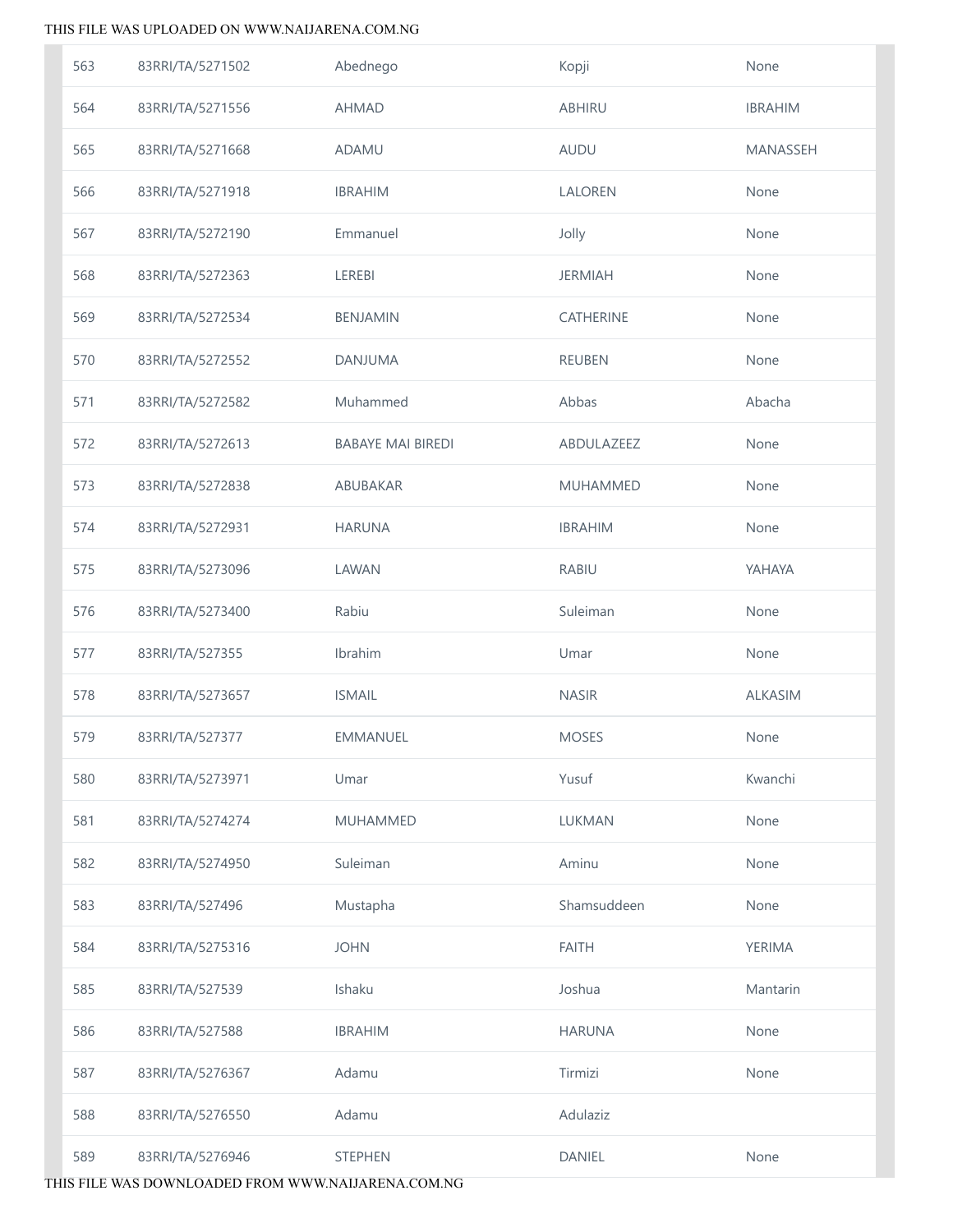| 563 | 83RRI/TA/5271502 | Abednego | Kopji | None |
|---|---|---|---|---|
| 564 | 83RRI/TA/5271556 | AHMAD | ABHIRU | IBRAHIM |
| 565 | 83RRI/TA/5271668 | ADAMU | AUDU | MANASSEH |
| 566 | 83RRI/TA/5271918 | IBRAHIM | LALOREN | None |
| 567 | 83RRI/TA/5272190 | Emmanuel | Jolly | None |
| 568 | 83RRI/TA/5272363 | LEREBI | JERMIAH | None |
| 569 | 83RRI/TA/5272534 | BENJAMIN | CATHERINE | None |
| 570 | 83RRI/TA/5272552 | DANJUMA | REUBEN | None |
| 571 | 83RRI/TA/5272582 | Muhammed | Abbas | Abacha |
| 572 | 83RRI/TA/5272613 | BABAYE MAI BIREDI | ABDULAZEEZ | None |
| 573 | 83RRI/TA/5272838 | ABUBAKAR | MUHAMMED | None |
| 574 | 83RRI/TA/5272931 | HARUNA | IBRAHIM | None |
| 575 | 83RRI/TA/5273096 | LAWAN | RABIU | YAHAYA |
| 576 | 83RRI/TA/5273400 | Rabiu | Suleiman | None |
| 577 | 83RRI/TA/527355 | Ibrahim | Umar | None |
| 578 | 83RRI/TA/5273657 | ISMAIL | NASIR | ALKASIM |
| 579 | 83RRI/TA/527377 | EMMANUEL | MOSES | None |
| 580 | 83RRI/TA/5273971 | Umar | Yusuf | Kwanchi |
| 581 | 83RRI/TA/5274274 | MUHAMMED | LUKMAN | None |
| 582 | 83RRI/TA/5274950 | Suleiman | Aminu | None |
| 583 | 83RRI/TA/527496 | Mustapha | Shamsuddeen | None |
| 584 | 83RRI/TA/5275316 | JOHN | FAITH | YERIMA |
| 585 | 83RRI/TA/527539 | Ishaku | Joshua | Mantarin |
| 586 | 83RRI/TA/527588 | IBRAHIM | HARUNA | None |
| 587 | 83RRI/TA/5276367 | Adamu | Tirmizi | None |
| 588 | 83RRI/TA/5276550 | Adamu | Adulaziz | |
| 589 | 83RRI/TA/5276946 | STEPHEN | DANIEL | None |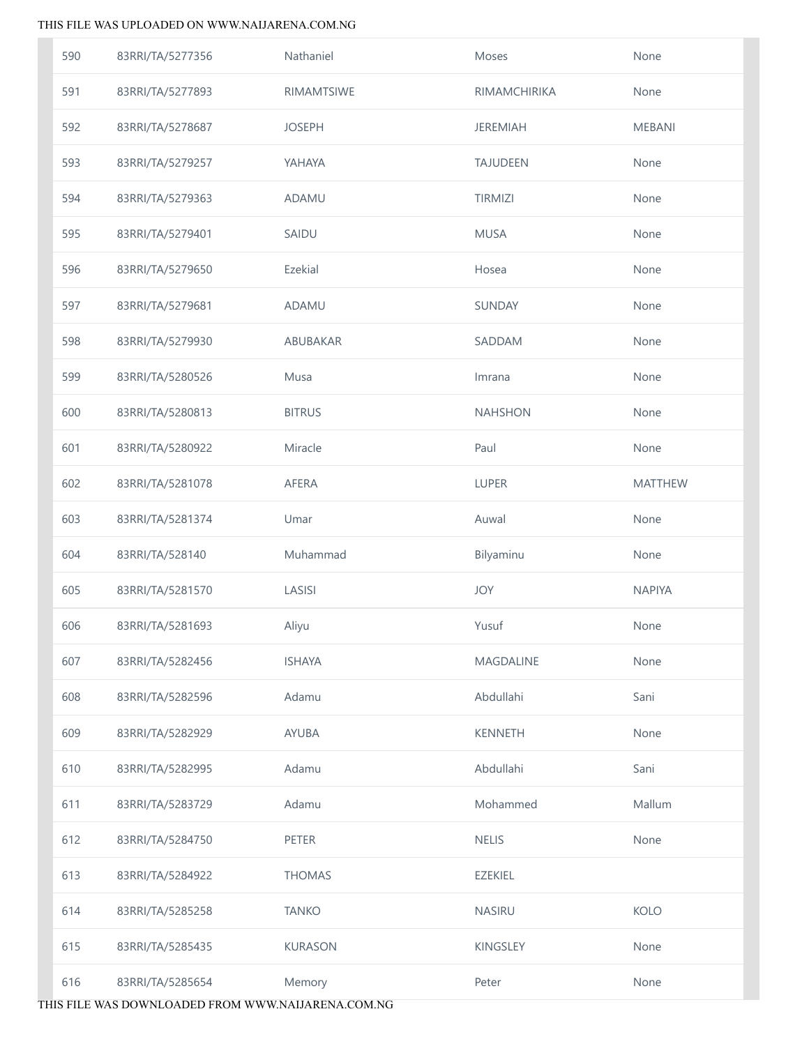| | | | | |
|---|---|---|---|---|
| 590 | 83RRI/TA/5277356 | Nathaniel | Moses | None |
| 591 | 83RRI/TA/5277893 | RIMAMTSIWE | RIMAMCHIRIKA | None |
| 592 | 83RRI/TA/5278687 | JOSEPH | JEREMIAH | MEBANI |
| 593 | 83RRI/TA/5279257 | YAHAYA | TAJUDEEN | None |
| 594 | 83RRI/TA/5279363 | ADAMU | TIRMIZI | None |
| 595 | 83RRI/TA/5279401 | SAIDU | MUSA | None |
| 596 | 83RRI/TA/5279650 | Ezekial | Hosea | None |
| 597 | 83RRI/TA/5279681 | ADAMU | SUNDAY | None |
| 598 | 83RRI/TA/5279930 | ABUBAKAR | SADDAM | None |
| 599 | 83RRI/TA/5280526 | Musa | Imrana | None |
| 600 | 83RRI/TA/5280813 | BITRUS | NAHSHON | None |
| 601 | 83RRI/TA/5280922 | Miracle | Paul | None |
| 602 | 83RRI/TA/5281078 | AFERA | LUPER | MATTHEW |
| 603 | 83RRI/TA/5281374 | Umar | Auwal | None |
| 604 | 83RRI/TA/528140 | Muhammad | Bilyaminu | None |
| 605 | 83RRI/TA/5281570 | LASISI | JOY | NAPIYA |
| 606 | 83RRI/TA/5281693 | Aliyu | Yusuf | None |
| 607 | 83RRI/TA/5282456 | ISHAYA | MAGDALINE | None |
| 608 | 83RRI/TA/5282596 | Adamu | Abdullahi | Sani |
| 609 | 83RRI/TA/5282929 | AYUBA | KENNETH | None |
| 610 | 83RRI/TA/5282995 | Adamu | Abdullahi | Sani |
| 611 | 83RRI/TA/5283729 | Adamu | Mohammed | Mallum |
| 612 | 83RRI/TA/5284750 | PETER | NELIS | None |
| 613 | 83RRI/TA/5284922 | THOMAS | EZEKIEL | |
| 614 | 83RRI/TA/5285258 | TANKO | NASIRU | KOLO |
| 615 | 83RRI/TA/5285435 | KURASON | KINGSLEY | None |
| 616 | 83RRI/TA/5285654 | Memory | Peter | None |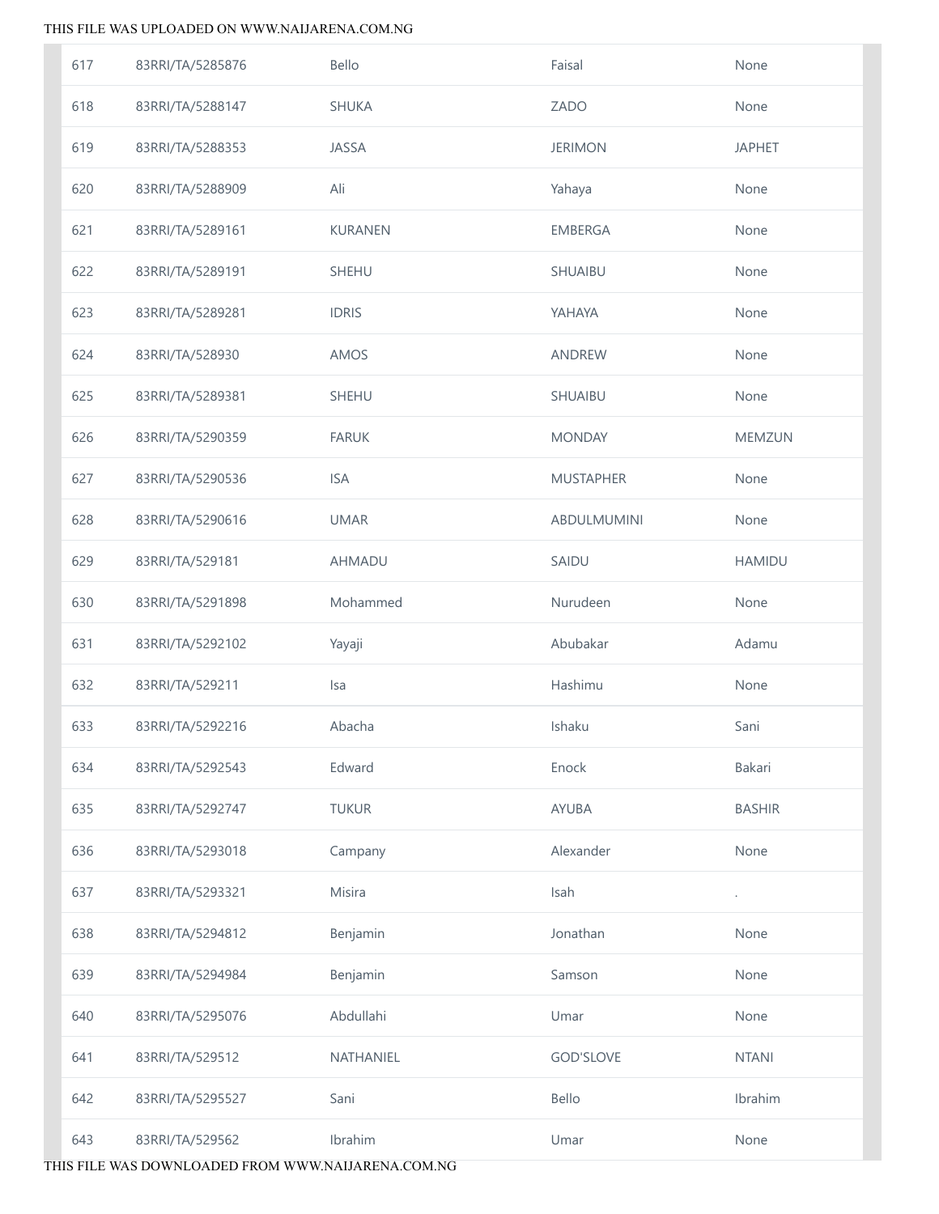| | | | | |
|---|---|---|---|---|
| 617 | 83RRI/TA/5285876 | Bello | Faisal | None |
| 618 | 83RRI/TA/5288147 | SHUKA | ZADO | None |
| 619 | 83RRI/TA/5288353 | JASSA | JERIMON | JAPHET |
| 620 | 83RRI/TA/5288909 | Ali | Yahaya | None |
| 621 | 83RRI/TA/5289161 | KURANEN | EMBERGA | None |
| 622 | 83RRI/TA/5289191 | SHEHU | SHUAIBU | None |
| 623 | 83RRI/TA/5289281 | IDRIS | YAHAYA | None |
| 624 | 83RRI/TA/528930 | AMOS | ANDREW | None |
| 625 | 83RRI/TA/5289381 | SHEHU | SHUAIBU | None |
| 626 | 83RRI/TA/5290359 | FARUK | MONDAY | MEMZUN |
| 627 | 83RRI/TA/5290536 | ISA | MUSTAPHER | None |
| 628 | 83RRI/TA/5290616 | UMAR | ABDULMUMINI | None |
| 629 | 83RRI/TA/529181 | AHMADU | SAIDU | HAMIDU |
| 630 | 83RRI/TA/5291898 | Mohammed | Nurudeen | None |
| 631 | 83RRI/TA/5292102 | Yayaji | Abubakar | Adamu |
| 632 | 83RRI/TA/529211 | Isa | Hashimu | None |
| 633 | 83RRI/TA/5292216 | Abacha | Ishaku | Sani |
| 634 | 83RRI/TA/5292543 | Edward | Enock | Bakari |
| 635 | 83RRI/TA/5292747 | TUKUR | AYUBA | BASHIR |
| 636 | 83RRI/TA/5293018 | Campany | Alexander | None |
| 637 | 83RRI/TA/5293321 | Misira | Isah | . |
| 638 | 83RRI/TA/5294812 | Benjamin | Jonathan | None |
| 639 | 83RRI/TA/5294984 | Benjamin | Samson | None |
| 640 | 83RRI/TA/5295076 | Abdullahi | Umar | None |
| 641 | 83RRI/TA/529512 | NATHANIEL | GOD'SLOVE | NTANI |
| 642 | 83RRI/TA/5295527 | Sani | Bello | Ibrahim |
| 643 | 83RRI/TA/529562 | Ibrahim | Umar | None |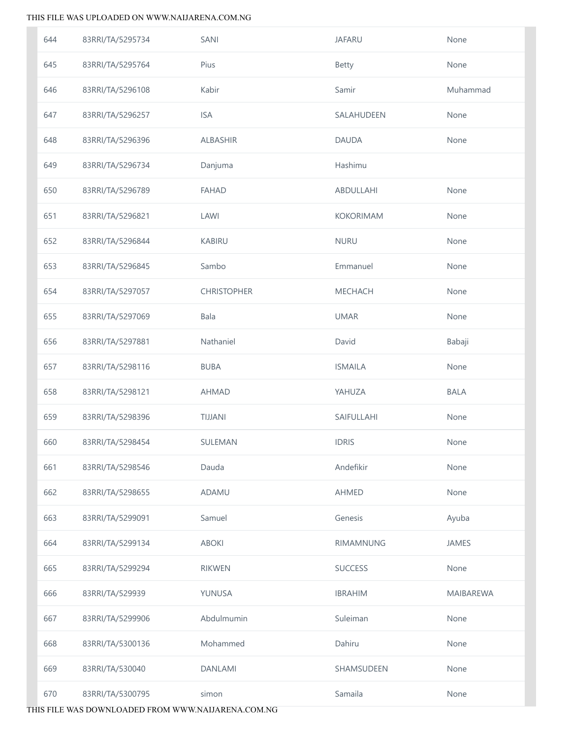| | | | | |
|---|---|---|---|---|
| 644 | 83RRI/TA/5295734 | SANI | JAFARU | None |
| 645 | 83RRI/TA/5295764 | Pius | Betty | None |
| 646 | 83RRI/TA/5296108 | Kabir | Samir | Muhammad |
| 647 | 83RRI/TA/5296257 | ISA | SALAHUDEEN | None |
| 648 | 83RRI/TA/5296396 | ALBASHIR | DAUDA | None |
| 649 | 83RRI/TA/5296734 | Danjuma | Hashimu | |
| 650 | 83RRI/TA/5296789 | FAHAD | ABDULLAHI | None |
| 651 | 83RRI/TA/5296821 | LAWI | KOKORIMAM | None |
| 652 | 83RRI/TA/5296844 | KABIRU | NURU | None |
| 653 | 83RRI/TA/5296845 | Sambo | Emmanuel | None |
| 654 | 83RRI/TA/5297057 | CHRISTOPHER | MECHACH | None |
| 655 | 83RRI/TA/5297069 | Bala | UMAR | None |
| 656 | 83RRI/TA/5297881 | Nathaniel | David | Babaji |
| 657 | 83RRI/TA/5298116 | BUBA | ISMAILA | None |
| 658 | 83RRI/TA/5298121 | AHMAD | YAHUZA | BALA |
| 659 | 83RRI/TA/5298396 | TIJJANI | SAIFULLAHI | None |
| 660 | 83RRI/TA/5298454 | SULEMAN | IDRIS | None |
| 661 | 83RRI/TA/5298546 | Dauda | Andefikir | None |
| 662 | 83RRI/TA/5298655 | ADAMU | AHMED | None |
| 663 | 83RRI/TA/5299091 | Samuel | Genesis | Ayuba |
| 664 | 83RRI/TA/5299134 | ABOKI | RIMAMNUNG | JAMES |
| 665 | 83RRI/TA/5299294 | RIKWEN | SUCCESS | None |
| 666 | 83RRI/TA/529939 | YUNUSA | IBRAHIM | MAIBAREWA |
| 667 | 83RRI/TA/5299906 | Abdulmumin | Suleiman | None |
| 668 | 83RRI/TA/5300136 | Mohammed | Dahiru | None |
| 669 | 83RRI/TA/530040 | DANLAMI | SHAMSUDEEN | None |
| 670 | 83RRI/TA/5300795 | simon | Samaila | None |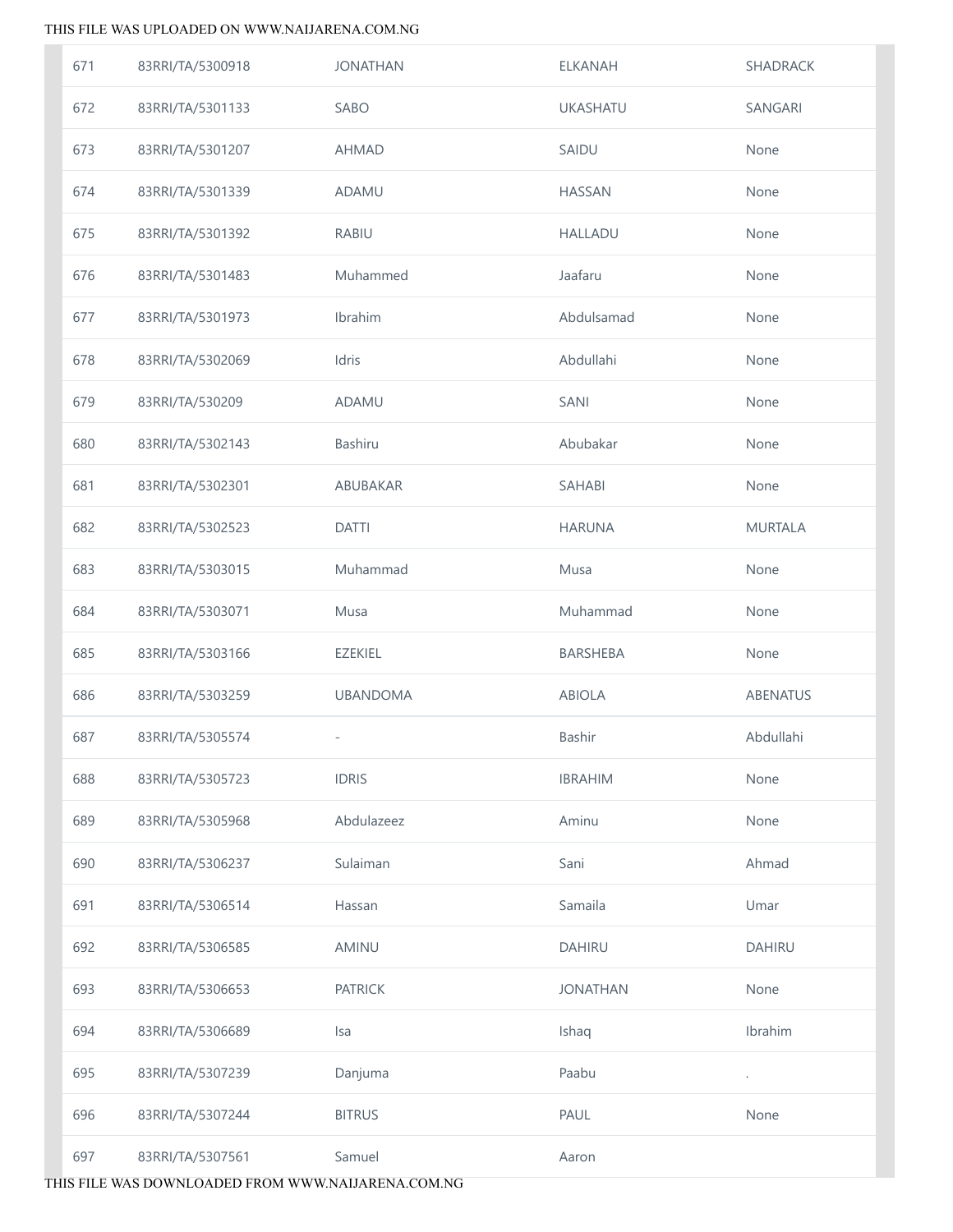| | | | | |
|---|---|---|---|---|
| 671 | 83RRI/TA/5300918 | JONATHAN | ELKANAH | SHADRACK |
| 672 | 83RRI/TA/5301133 | SABO | UKASHATU | SANGARI |
| 673 | 83RRI/TA/5301207 | AHMAD | SAIDU | None |
| 674 | 83RRI/TA/5301339 | ADAMU | HASSAN | None |
| 675 | 83RRI/TA/5301392 | RABIU | HALLADU | None |
| 676 | 83RRI/TA/5301483 | Muhammed | Jaafaru | None |
| 677 | 83RRI/TA/5301973 | Ibrahim | Abdulsamad | None |
| 678 | 83RRI/TA/5302069 | Idris | Abdullahi | None |
| 679 | 83RRI/TA/530209 | ADAMU | SANI | None |
| 680 | 83RRI/TA/5302143 | Bashiru | Abubakar | None |
| 681 | 83RRI/TA/5302301 | ABUBAKAR | SAHABI | None |
| 682 | 83RRI/TA/5302523 | DATTI | HARUNA | MURTALA |
| 683 | 83RRI/TA/5303015 | Muhammad | Musa | None |
| 684 | 83RRI/TA/5303071 | Musa | Muhammad | None |
| 685 | 83RRI/TA/5303166 | EZEKIEL | BARSHEBA | None |
| 686 | 83RRI/TA/5303259 | UBANDOMA | ABIOLA | ABENATUS |
| 687 | 83RRI/TA/5305574 | - | Bashir | Abdullahi |
| 688 | 83RRI/TA/5305723 | IDRIS | IBRAHIM | None |
| 689 | 83RRI/TA/5305968 | Abdulazeez | Aminu | None |
| 690 | 83RRI/TA/5306237 | Sulaiman | Sani | Ahmad |
| 691 | 83RRI/TA/5306514 | Hassan | Samaila | Umar |
| 692 | 83RRI/TA/5306585 | AMINU | DAHIRU | DAHIRU |
| 693 | 83RRI/TA/5306653 | PATRICK | JONATHAN | None |
| 694 | 83RRI/TA/5306689 | Isa | Ishaq | Ibrahim |
| 695 | 83RRI/TA/5307239 | Danjuma | Paabu | . |
| 696 | 83RRI/TA/5307244 | BITRUS | PAUL | None |
| 697 | 83RRI/TA/5307561 | Samuel | Aaron | |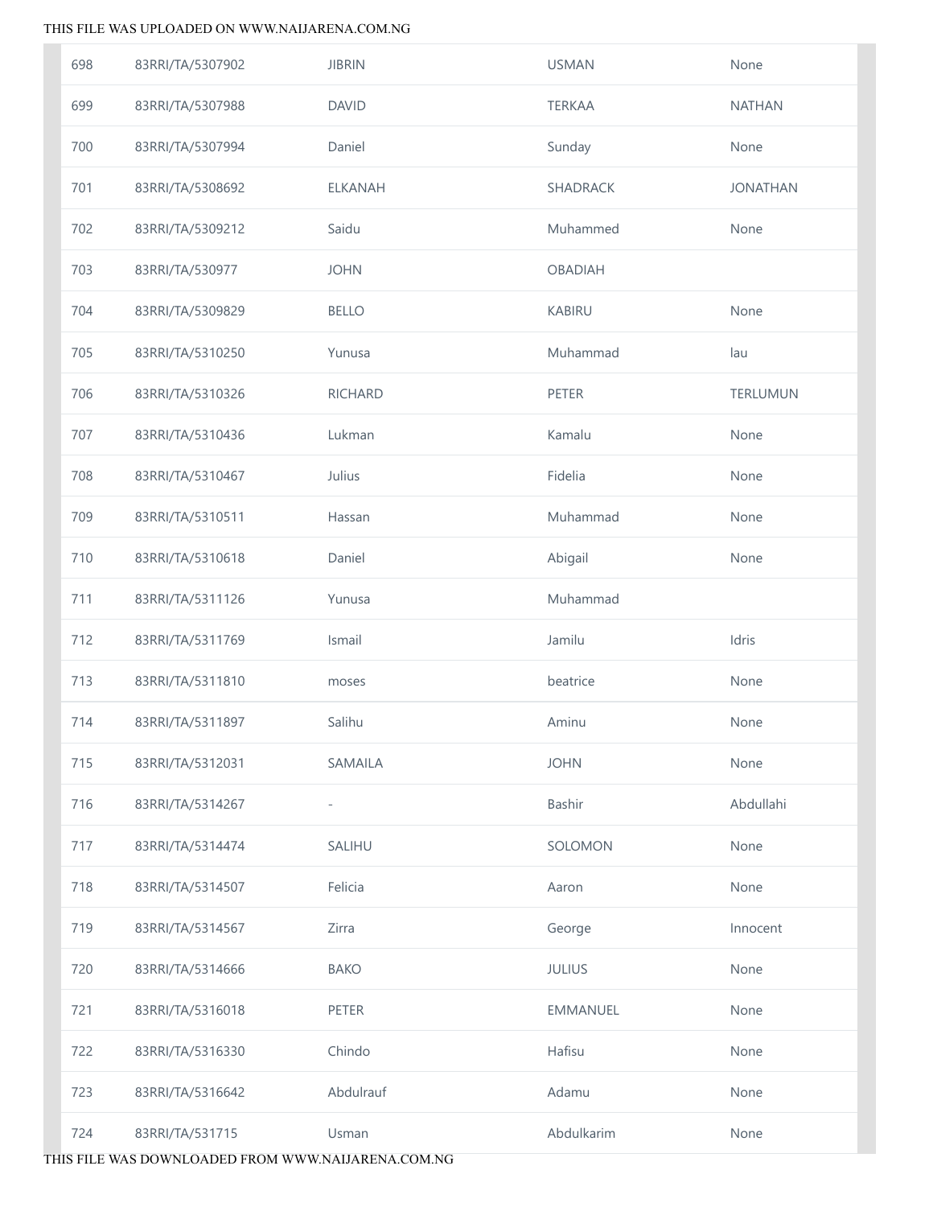| 698 | 83RRI/TA/5307902 | JIBRIN | USMAN | None |
|---|---|---|---|---|
| 699 | 83RRI/TA/5307988 | DAVID | TERKAA | NATHAN |
| 700 | 83RRI/TA/5307994 | Daniel | Sunday | None |
| 701 | 83RRI/TA/5308692 | ELKANAH | SHADRACK | JONATHAN |
| 702 | 83RRI/TA/5309212 | Saidu | Muhammed | None |
| 703 | 83RRI/TA/530977 | JOHN | OBADIAH | |
| 704 | 83RRI/TA/5309829 | BELLO | KABIRU | None |
| 705 | 83RRI/TA/5310250 | Yunusa | Muhammad | lau |
| 706 | 83RRI/TA/5310326 | RICHARD | PETER | TERLUMUN |
| 707 | 83RRI/TA/5310436 | Lukman | Kamalu | None |
| 708 | 83RRI/TA/5310467 | Julius | Fidelia | None |
| 709 | 83RRI/TA/5310511 | Hassan | Muhammad | None |
| 710 | 83RRI/TA/5310618 | Daniel | Abigail | None |
| 711 | 83RRI/TA/5311126 | Yunusa | Muhammad | |
| 712 | 83RRI/TA/5311769 | Ismail | Jamilu | Idris |
| 713 | 83RRI/TA/5311810 | moses | beatrice | None |
| 714 | 83RRI/TA/5311897 | Salihu | Aminu | None |
| 715 | 83RRI/TA/5312031 | SAMAILA | JOHN | None |
| 716 | 83RRI/TA/5314267 | - | Bashir | Abdullahi |
| 717 | 83RRI/TA/5314474 | SALIHU | SOLOMON | None |
| 718 | 83RRI/TA/5314507 | Felicia | Aaron | None |
| 719 | 83RRI/TA/5314567 | Zirra | George | Innocent |
| 720 | 83RRI/TA/5314666 | BAKO | JULIUS | None |
| 721 | 83RRI/TA/5316018 | PETER | EMMANUEL | None |
| 722 | 83RRI/TA/5316330 | Chindo | Hafisu | None |
| 723 | 83RRI/TA/5316642 | Abdulrauf | Adamu | None |
| 724 | 83RRI/TA/531715 | Usman | Abdulkarim | None |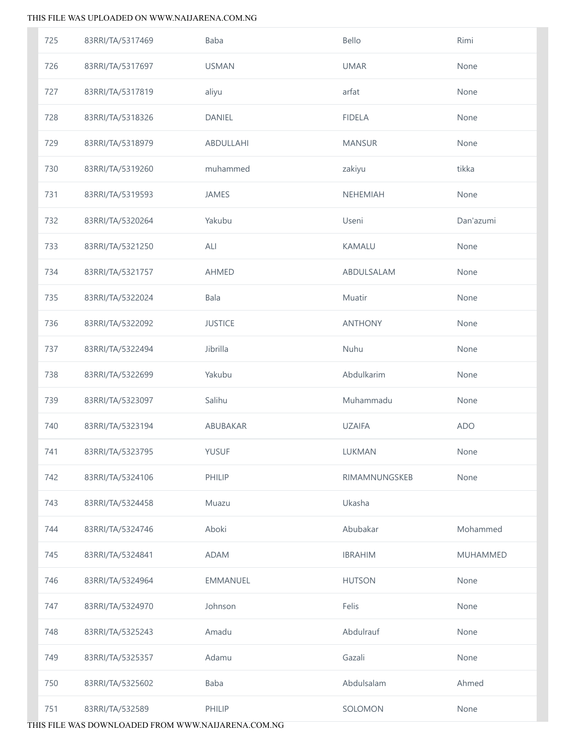| | | | | |
|---|---|---|---|---|
| 725 | 83RRI/TA/5317469 | Baba | Bello | Rimi |
| 726 | 83RRI/TA/5317697 | USMAN | UMAR | None |
| 727 | 83RRI/TA/5317819 | aliyu | arfat | None |
| 728 | 83RRI/TA/5318326 | DANIEL | FIDELA | None |
| 729 | 83RRI/TA/5318979 | ABDULLAHI | MANSUR | None |
| 730 | 83RRI/TA/5319260 | muhammed | zakiyu | tikka |
| 731 | 83RRI/TA/5319593 | JAMES | NEHEMIAH | None |
| 732 | 83RRI/TA/5320264 | Yakubu | Useni | Dan'azumi |
| 733 | 83RRI/TA/5321250 | ALI | KAMALU | None |
| 734 | 83RRI/TA/5321757 | AHMED | ABDULSALAM | None |
| 735 | 83RRI/TA/5322024 | Bala | Muatir | None |
| 736 | 83RRI/TA/5322092 | JUSTICE | ANTHONY | None |
| 737 | 83RRI/TA/5322494 | Jibrilla | Nuhu | None |
| 738 | 83RRI/TA/5322699 | Yakubu | Abdulkarim | None |
| 739 | 83RRI/TA/5323097 | Salihu | Muhammadu | None |
| 740 | 83RRI/TA/5323194 | ABUBAKAR | UZAIFA | ADO |
| 741 | 83RRI/TA/5323795 | YUSUF | LUKMAN | None |
| 742 | 83RRI/TA/5324106 | PHILIP | RIMAMNUNGSKEB | None |
| 743 | 83RRI/TA/5324458 | Muazu | Ukasha | |
| 744 | 83RRI/TA/5324746 | Aboki | Abubakar | Mohammed |
| 745 | 83RRI/TA/5324841 | ADAM | IBRAHIM | MUHAMMED |
| 746 | 83RRI/TA/5324964 | EMMANUEL | HUTSON | None |
| 747 | 83RRI/TA/5324970 | Johnson | Felis | None |
| 748 | 83RRI/TA/5325243 | Amadu | Abdulrauf | None |
| 749 | 83RRI/TA/5325357 | Adamu | Gazali | None |
| 750 | 83RRI/TA/5325602 | Baba | Abdulsalam | Ahmed |
| 751 | 83RRI/TA/532589 | PHILIP | SOLOMON | None |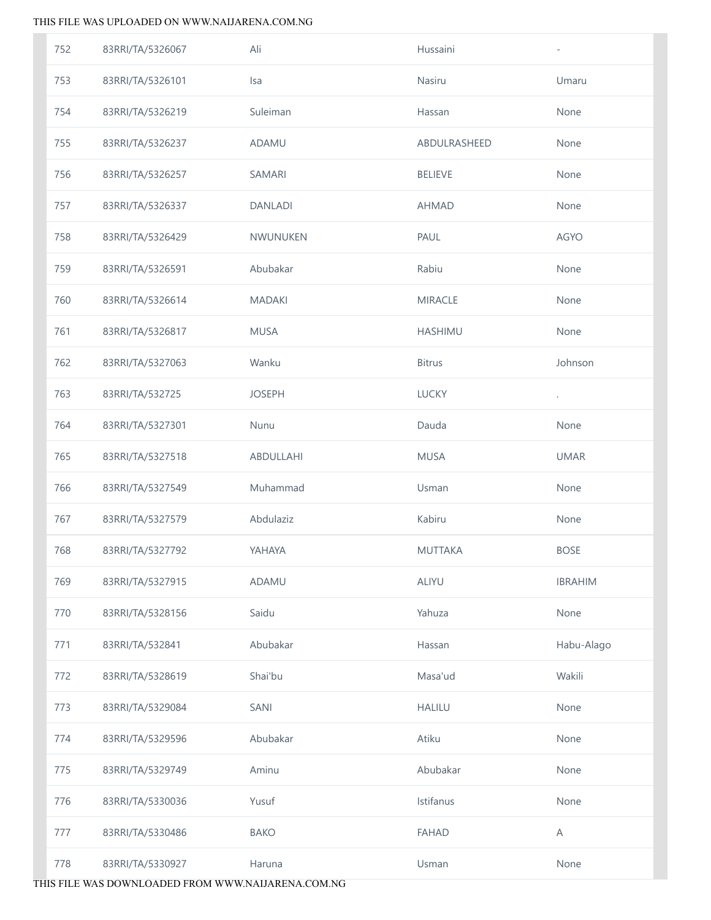| | | | | |
|---|---|---|---|---|
| 752 | 83RRI/TA/5326067 | Ali | Hussaini | - |
| 753 | 83RRI/TA/5326101 | Isa | Nasiru | Umaru |
| 754 | 83RRI/TA/5326219 | Suleiman | Hassan | None |
| 755 | 83RRI/TA/5326237 | ADAMU | ABDULRASHEED | None |
| 756 | 83RRI/TA/5326257 | SAMARI | BELIEVE | None |
| 757 | 83RRI/TA/5326337 | DANLADI | AHMAD | None |
| 758 | 83RRI/TA/5326429 | NWUNUKEN | PAUL | AGYO |
| 759 | 83RRI/TA/5326591 | Abubakar | Rabiu | None |
| 760 | 83RRI/TA/5326614 | MADAKI | MIRACLE | None |
| 761 | 83RRI/TA/5326817 | MUSA | HASHIMU | None |
| 762 | 83RRI/TA/5327063 | Wanku | Bitrus | Johnson |
| 763 | 83RRI/TA/532725 | JOSEPH | LUCKY | . |
| 764 | 83RRI/TA/5327301 | Nunu | Dauda | None |
| 765 | 83RRI/TA/5327518 | ABDULLAHI | MUSA | UMAR |
| 766 | 83RRI/TA/5327549 | Muhammad | Usman | None |
| 767 | 83RRI/TA/5327579 | Abdulaziz | Kabiru | None |
| 768 | 83RRI/TA/5327792 | YAHAYA | MUTTAKA | BOSE |
| 769 | 83RRI/TA/5327915 | ADAMU | ALIYU | IBRAHIM |
| 770 | 83RRI/TA/5328156 | Saidu | Yahuza | None |
| 771 | 83RRI/TA/532841 | Abubakar | Hassan | Habu-Alago |
| 772 | 83RRI/TA/5328619 | Shai'bu | Masa'ud | Wakili |
| 773 | 83RRI/TA/5329084 | SANI | HALILU | None |
| 774 | 83RRI/TA/5329596 | Abubakar | Atiku | None |
| 775 | 83RRI/TA/5329749 | Aminu | Abubakar | None |
| 776 | 83RRI/TA/5330036 | Yusuf | Istifanus | None |
| 777 | 83RRI/TA/5330486 | BAKO | FAHAD | A |
| 778 | 83RRI/TA/5330927 | Haruna | Usman | None |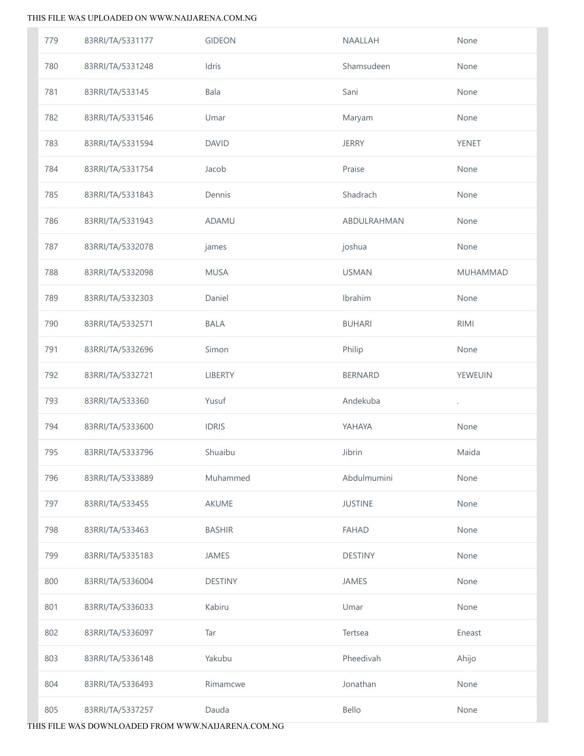| | | | | |
|---|---|---|---|---|
| 779 | 83RRI/TA/5331177 | GIDEON | NAALLAH | None |
| 780 | 83RRI/TA/5331248 | Idris | Shamsudeen | None |
| 781 | 83RRI/TA/533145 | Bala | Sani | None |
| 782 | 83RRI/TA/5331546 | Umar | Maryam | None |
| 783 | 83RRI/TA/5331594 | DAVID | JERRY | YENET |
| 784 | 83RRI/TA/5331754 | Jacob | Praise | None |
| 785 | 83RRI/TA/5331843 | Dennis | Shadrach | None |
| 786 | 83RRI/TA/5331943 | ADAMU | ABDULRAHMAN | None |
| 787 | 83RRI/TA/5332078 | james | joshua | None |
| 788 | 83RRI/TA/5332098 | MUSA | USMAN | MUHAMMAD |
| 789 | 83RRI/TA/5332303 | Daniel | Ibrahim | None |
| 790 | 83RRI/TA/5332571 | BALA | BUHARI | RIMI |
| 791 | 83RRI/TA/5332696 | Simon | Philip | None |
| 792 | 83RRI/TA/5332721 | LIBERTY | BERNARD | YEWEUIN |
| 793 | 83RRI/TA/533360 | Yusuf | Andekuba | . |
| 794 | 83RRI/TA/5333600 | IDRIS | YAHAYA | None |
| 795 | 83RRI/TA/5333796 | Shuaibu | Jibrin | Maida |
| 796 | 83RRI/TA/5333889 | Muhammed | Abdulmumini | None |
| 797 | 83RRI/TA/533455 | AKUME | JUSTINE | None |
| 798 | 83RRI/TA/533463 | BASHIR | FAHAD | None |
| 799 | 83RRI/TA/5335183 | JAMES | DESTINY | None |
| 800 | 83RRI/TA/5336004 | DESTINY | JAMES | None |
| 801 | 83RRI/TA/5336033 | Kabiru | Umar | None |
| 802 | 83RRI/TA/5336097 | Tar | Tertsea | Eneast |
| 803 | 83RRI/TA/5336148 | Yakubu | Pheedivah | Ahijo |
| 804 | 83RRI/TA/5336493 | Rimamcwe | Jonathan | None |
| 805 | 83RRI/TA/5337257 | Dauda | Bello | None |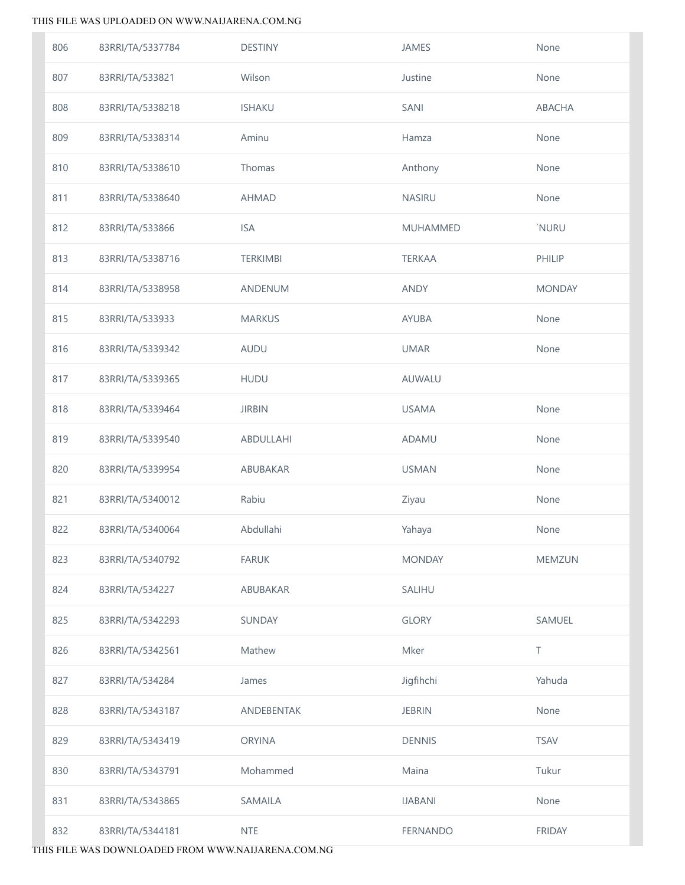| | | | | |
|---|---|---|---|---|
| 806 | 83RRI/TA/5337784 | DESTINY | JAMES | None |
| 807 | 83RRI/TA/533821 | Wilson | Justine | None |
| 808 | 83RRI/TA/5338218 | ISHAKU | SANI | ABACHA |
| 809 | 83RRI/TA/5338314 | Aminu | Hamza | None |
| 810 | 83RRI/TA/5338610 | Thomas | Anthony | None |
| 811 | 83RRI/TA/5338640 | AHMAD | NASIRU | None |
| 812 | 83RRI/TA/533866 | ISA | MUHAMMED | `NURU |
| 813 | 83RRI/TA/5338716 | TERKIMBI | TERKAA | PHILIP |
| 814 | 83RRI/TA/5338958 | ANDENUM | ANDY | MONDAY |
| 815 | 83RRI/TA/533933 | MARKUS | AYUBA | None |
| 816 | 83RRI/TA/5339342 | AUDU | UMAR | None |
| 817 | 83RRI/TA/5339365 | HUDU | AUWALU | |
| 818 | 83RRI/TA/5339464 | JIRBIN | USAMA | None |
| 819 | 83RRI/TA/5339540 | ABDULLAHI | ADAMU | None |
| 820 | 83RRI/TA/5339954 | ABUBAKAR | USMAN | None |
| 821 | 83RRI/TA/5340012 | Rabiu | Ziyau | None |
| 822 | 83RRI/TA/5340064 | Abdullahi | Yahaya | None |
| 823 | 83RRI/TA/5340792 | FARUK | MONDAY | MEMZUN |
| 824 | 83RRI/TA/534227 | ABUBAKAR | SALIHU | |
| 825 | 83RRI/TA/5342293 | SUNDAY | GLORY | SAMUEL |
| 826 | 83RRI/TA/5342561 | Mathew | Mker | T |
| 827 | 83RRI/TA/534284 | James | Jigfihchi | Yahuda |
| 828 | 83RRI/TA/5343187 | ANDEBENTAK | JEBRIN | None |
| 829 | 83RRI/TA/5343419 | ORYINA | DENNIS | TSAV |
| 830 | 83RRI/TA/5343791 | Mohammed | Maina | Tukur |
| 831 | 83RRI/TA/5343865 | SAMAILA | IJABANI | None |
| 832 | 83RRI/TA/5344181 | NTE | FERNANDO | FRIDAY |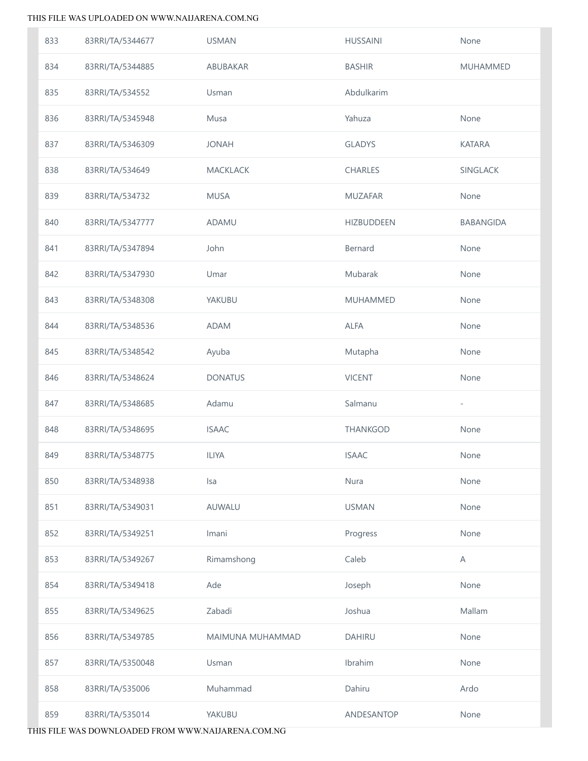| 833 | 83RRI/TA/5344677 | USMAN | HUSSAINI | None |
|---|---|---|---|---|
| 834 | 83RRI/TA/5344885 | ABUBAKAR | BASHIR | MUHAMMED |
| 835 | 83RRI/TA/534552 | Usman | Abdulkarim | |
| 836 | 83RRI/TA/5345948 | Musa | Yahuza | None |
| 837 | 83RRI/TA/5346309 | JONAH | GLADYS | KATARA |
| 838 | 83RRI/TA/534649 | MACKLACK | CHARLES | SINGLACK |
| 839 | 83RRI/TA/534732 | MUSA | MUZAFAR | None |
| 840 | 83RRI/TA/5347777 | ADAMU | HIZBUDDEEN | BABANGIDA |
| 841 | 83RRI/TA/5347894 | John | Bernard | None |
| 842 | 83RRI/TA/5347930 | Umar | Mubarak | None |
| 843 | 83RRI/TA/5348308 | YAKUBU | MUHAMMED | None |
| 844 | 83RRI/TA/5348536 | ADAM | ALFA | None |
| 845 | 83RRI/TA/5348542 | Ayuba | Mutapha | None |
| 846 | 83RRI/TA/5348624 | DONATUS | VICENT | None |
| 847 | 83RRI/TA/5348685 | Adamu | Salmanu | - |
| 848 | 83RRI/TA/5348695 | ISAAC | THANKGOD | None |
| 849 | 83RRI/TA/5348775 | ILIYA | ISAAC | None |
| 850 | 83RRI/TA/5348938 | Isa | Nura | None |
| 851 | 83RRI/TA/5349031 | AUWALU | USMAN | None |
| 852 | 83RRI/TA/5349251 | Imani | Progress | None |
| 853 | 83RRI/TA/5349267 | Rimamshong | Caleb | A |
| 854 | 83RRI/TA/5349418 | Ade | Joseph | None |
| 855 | 83RRI/TA/5349625 | Zabadi | Joshua | Mallam |
| 856 | 83RRI/TA/5349785 | MAIMUNA MUHAMMAD | DAHIRU | None |
| 857 | 83RRI/TA/5350048 | Usman | Ibrahim | None |
| 858 | 83RRI/TA/535006 | Muhammad | Dahiru | Ardo |
| 859 | 83RRI/TA/535014 | YAKUBU | ANDESANTOP | None |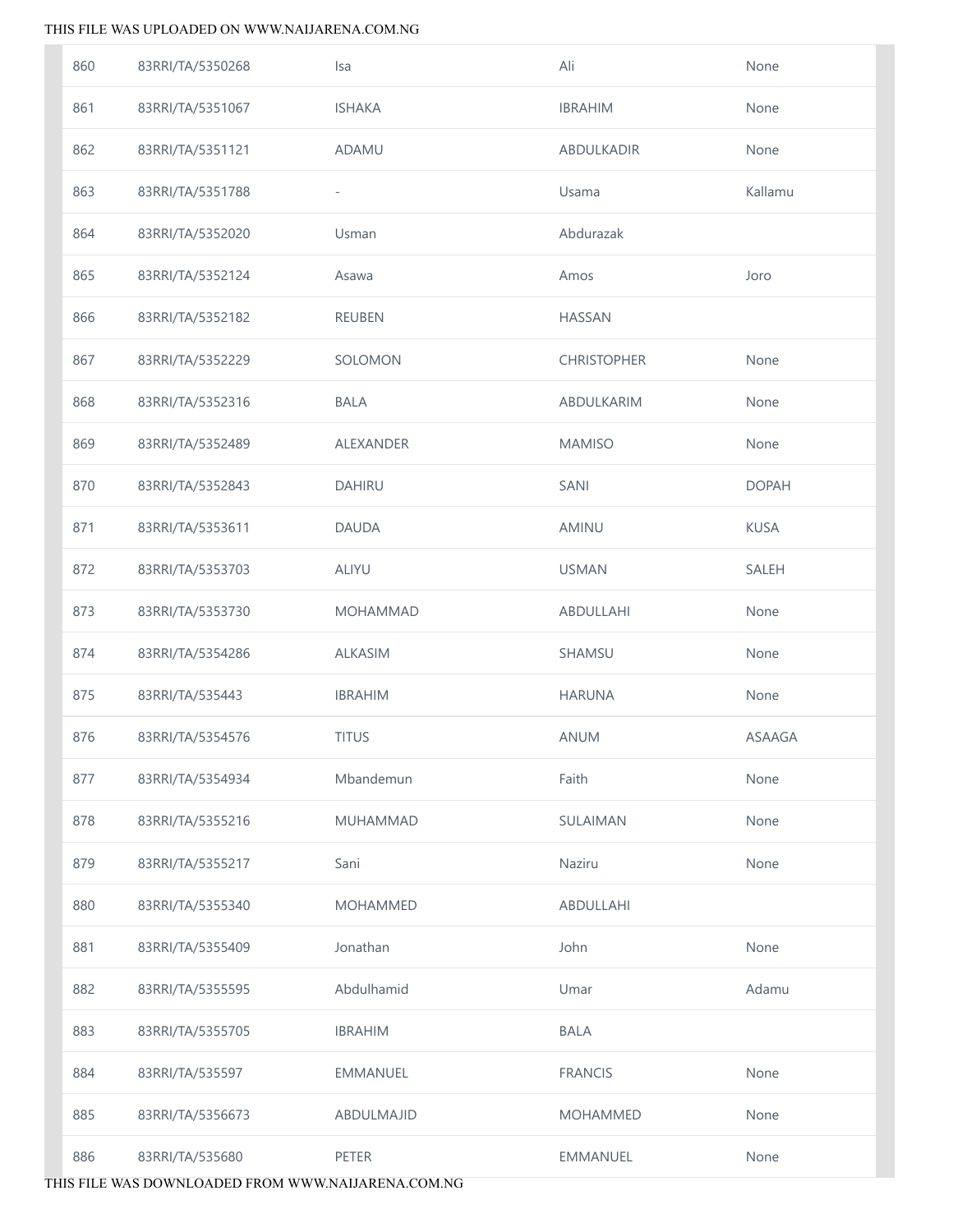| 860 | 83RRI/TA/5350268 | Isa | Ali | None |
|---|---|---|---|---|
| 861 | 83RRI/TA/5351067 | ISHAKA | IBRAHIM | None |
| 862 | 83RRI/TA/5351121 | ADAMU | ABDULKADIR | None |
| 863 | 83RRI/TA/5351788 | - | Usama | Kallamu |
| 864 | 83RRI/TA/5352020 | Usman | Abdurazak | |
| 865 | 83RRI/TA/5352124 | Asawa | Amos | Joro |
| 866 | 83RRI/TA/5352182 | REUBEN | HASSAN | |
| 867 | 83RRI/TA/5352229 | SOLOMON | CHRISTOPHER | None |
| 868 | 83RRI/TA/5352316 | BALA | ABDULKARIM | None |
| 869 | 83RRI/TA/5352489 | ALEXANDER | MAMISO | None |
| 870 | 83RRI/TA/5352843 | DAHIRU | SANI | DOPAH |
| 871 | 83RRI/TA/5353611 | DAUDA | AMINU | KUSA |
| 872 | 83RRI/TA/5353703 | ALIYU | USMAN | SALEH |
| 873 | 83RRI/TA/5353730 | MOHAMMAD | ABDULLAHI | None |
| 874 | 83RRI/TA/5354286 | ALKASIM | SHAMSU | None |
| 875 | 83RRI/TA/535443 | IBRAHIM | HARUNA | None |
| 876 | 83RRI/TA/5354576 | TITUS | ANUM | ASAAGA |
| 877 | 83RRI/TA/5354934 | Mbandemun | Faith | None |
| 878 | 83RRI/TA/5355216 | MUHAMMAD | SULAIMAN | None |
| 879 | 83RRI/TA/5355217 | Sani | Naziru | None |
| 880 | 83RRI/TA/5355340 | MOHAMMED | ABDULLAHI | |
| 881 | 83RRI/TA/5355409 | Jonathan | John | None |
| 882 | 83RRI/TA/5355595 | Abdulhamid | Umar | Adamu |
| 883 | 83RRI/TA/5355705 | IBRAHIM | BALA | |
| 884 | 83RRI/TA/535597 | EMMANUEL | FRANCIS | None |
| 885 | 83RRI/TA/5356673 | ABDULMAJID | MOHAMMED | None |
| 886 | 83RRI/TA/535680 | PETER | EMMANUEL | None |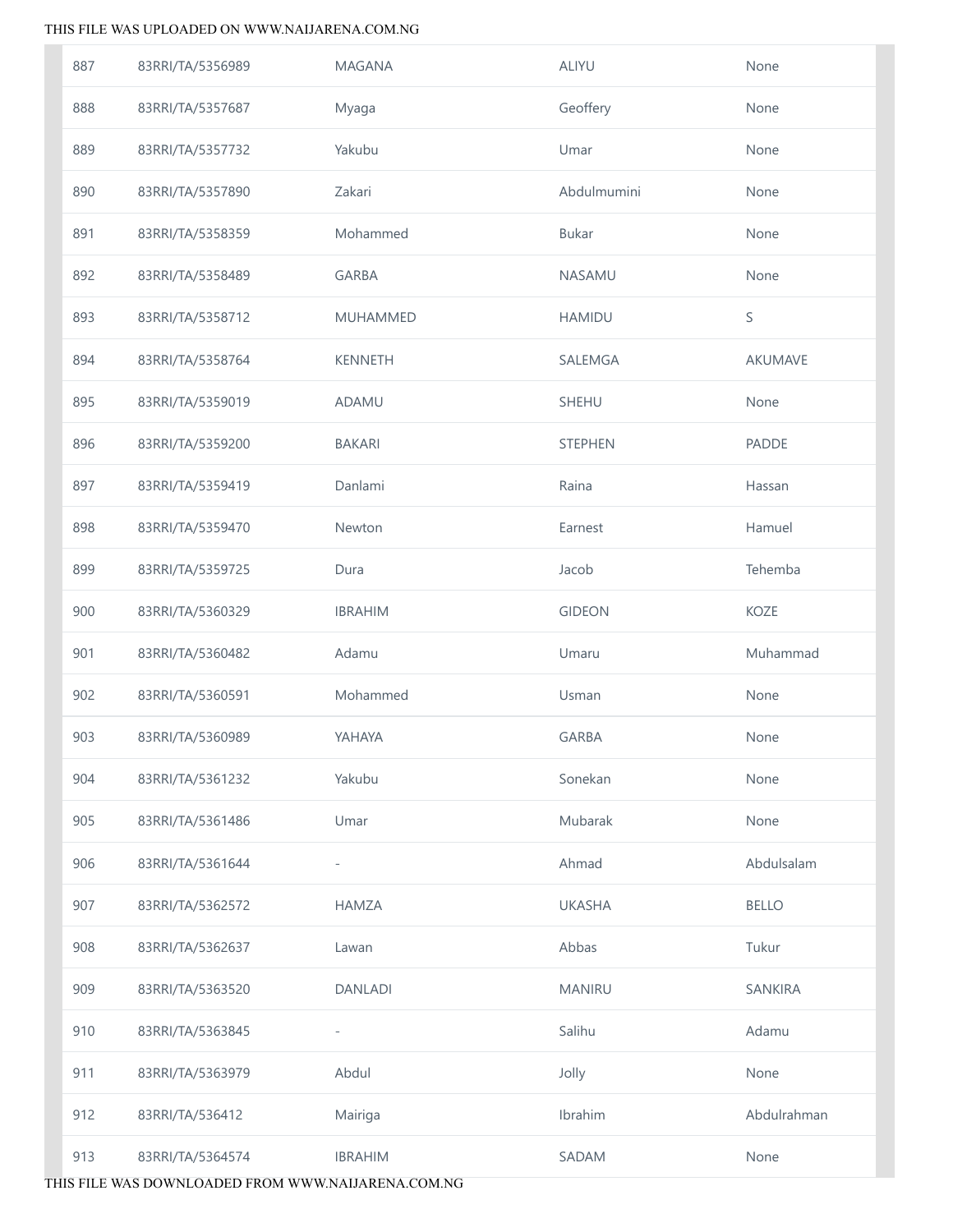| 887 | 83RRI/TA/5356989 | MAGANA | ALIYU | None |
|---|---|---|---|---|
| 888 | 83RRI/TA/5357687 | Myaga | Geoffery | None |
| 889 | 83RRI/TA/5357732 | Yakubu | Umar | None |
| 890 | 83RRI/TA/5357890 | Zakari | Abdulmumini | None |
| 891 | 83RRI/TA/5358359 | Mohammed | Bukar | None |
| 892 | 83RRI/TA/5358489 | GARBA | NASAMU | None |
| 893 | 83RRI/TA/5358712 | MUHAMMED | HAMIDU | S |
| 894 | 83RRI/TA/5358764 | KENNETH | SALEMGA | AKUMAVE |
| 895 | 83RRI/TA/5359019 | ADAMU | SHEHU | None |
| 896 | 83RRI/TA/5359200 | BAKARI | STEPHEN | PADDE |
| 897 | 83RRI/TA/5359419 | Danlami | Raina | Hassan |
| 898 | 83RRI/TA/5359470 | Newton | Earnest | Hamuel |
| 899 | 83RRI/TA/5359725 | Dura | Jacob | Tehemba |
| 900 | 83RRI/TA/5360329 | IBRAHIM | GIDEON | KOZE |
| 901 | 83RRI/TA/5360482 | Adamu | Umaru | Muhammad |
| 902 | 83RRI/TA/5360591 | Mohammed | Usman | None |
| 903 | 83RRI/TA/5360989 | YAHAYA | GARBA | None |
| 904 | 83RRI/TA/5361232 | Yakubu | Sonekan | None |
| 905 | 83RRI/TA/5361486 | Umar | Mubarak | None |
| 906 | 83RRI/TA/5361644 | - | Ahmad | Abdulsalam |
| 907 | 83RRI/TA/5362572 | HAMZA | UKASHA | BELLO |
| 908 | 83RRI/TA/5362637 | Lawan | Abbas | Tukur |
| 909 | 83RRI/TA/5363520 | DANLADI | MANIRU | SANKIRA |
| 910 | 83RRI/TA/5363845 | - | Salihu | Adamu |
| 911 | 83RRI/TA/5363979 | Abdul | Jolly | None |
| 912 | 83RRI/TA/536412 | Mairiga | Ibrahim | Abdulrahman |
| 913 | 83RRI/TA/5364574 | IBRAHIM | SADAM | None |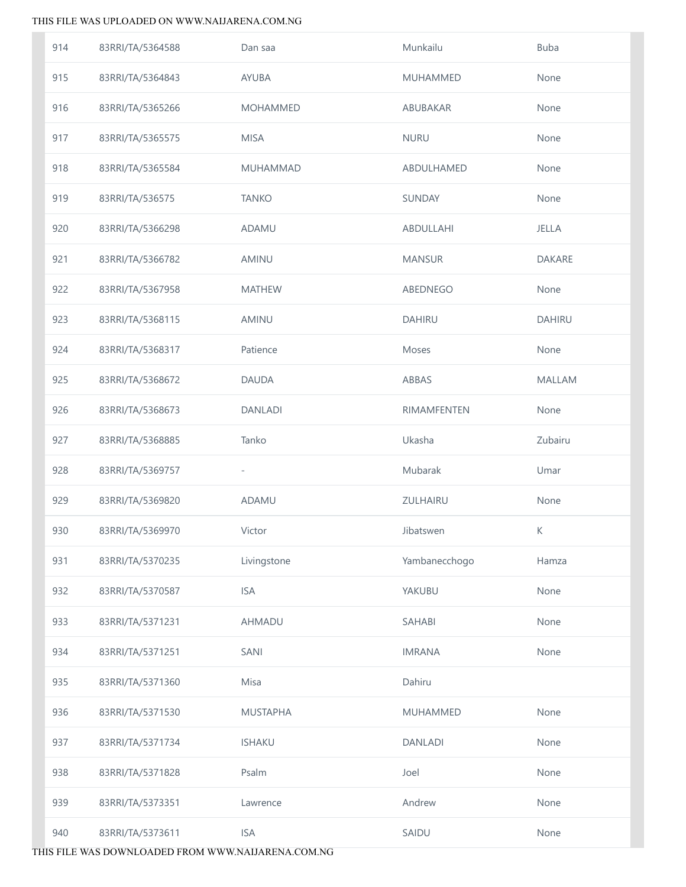| | | | | |
|---|---|---|---|---|
| 914 | 83RRI/TA/5364588 | Dan saa | Munkailu | Buba |
| 915 | 83RRI/TA/5364843 | AYUBA | MUHAMMED | None |
| 916 | 83RRI/TA/5365266 | MOHAMMED | ABUBAKAR | None |
| 917 | 83RRI/TA/5365575 | MISA | NURU | None |
| 918 | 83RRI/TA/5365584 | MUHAMMAD | ABDULHAMED | None |
| 919 | 83RRI/TA/536575 | TANKO | SUNDAY | None |
| 920 | 83RRI/TA/5366298 | ADAMU | ABDULLAHI | JELLA |
| 921 | 83RRI/TA/5366782 | AMINU | MANSUR | DAKARE |
| 922 | 83RRI/TA/5367958 | MATHEW | ABEDNEGO | None |
| 923 | 83RRI/TA/5368115 | AMINU | DAHIRU | DAHIRU |
| 924 | 83RRI/TA/5368317 | Patience | Moses | None |
| 925 | 83RRI/TA/5368672 | DAUDA | ABBAS | MALLAM |
| 926 | 83RRI/TA/5368673 | DANLADI | RIMAMFENTEN | None |
| 927 | 83RRI/TA/5368885 | Tanko | Ukasha | Zubairu |
| 928 | 83RRI/TA/5369757 | - | Mubarak | Umar |
| 929 | 83RRI/TA/5369820 | ADAMU | ZULHAIRU | None |
| 930 | 83RRI/TA/5369970 | Victor | Jibatswen | K |
| 931 | 83RRI/TA/5370235 | Livingstone | Yambanecchogo | Hamza |
| 932 | 83RRI/TA/5370587 | ISA | YAKUBU | None |
| 933 | 83RRI/TA/5371231 | AHMADU | SAHABI | None |
| 934 | 83RRI/TA/5371251 | SANI | IMRANA | None |
| 935 | 83RRI/TA/5371360 | Misa | Dahiru | |
| 936 | 83RRI/TA/5371530 | MUSTAPHA | MUHAMMED | None |
| 937 | 83RRI/TA/5371734 | ISHAKU | DANLADI | None |
| 938 | 83RRI/TA/5371828 | Psalm | Joel | None |
| 939 | 83RRI/TA/5373351 | Lawrence | Andrew | None |
| 940 | 83RRI/TA/5373611 | ISA | SAIDU | None |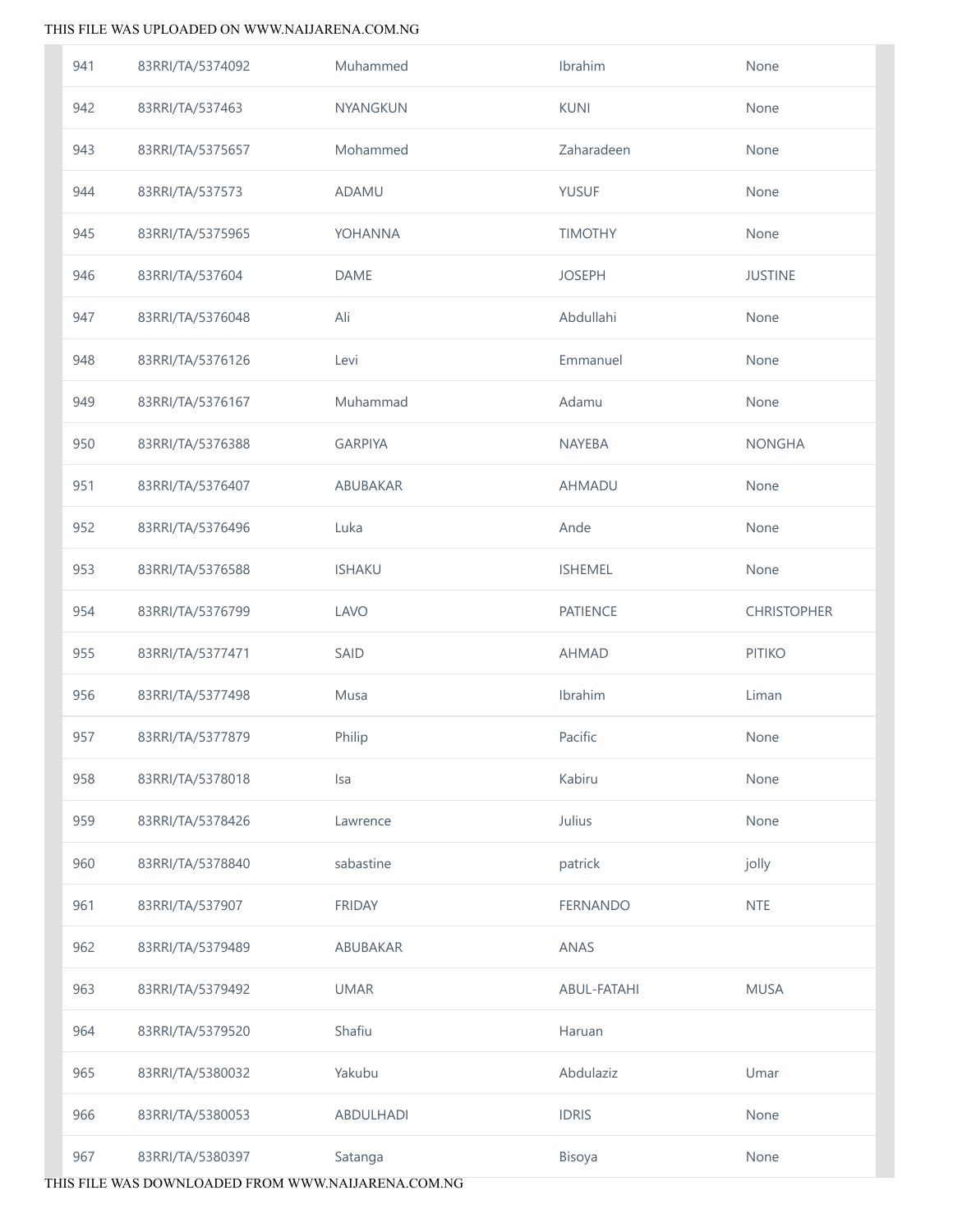| | | | | |
|---|---|---|---|---|
| 941 | 83RRI/TA/5374092 | Muhammed | Ibrahim | None |
| 942 | 83RRI/TA/537463 | NYANGKUN | KUNI | None |
| 943 | 83RRI/TA/5375657 | Mohammed | Zaharadeen | None |
| 944 | 83RRI/TA/537573 | ADAMU | YUSUF | None |
| 945 | 83RRI/TA/5375965 | YOHANNA | TIMOTHY | None |
| 946 | 83RRI/TA/537604 | DAME | JOSEPH | JUSTINE |
| 947 | 83RRI/TA/5376048 | Ali | Abdullahi | None |
| 948 | 83RRI/TA/5376126 | Levi | Emmanuel | None |
| 949 | 83RRI/TA/5376167 | Muhammad | Adamu | None |
| 950 | 83RRI/TA/5376388 | GARPIYA | NAYEBA | NONGHA |
| 951 | 83RRI/TA/5376407 | ABUBAKAR | AHMADU | None |
| 952 | 83RRI/TA/5376496 | Luka | Ande | None |
| 953 | 83RRI/TA/5376588 | ISHAKU | ISHEMEL | None |
| 954 | 83RRI/TA/5376799 | LAVO | PATIENCE | CHRISTOPHER |
| 955 | 83RRI/TA/5377471 | SAID | AHMAD | PITIKO |
| 956 | 83RRI/TA/5377498 | Musa | Ibrahim | Liman |
| 957 | 83RRI/TA/5377879 | Philip | Pacific | None |
| 958 | 83RRI/TA/5378018 | Isa | Kabiru | None |
| 959 | 83RRI/TA/5378426 | Lawrence | Julius | None |
| 960 | 83RRI/TA/5378840 | sabastine | patrick | jolly |
| 961 | 83RRI/TA/537907 | FRIDAY | FERNANDO | NTE |
| 962 | 83RRI/TA/5379489 | ABUBAKAR | ANAS | |
| 963 | 83RRI/TA/5379492 | UMAR | ABUL-FATAHI | MUSA |
| 964 | 83RRI/TA/5379520 | Shafiu | Haruan | |
| 965 | 83RRI/TA/5380032 | Yakubu | Abdulaziz | Umar |
| 966 | 83RRI/TA/5380053 | ABDULHADI | IDRIS | None |
| 967 | 83RRI/TA/5380397 | Satanga | Bisoya | None |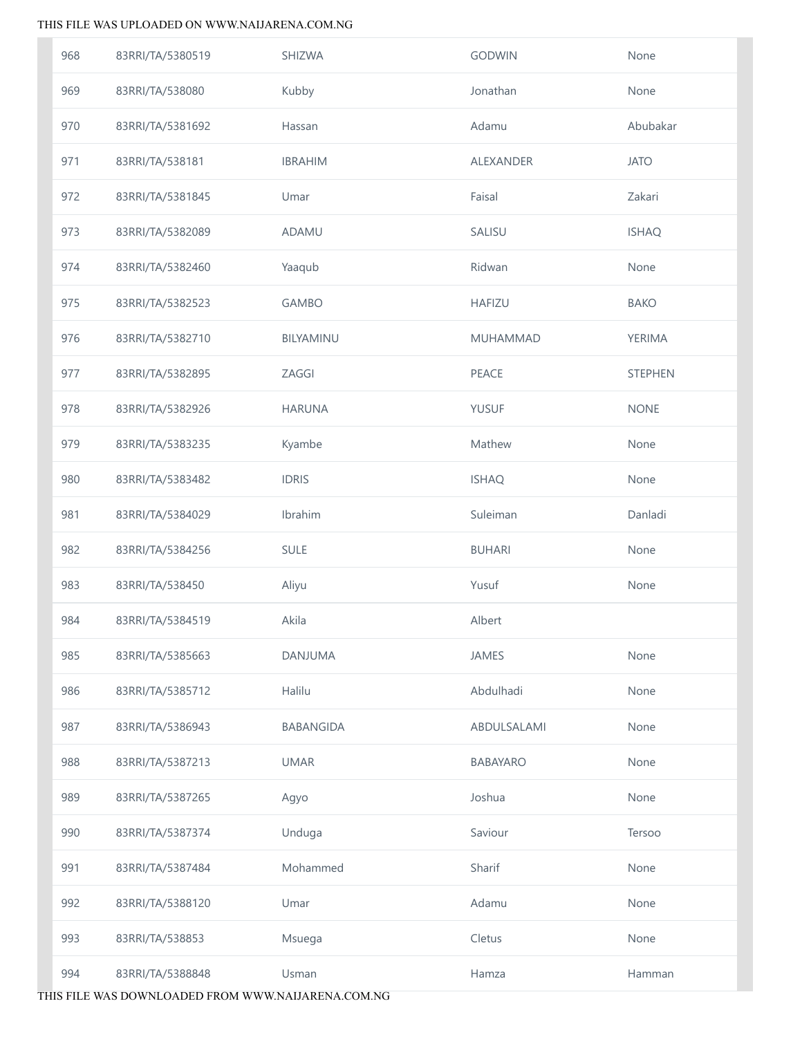| | | | | |
|---|---|---|---|---|
| 968 | 83RRI/TA/5380519 | SHIZWA | GODWIN | None |
| 969 | 83RRI/TA/538080 | Kubby | Jonathan | None |
| 970 | 83RRI/TA/5381692 | Hassan | Adamu | Abubakar |
| 971 | 83RRI/TA/538181 | IBRAHIM | ALEXANDER | JATO |
| 972 | 83RRI/TA/5381845 | Umar | Faisal | Zakari |
| 973 | 83RRI/TA/5382089 | ADAMU | SALISU | ISHAQ |
| 974 | 83RRI/TA/5382460 | Yaaqub | Ridwan | None |
| 975 | 83RRI/TA/5382523 | GAMBO | HAFIZU | BAKO |
| 976 | 83RRI/TA/5382710 | BILYAMINU | MUHAMMAD | YERIMA |
| 977 | 83RRI/TA/5382895 | ZAGGI | PEACE | STEPHEN |
| 978 | 83RRI/TA/5382926 | HARUNA | YUSUF | NONE |
| 979 | 83RRI/TA/5383235 | Kyambe | Mathew | None |
| 980 | 83RRI/TA/5383482 | IDRIS | ISHAQ | None |
| 981 | 83RRI/TA/5384029 | Ibrahim | Suleiman | Danladi |
| 982 | 83RRI/TA/5384256 | SULE | BUHARI | None |
| 983 | 83RRI/TA/538450 | Aliyu | Yusuf | None |
| 984 | 83RRI/TA/5384519 | Akila | Albert | |
| 985 | 83RRI/TA/5385663 | DANJUMA | JAMES | None |
| 986 | 83RRI/TA/5385712 | Halilu | Abdulhadi | None |
| 987 | 83RRI/TA/5386943 | BABANGIDA | ABDULSALAMI | None |
| 988 | 83RRI/TA/5387213 | UMAR | BABAYARO | None |
| 989 | 83RRI/TA/5387265 | Agyo | Joshua | None |
| 990 | 83RRI/TA/5387374 | Unduga | Saviour | Tersoo |
| 991 | 83RRI/TA/5387484 | Mohammed | Sharif | None |
| 992 | 83RRI/TA/5388120 | Umar | Adamu | None |
| 993 | 83RRI/TA/538853 | Msuega | Cletus | None |
| 994 | 83RRI/TA/5388848 | Usman | Hamza | Hamman |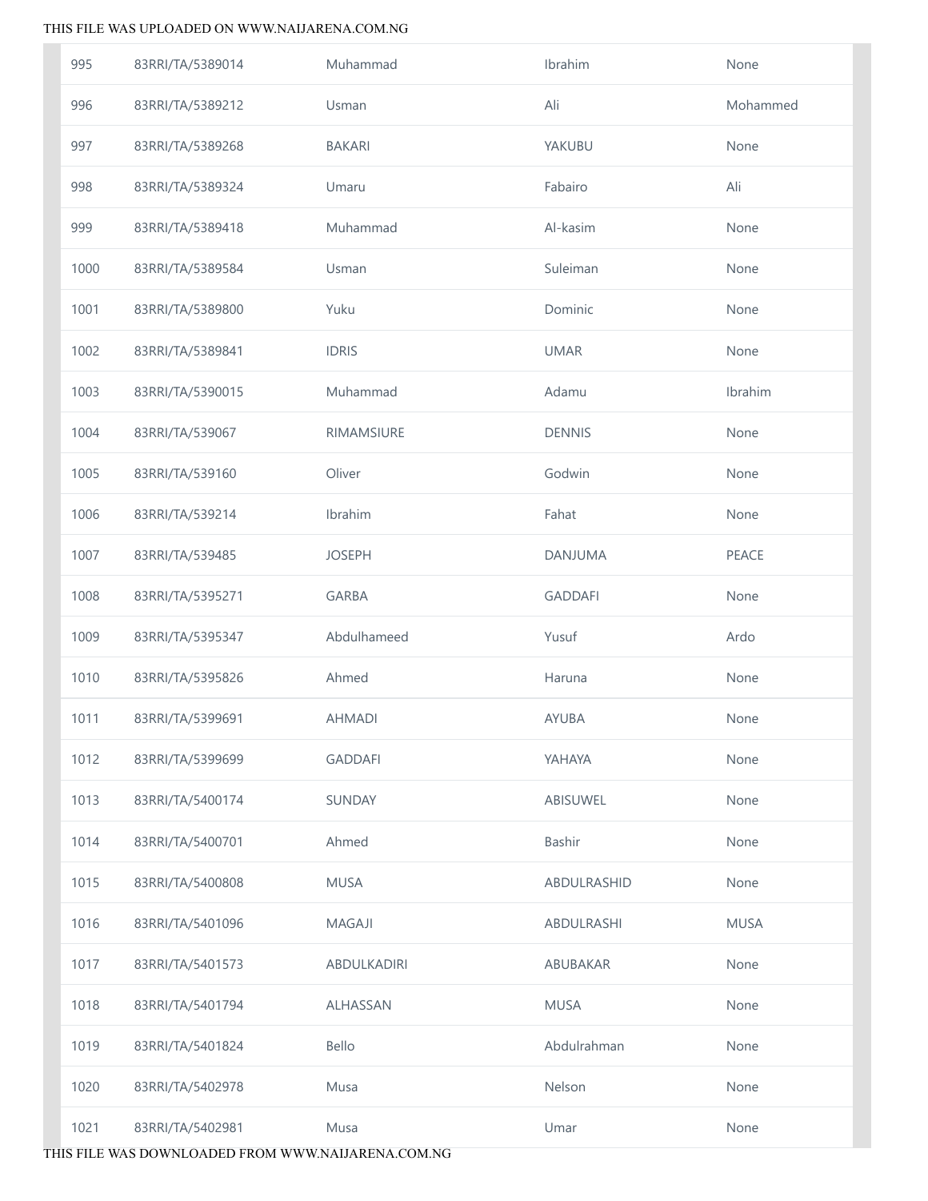| | | | | |
|---|---|---|---|---|
| 995 | 83RRI/TA/5389014 | Muhammad | Ibrahim | None |
| 996 | 83RRI/TA/5389212 | Usman | Ali | Mohammed |
| 997 | 83RRI/TA/5389268 | BAKARI | YAKUBU | None |
| 998 | 83RRI/TA/5389324 | Umaru | Fabairo | Ali |
| 999 | 83RRI/TA/5389418 | Muhammad | Al-kasim | None |
| 1000 | 83RRI/TA/5389584 | Usman | Suleiman | None |
| 1001 | 83RRI/TA/5389800 | Yuku | Dominic | None |
| 1002 | 83RRI/TA/5389841 | IDRIS | UMAR | None |
| 1003 | 83RRI/TA/5390015 | Muhammad | Adamu | Ibrahim |
| 1004 | 83RRI/TA/539067 | RIMAMSIURE | DENNIS | None |
| 1005 | 83RRI/TA/539160 | Oliver | Godwin | None |
| 1006 | 83RRI/TA/539214 | Ibrahim | Fahat | None |
| 1007 | 83RRI/TA/539485 | JOSEPH | DANJUMA | PEACE |
| 1008 | 83RRI/TA/5395271 | GARBA | GADDAFI | None |
| 1009 | 83RRI/TA/5395347 | Abdulhameed | Yusuf | Ardo |
| 1010 | 83RRI/TA/5395826 | Ahmed | Haruna | None |
| 1011 | 83RRI/TA/5399691 | AHMADI | AYUBA | None |
| 1012 | 83RRI/TA/5399699 | GADDAFI | YAHAYA | None |
| 1013 | 83RRI/TA/5400174 | SUNDAY | ABISUWEL | None |
| 1014 | 83RRI/TA/5400701 | Ahmed | Bashir | None |
| 1015 | 83RRI/TA/5400808 | MUSA | ABDULRASHID | None |
| 1016 | 83RRI/TA/5401096 | MAGAJI | ABDULRASHI | MUSA |
| 1017 | 83RRI/TA/5401573 | ABDULKADIRI | ABUBAKAR | None |
| 1018 | 83RRI/TA/5401794 | ALHASSAN | MUSA | None |
| 1019 | 83RRI/TA/5401824 | Bello | Abdulrahman | None |
| 1020 | 83RRI/TA/5402978 | Musa | Nelson | None |
| 1021 | 83RRI/TA/5402981 | Musa | Umar | None |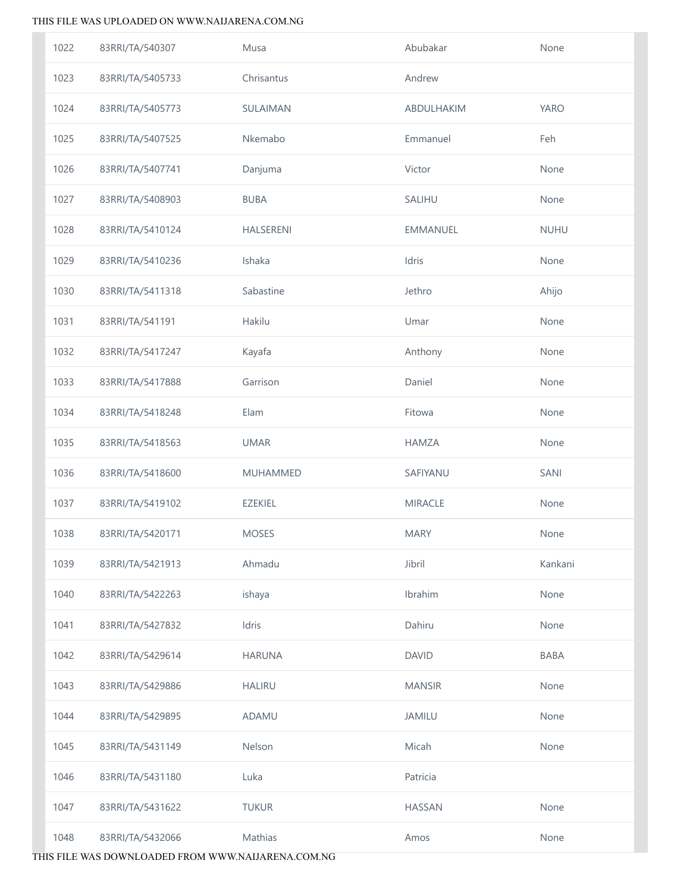| | | | | |
|---|---|---|---|---|
| 1022 | 83RRI/TA/540307 | Musa | Abubakar | None |
| 1023 | 83RRI/TA/5405733 | Chrisantus | Andrew | |
| 1024 | 83RRI/TA/5405773 | SULAIMAN | ABDULHAKIM | YARO |
| 1025 | 83RRI/TA/5407525 | Nkemabo | Emmanuel | Feh |
| 1026 | 83RRI/TA/5407741 | Danjuma | Victor | None |
| 1027 | 83RRI/TA/5408903 | BUBA | SALIHU | None |
| 1028 | 83RRI/TA/5410124 | HALSERENI | EMMANUEL | NUHU |
| 1029 | 83RRI/TA/5410236 | Ishaka | Idris | None |
| 1030 | 83RRI/TA/5411318 | Sabastine | Jethro | Ahijo |
| 1031 | 83RRI/TA/541191 | Hakilu | Umar | None |
| 1032 | 83RRI/TA/5417247 | Kayafa | Anthony | None |
| 1033 | 83RRI/TA/5417888 | Garrison | Daniel | None |
| 1034 | 83RRI/TA/5418248 | Elam | Fitowa | None |
| 1035 | 83RRI/TA/5418563 | UMAR | HAMZA | None |
| 1036 | 83RRI/TA/5418600 | MUHAMMED | SAFIYANU | SANI |
| 1037 | 83RRI/TA/5419102 | EZEKIEL | MIRACLE | None |
| 1038 | 83RRI/TA/5420171 | MOSES | MARY | None |
| 1039 | 83RRI/TA/5421913 | Ahmadu | Jibril | Kankani |
| 1040 | 83RRI/TA/5422263 | ishaya | Ibrahim | None |
| 1041 | 83RRI/TA/5427832 | Idris | Dahiru | None |
| 1042 | 83RRI/TA/5429614 | HARUNA | DAVID | BABA |
| 1043 | 83RRI/TA/5429886 | HALIRU | MANSIR | None |
| 1044 | 83RRI/TA/5429895 | ADAMU | JAMILU | None |
| 1045 | 83RRI/TA/5431149 | Nelson | Micah | None |
| 1046 | 83RRI/TA/5431180 | Luka | Patricia | |
| 1047 | 83RRI/TA/5431622 | TUKUR | HASSAN | None |
| 1048 | 83RRI/TA/5432066 | Mathias | Amos | None |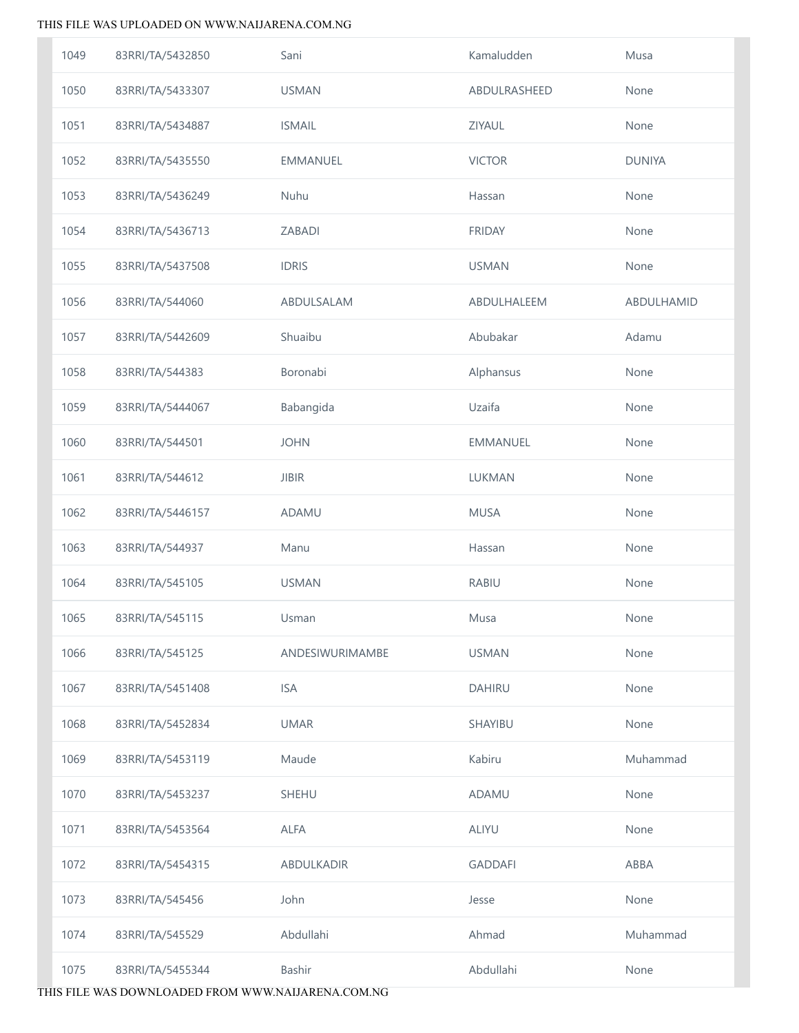| | | | | |
|---|---|---|---|---|
| 1049 | 83RRI/TA/5432850 | Sani | Kamaludden | Musa |
| 1050 | 83RRI/TA/5433307 | USMAN | ABDULRASHEED | None |
| 1051 | 83RRI/TA/5434887 | ISMAIL | ZIYAUL | None |
| 1052 | 83RRI/TA/5435550 | EMMANUEL | VICTOR | DUNIYA |
| 1053 | 83RRI/TA/5436249 | Nuhu | Hassan | None |
| 1054 | 83RRI/TA/5436713 | ZABADI | FRIDAY | None |
| 1055 | 83RRI/TA/5437508 | IDRIS | USMAN | None |
| 1056 | 83RRI/TA/544060 | ABDULSALAM | ABDULHALEEM | ABDULHAMID |
| 1057 | 83RRI/TA/5442609 | Shuaibu | Abubakar | Adamu |
| 1058 | 83RRI/TA/544383 | Boronabi | Alphansus | None |
| 1059 | 83RRI/TA/5444067 | Babangida | Uzaifa | None |
| 1060 | 83RRI/TA/544501 | JOHN | EMMANUEL | None |
| 1061 | 83RRI/TA/544612 | JIBIR | LUKMAN | None |
| 1062 | 83RRI/TA/5446157 | ADAMU | MUSA | None |
| 1063 | 83RRI/TA/544937 | Manu | Hassan | None |
| 1064 | 83RRI/TA/545105 | USMAN | RABIU | None |
| 1065 | 83RRI/TA/545115 | Usman | Musa | None |
| 1066 | 83RRI/TA/545125 | ANDESIWURIMAMBE | USMAN | None |
| 1067 | 83RRI/TA/5451408 | ISA | DAHIRU | None |
| 1068 | 83RRI/TA/5452834 | UMAR | SHAYIBU | None |
| 1069 | 83RRI/TA/5453119 | Maude | Kabiru | Muhammad |
| 1070 | 83RRI/TA/5453237 | SHEHU | ADAMU | None |
| 1071 | 83RRI/TA/5453564 | ALFA | ALIYU | None |
| 1072 | 83RRI/TA/5454315 | ABDULKADIR | GADDAFI | ABBA |
| 1073 | 83RRI/TA/545456 | John | Jesse | None |
| 1074 | 83RRI/TA/545529 | Abdullahi | Ahmad | Muhammad |
| 1075 | 83RRI/TA/5455344 | Bashir | Abdullahi | None |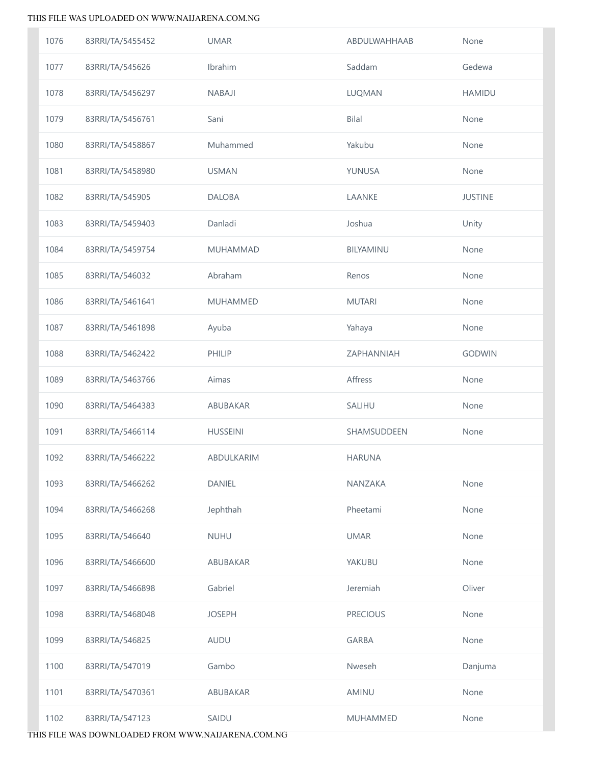| | | | | |
|---|---|---|---|---|
| 1076 | 83RRI/TA/5455452 | UMAR | ABDULWAHHAAB | None |
| 1077 | 83RRI/TA/545626 | Ibrahim | Saddam | Gedewa |
| 1078 | 83RRI/TA/5456297 | NABAJI | LUQMAN | HAMIDU |
| 1079 | 83RRI/TA/5456761 | Sani | Bilal | None |
| 1080 | 83RRI/TA/5458867 | Muhammed | Yakubu | None |
| 1081 | 83RRI/TA/5458980 | USMAN | YUNUSA | None |
| 1082 | 83RRI/TA/545905 | DALOBA | LAANKE | JUSTINE |
| 1083 | 83RRI/TA/5459403 | Danladi | Joshua | Unity |
| 1084 | 83RRI/TA/5459754 | MUHAMMAD | BILYAMINU | None |
| 1085 | 83RRI/TA/546032 | Abraham | Renos | None |
| 1086 | 83RRI/TA/5461641 | MUHAMMED | MUTARI | None |
| 1087 | 83RRI/TA/5461898 | Ayuba | Yahaya | None |
| 1088 | 83RRI/TA/5462422 | PHILIP | ZAPHANNIAH | GODWIN |
| 1089 | 83RRI/TA/5463766 | Aimas | Affress | None |
| 1090 | 83RRI/TA/5464383 | ABUBAKAR | SALIHU | None |
| 1091 | 83RRI/TA/5466114 | HUSSEINI | SHAMSUDDEEN | None |
| 1092 | 83RRI/TA/5466222 | ABDULKARIM | HARUNA | |
| 1093 | 83RRI/TA/5466262 | DANIEL | NANZAKA | None |
| 1094 | 83RRI/TA/5466268 | Jephthah | Pheetami | None |
| 1095 | 83RRI/TA/546640 | NUHU | UMAR | None |
| 1096 | 83RRI/TA/5466600 | ABUBAKAR | YAKUBU | None |
| 1097 | 83RRI/TA/5466898 | Gabriel | Jeremiah | Oliver |
| 1098 | 83RRI/TA/5468048 | JOSEPH | PRECIOUS | None |
| 1099 | 83RRI/TA/546825 | AUDU | GARBA | None |
| 1100 | 83RRI/TA/547019 | Gambo | Nweseh | Danjuma |
| 1101 | 83RRI/TA/5470361 | ABUBAKAR | AMINU | None |
| 1102 | 83RRI/TA/547123 | SAIDU | MUHAMMED | None |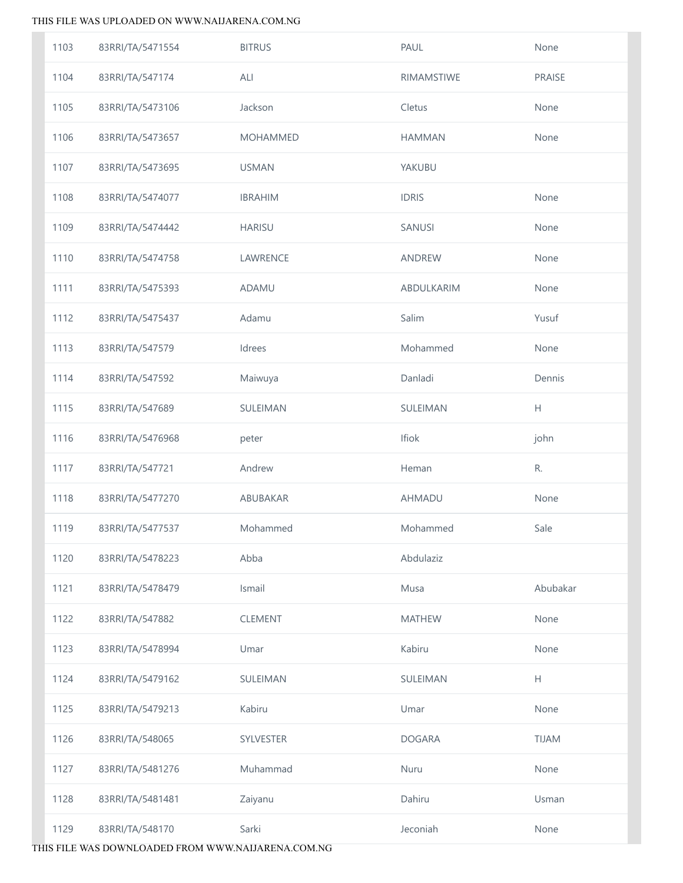| | | | | |
|---|---|---|---|---|
| 1103 | 83RRI/TA/5471554 | BITRUS | PAUL | None |
| 1104 | 83RRI/TA/547174 | ALI | RIMAMSTIWE | PRAISE |
| 1105 | 83RRI/TA/5473106 | Jackson | Cletus | None |
| 1106 | 83RRI/TA/5473657 | MOHAMMED | HAMMAN | None |
| 1107 | 83RRI/TA/5473695 | USMAN | YAKUBU | |
| 1108 | 83RRI/TA/5474077 | IBRAHIM | IDRIS | None |
| 1109 | 83RRI/TA/5474442 | HARISU | SANUSI | None |
| 1110 | 83RRI/TA/5474758 | LAWRENCE | ANDREW | None |
| 1111 | 83RRI/TA/5475393 | ADAMU | ABDULKARIM | None |
| 1112 | 83RRI/TA/5475437 | Adamu | Salim | Yusuf |
| 1113 | 83RRI/TA/547579 | Idrees | Mohammed | None |
| 1114 | 83RRI/TA/547592 | Maiwuya | Danladi | Dennis |
| 1115 | 83RRI/TA/547689 | SULEIMAN | SULEIMAN | H |
| 1116 | 83RRI/TA/5476968 | peter | Ifiok | john |
| 1117 | 83RRI/TA/547721 | Andrew | Heman | R. |
| 1118 | 83RRI/TA/5477270 | ABUBAKAR | AHMADU | None |
| 1119 | 83RRI/TA/5477537 | Mohammed | Mohammed | Sale |
| 1120 | 83RRI/TA/5478223 | Abba | Abdulaziz | |
| 1121 | 83RRI/TA/5478479 | Ismail | Musa | Abubakar |
| 1122 | 83RRI/TA/547882 | CLEMENT | MATHEW | None |
| 1123 | 83RRI/TA/5478994 | Umar | Kabiru | None |
| 1124 | 83RRI/TA/5479162 | SULEIMAN | SULEIMAN | H |
| 1125 | 83RRI/TA/5479213 | Kabiru | Umar | None |
| 1126 | 83RRI/TA/548065 | SYLVESTER | DOGARA | TIJAM |
| 1127 | 83RRI/TA/5481276 | Muhammad | Nuru | None |
| 1128 | 83RRI/TA/5481481 | Zaiyanu | Dahiru | Usman |
| 1129 | 83RRI/TA/548170 | Sarki | Jeconiah | None |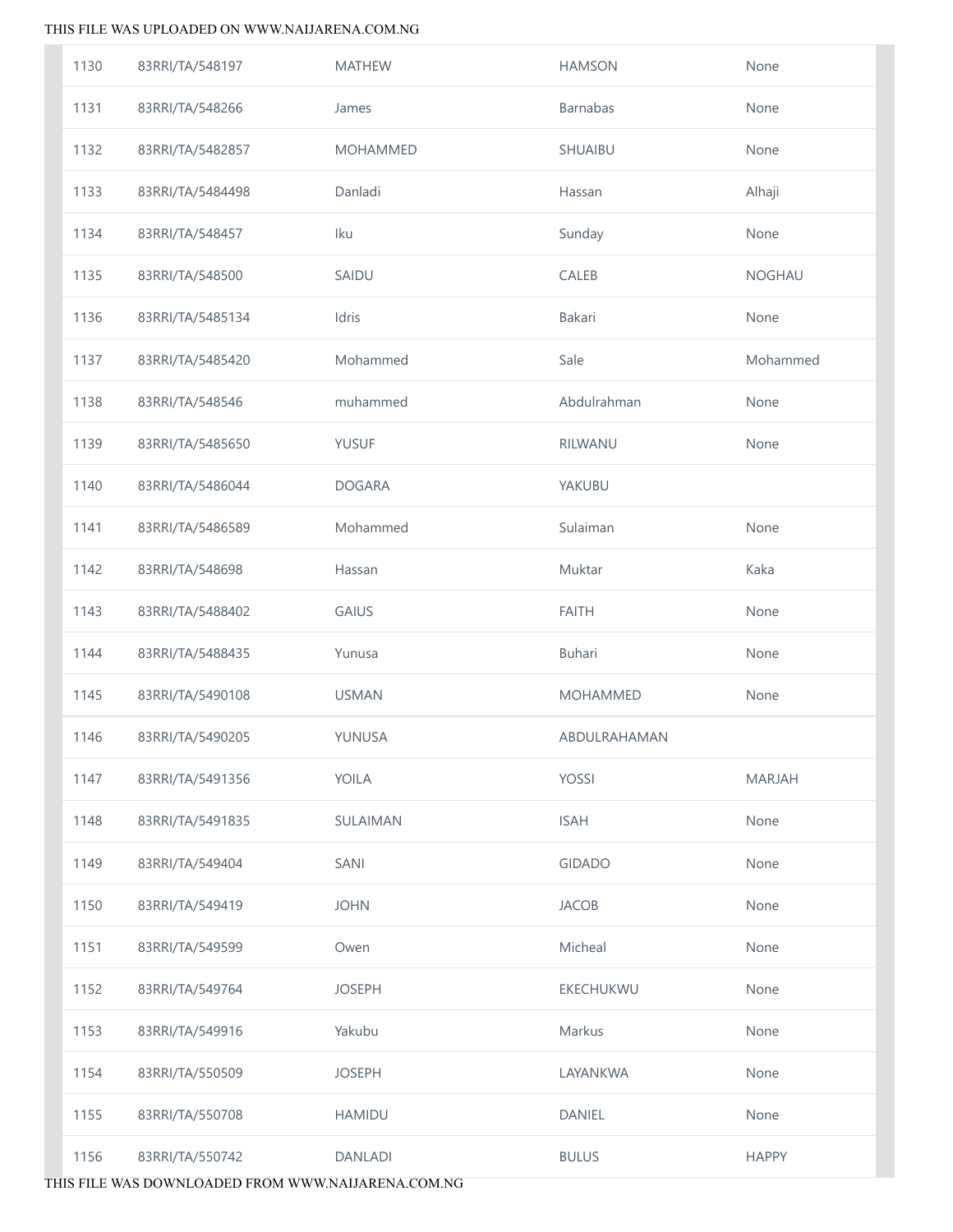| | | | | |
|---|---|---|---|---|
| 1130 | 83RRI/TA/548197 | MATHEW | HAMSON | None |
| 1131 | 83RRI/TA/548266 | James | Barnabas | None |
| 1132 | 83RRI/TA/5482857 | MOHAMMED | SHUAIBU | None |
| 1133 | 83RRI/TA/5484498 | Danladi | Hassan | Alhaji |
| 1134 | 83RRI/TA/548457 | Iku | Sunday | None |
| 1135 | 83RRI/TA/548500 | SAIDU | CALEB | NOGHAU |
| 1136 | 83RRI/TA/5485134 | Idris | Bakari | None |
| 1137 | 83RRI/TA/5485420 | Mohammed | Sale | Mohammed |
| 1138 | 83RRI/TA/548546 | muhammed | Abdulrahman | None |
| 1139 | 83RRI/TA/5485650 | YUSUF | RILWANU | None |
| 1140 | 83RRI/TA/5486044 | DOGARA | YAKUBU | |
| 1141 | 83RRI/TA/5486589 | Mohammed | Sulaiman | None |
| 1142 | 83RRI/TA/548698 | Hassan | Muktar | Kaka |
| 1143 | 83RRI/TA/5488402 | GAIUS | FAITH | None |
| 1144 | 83RRI/TA/5488435 | Yunusa | Buhari | None |
| 1145 | 83RRI/TA/5490108 | USMAN | MOHAMMED | None |
| 1146 | 83RRI/TA/5490205 | YUNUSA | ABDULRAHAMAN | |
| 1147 | 83RRI/TA/5491356 | YOILA | YOSSI | MARJAH |
| 1148 | 83RRI/TA/5491835 | SULAIMAN | ISAH | None |
| 1149 | 83RRI/TA/549404 | SANI | GIDADO | None |
| 1150 | 83RRI/TA/549419 | JOHN | JACOB | None |
| 1151 | 83RRI/TA/549599 | Owen | Micheal | None |
| 1152 | 83RRI/TA/549764 | JOSEPH | EKECHUKWU | None |
| 1153 | 83RRI/TA/549916 | Yakubu | Markus | None |
| 1154 | 83RRI/TA/550509 | JOSEPH | LAYANKWA | None |
| 1155 | 83RRI/TA/550708 | HAMIDU | DANIEL | None |
| 1156 | 83RRI/TA/550742 | DANLADI | BULUS | HAPPY |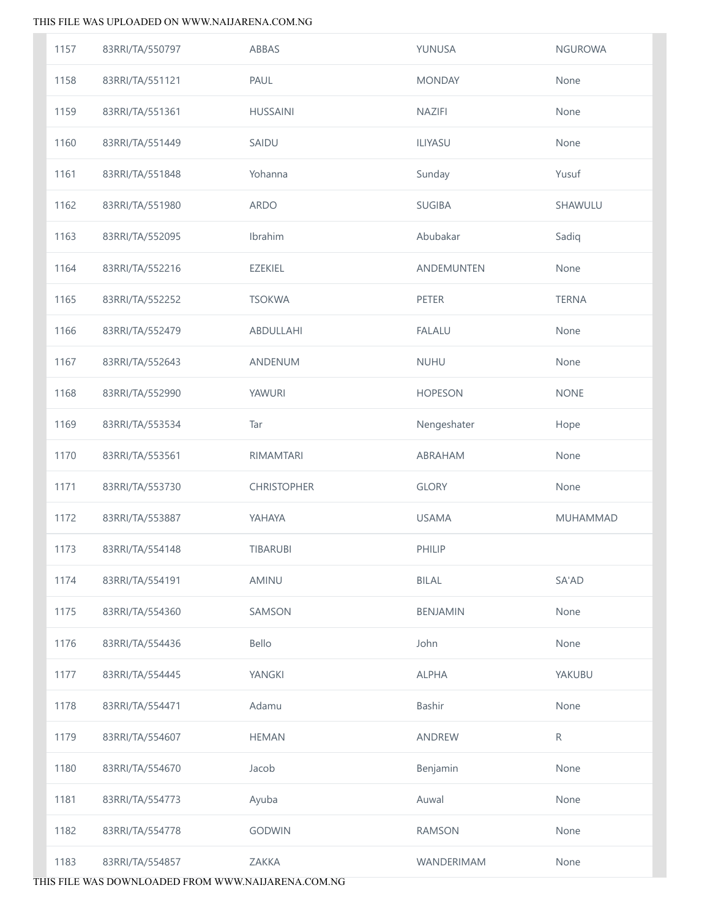| | | | | |
|---|---|---|---|---|
| 1157 | 83RRI/TA/550797 | ABBAS | YUNUSA | NGUROWA |
| 1158 | 83RRI/TA/551121 | PAUL | MONDAY | None |
| 1159 | 83RRI/TA/551361 | HUSSAINI | NAZIFI | None |
| 1160 | 83RRI/TA/551449 | SAIDU | ILIYASU | None |
| 1161 | 83RRI/TA/551848 | Yohanna | Sunday | Yusuf |
| 1162 | 83RRI/TA/551980 | ARDO | SUGIBA | SHAWULU |
| 1163 | 83RRI/TA/552095 | Ibrahim | Abubakar | Sadiq |
| 1164 | 83RRI/TA/552216 | EZEKIEL | ANDEMUNTEN | None |
| 1165 | 83RRI/TA/552252 | TSOKWA | PETER | TERNA |
| 1166 | 83RRI/TA/552479 | ABDULLAHI | FALALU | None |
| 1167 | 83RRI/TA/552643 | ANDENUM | NUHU | None |
| 1168 | 83RRI/TA/552990 | YAWURI | HOPESON | NONE |
| 1169 | 83RRI/TA/553534 | Tar | Nengeshater | Hope |
| 1170 | 83RRI/TA/553561 | RIMAMTARI | ABRAHAM | None |
| 1171 | 83RRI/TA/553730 | CHRISTOPHER | GLORY | None |
| 1172 | 83RRI/TA/553887 | YAHAYA | USAMA | MUHAMMAD |
| 1173 | 83RRI/TA/554148 | TIBARUBI | PHILIP | |
| 1174 | 83RRI/TA/554191 | AMINU | BILAL | SA'AD |
| 1175 | 83RRI/TA/554360 | SAMSON | BENJAMIN | None |
| 1176 | 83RRI/TA/554436 | Bello | John | None |
| 1177 | 83RRI/TA/554445 | YANGKI | ALPHA | YAKUBU |
| 1178 | 83RRI/TA/554471 | Adamu | Bashir | None |
| 1179 | 83RRI/TA/554607 | HEMAN | ANDREW | R |
| 1180 | 83RRI/TA/554670 | Jacob | Benjamin | None |
| 1181 | 83RRI/TA/554773 | Ayuba | Auwal | None |
| 1182 | 83RRI/TA/554778 | GODWIN | RAMSON | None |
| 1183 | 83RRI/TA/554857 | ZAKKA | WANDERIMAM | None |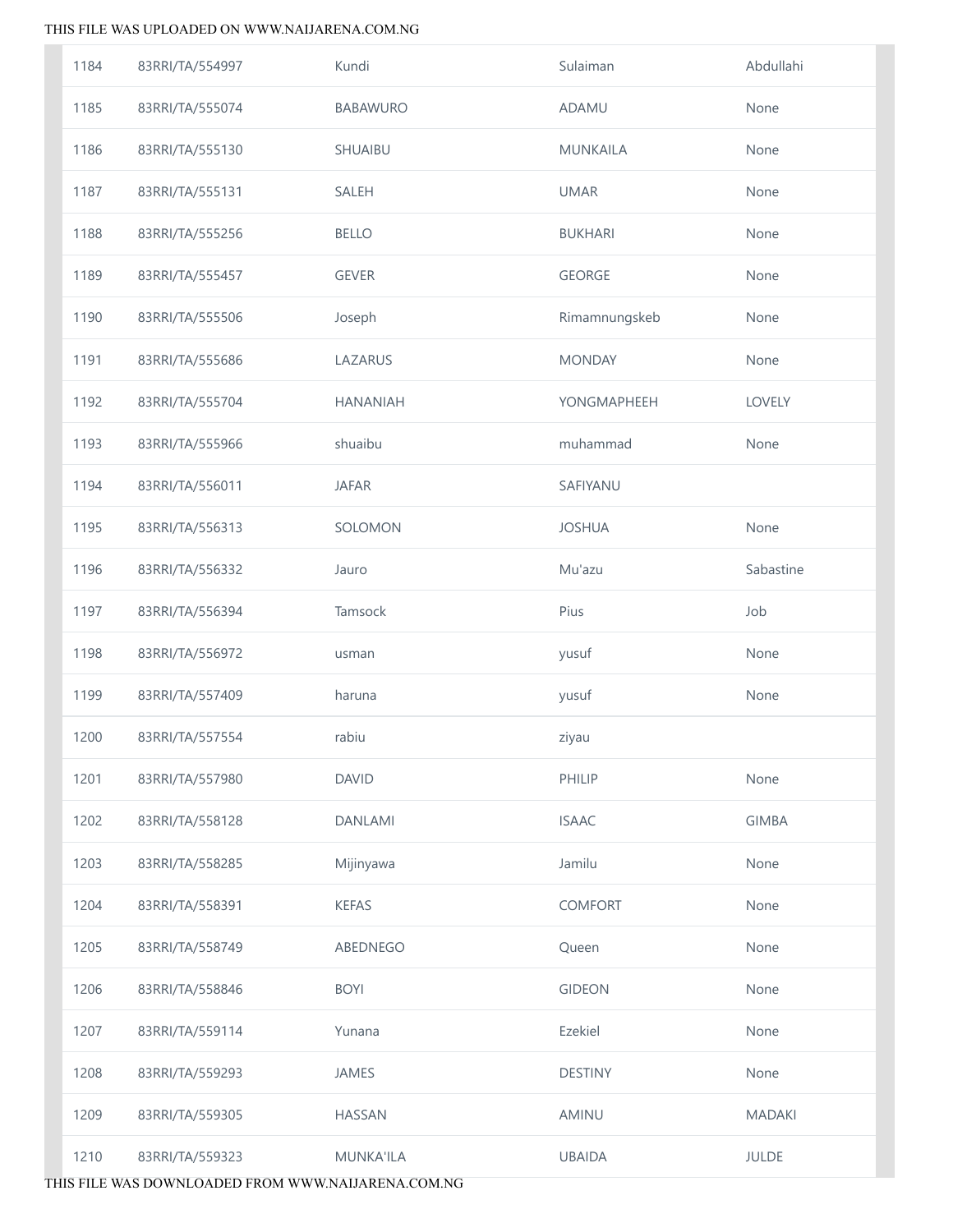| | | | | |
|---|---|---|---|---|
| 1184 | 83RRI/TA/554997 | Kundi | Sulaiman | Abdullahi |
| 1185 | 83RRI/TA/555074 | BABAWURO | ADAMU | None |
| 1186 | 83RRI/TA/555130 | SHUAIBU | MUNKAILA | None |
| 1187 | 83RRI/TA/555131 | SALEH | UMAR | None |
| 1188 | 83RRI/TA/555256 | BELLO | BUKHARI | None |
| 1189 | 83RRI/TA/555457 | GEVER | GEORGE | None |
| 1190 | 83RRI/TA/555506 | Joseph | Rimamnungskeb | None |
| 1191 | 83RRI/TA/555686 | LAZARUS | MONDAY | None |
| 1192 | 83RRI/TA/555704 | HANANIAH | YONGMAPHEEH | LOVELY |
| 1193 | 83RRI/TA/555966 | shuaibu | muhammad | None |
| 1194 | 83RRI/TA/556011 | JAFAR | SAFIYANU | |
| 1195 | 83RRI/TA/556313 | SOLOMON | JOSHUA | None |
| 1196 | 83RRI/TA/556332 | Jauro | Mu'azu | Sabastine |
| 1197 | 83RRI/TA/556394 | Tamsock | Pius | Job |
| 1198 | 83RRI/TA/556972 | usman | yusuf | None |
| 1199 | 83RRI/TA/557409 | haruna | yusuf | None |
| 1200 | 83RRI/TA/557554 | rabiu | ziyau | |
| 1201 | 83RRI/TA/557980 | DAVID | PHILIP | None |
| 1202 | 83RRI/TA/558128 | DANLAMI | ISAAC | GIMBA |
| 1203 | 83RRI/TA/558285 | Mijinyawa | Jamilu | None |
| 1204 | 83RRI/TA/558391 | KEFAS | COMFORT | None |
| 1205 | 83RRI/TA/558749 | ABEDNEGO | Queen | None |
| 1206 | 83RRI/TA/558846 | BOYI | GIDEON | None |
| 1207 | 83RRI/TA/559114 | Yunana | Ezekiel | None |
| 1208 | 83RRI/TA/559293 | JAMES | DESTINY | None |
| 1209 | 83RRI/TA/559305 | HASSAN | AMINU | MADAKI |
| 1210 | 83RRI/TA/559323 | MUNKA'ILA | UBAIDA | JULDE |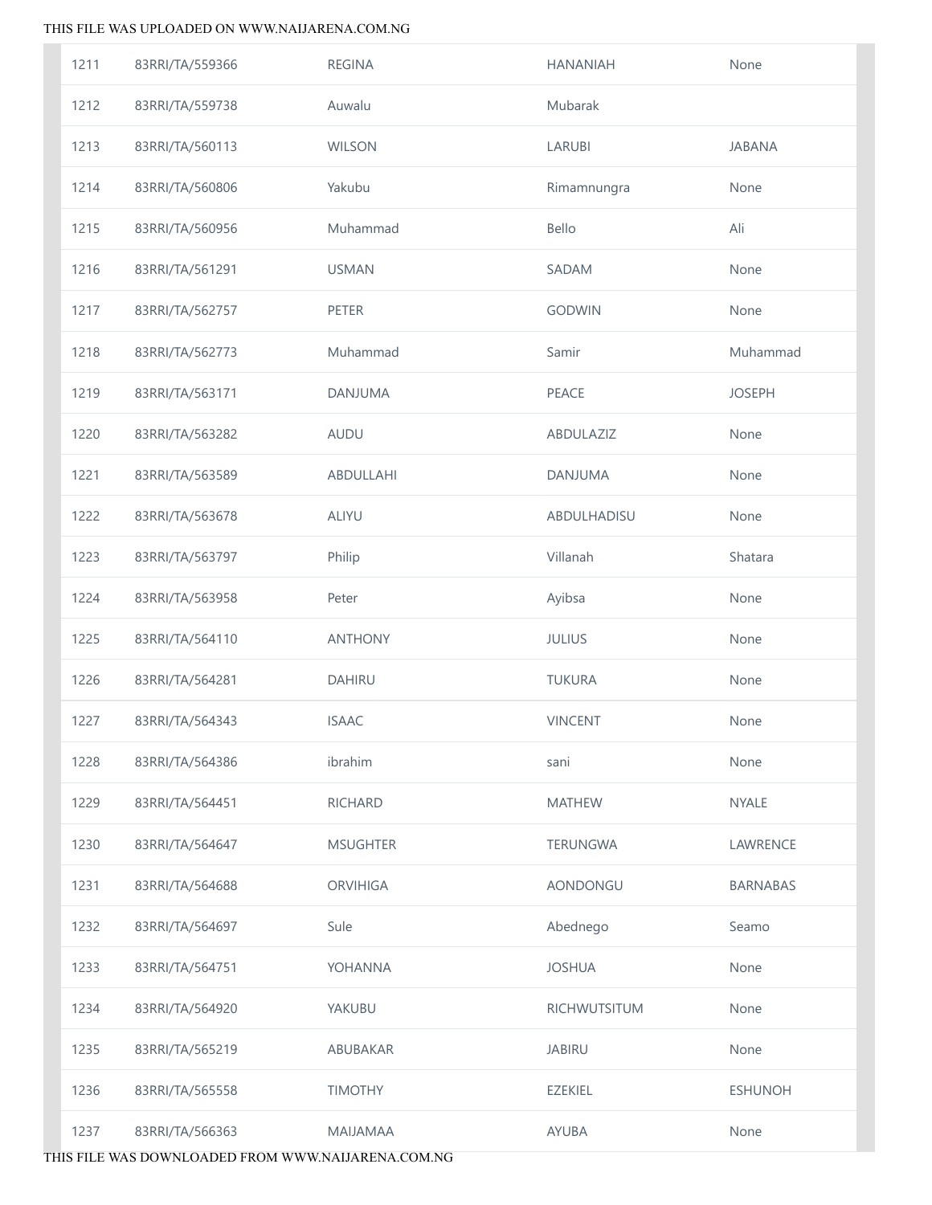| | | | | |
|---|---|---|---|---|
| 1211 | 83RRI/TA/559366 | REGINA | HANANIAH | None |
| 1212 | 83RRI/TA/559738 | Auwalu | Mubarak | |
| 1213 | 83RRI/TA/560113 | WILSON | LARUBI | JABANA |
| 1214 | 83RRI/TA/560806 | Yakubu | Rimamnungra | None |
| 1215 | 83RRI/TA/560956 | Muhammad | Bello | Ali |
| 1216 | 83RRI/TA/561291 | USMAN | SADAM | None |
| 1217 | 83RRI/TA/562757 | PETER | GODWIN | None |
| 1218 | 83RRI/TA/562773 | Muhammad | Samir | Muhammad |
| 1219 | 83RRI/TA/563171 | DANJUMA | PEACE | JOSEPH |
| 1220 | 83RRI/TA/563282 | AUDU | ABDULAZIZ | None |
| 1221 | 83RRI/TA/563589 | ABDULLAHI | DANJUMA | None |
| 1222 | 83RRI/TA/563678 | ALIYU | ABDULHADISU | None |
| 1223 | 83RRI/TA/563797 | Philip | Villanah | Shatara |
| 1224 | 83RRI/TA/563958 | Peter | Ayibsa | None |
| 1225 | 83RRI/TA/564110 | ANTHONY | JULIUS | None |
| 1226 | 83RRI/TA/564281 | DAHIRU | TUKURA | None |
| 1227 | 83RRI/TA/564343 | ISAAC | VINCENT | None |
| 1228 | 83RRI/TA/564386 | ibrahim | sani | None |
| 1229 | 83RRI/TA/564451 | RICHARD | MATHEW | NYALE |
| 1230 | 83RRI/TA/564647 | MSUGHTER | TERUNGWA | LAWRENCE |
| 1231 | 83RRI/TA/564688 | ORVIHIGA | AONDONGU | BARNABAS |
| 1232 | 83RRI/TA/564697 | Sule | Abednego | Seamo |
| 1233 | 83RRI/TA/564751 | YOHANNA | JOSHUA | None |
| 1234 | 83RRI/TA/564920 | YAKUBU | RICHWUTSITUM | None |
| 1235 | 83RRI/TA/565219 | ABUBAKAR | JABIRU | None |
| 1236 | 83RRI/TA/565558 | TIMOTHY | EZEKIEL | ESHUNOH |
| 1237 | 83RRI/TA/566363 | MAIJAMAA | AYUBA | None |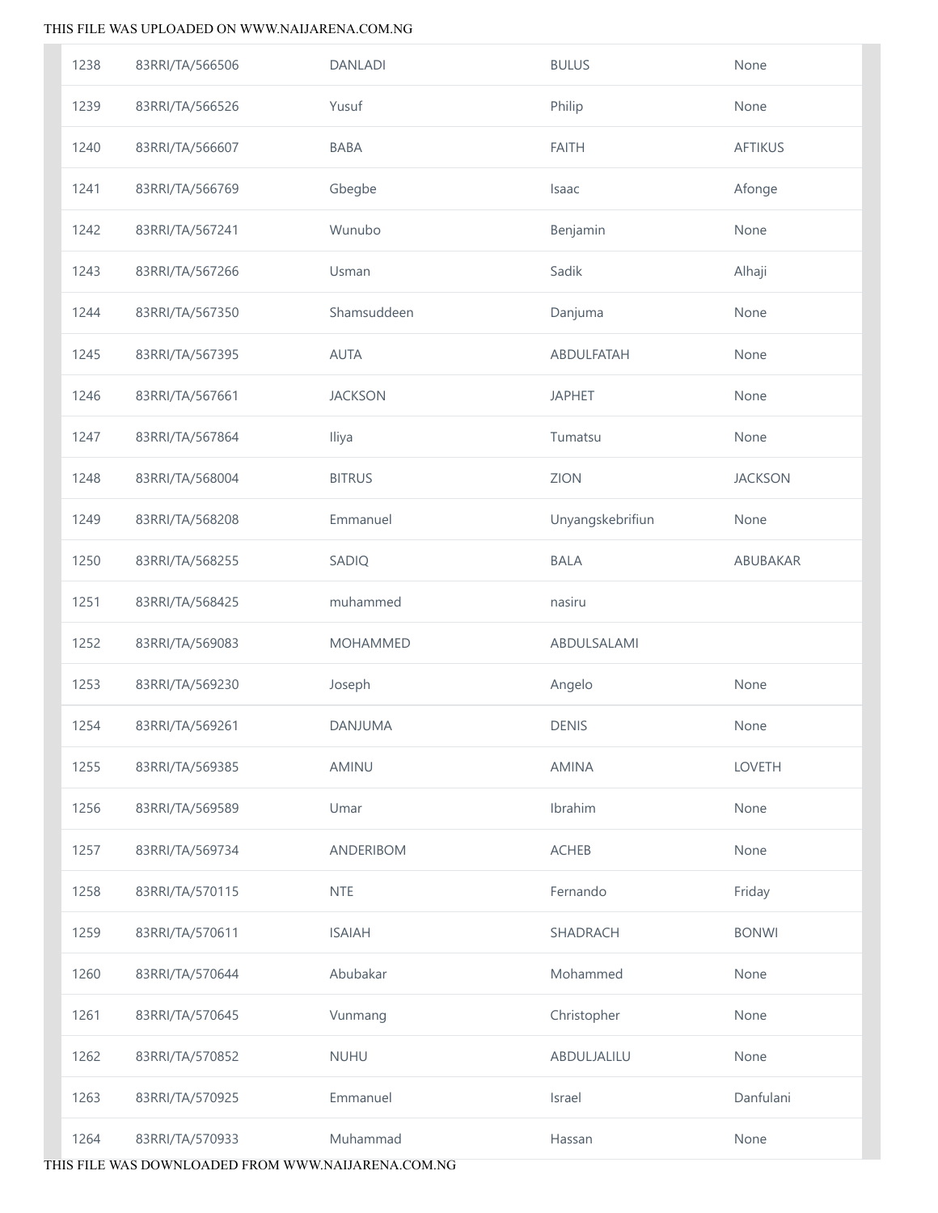| | | | | |
|---|---|---|---|---|
| 1238 | 83RRI/TA/566506 | DANLADI | BULUS | None |
| 1239 | 83RRI/TA/566526 | Yusuf | Philip | None |
| 1240 | 83RRI/TA/566607 | BABA | FAITH | AFTIKUS |
| 1241 | 83RRI/TA/566769 | Gbegbe | Isaac | Afonge |
| 1242 | 83RRI/TA/567241 | Wunubo | Benjamin | None |
| 1243 | 83RRI/TA/567266 | Usman | Sadik | Alhaji |
| 1244 | 83RRI/TA/567350 | Shamsuddeen | Danjuma | None |
| 1245 | 83RRI/TA/567395 | AUTA | ABDULFATAH | None |
| 1246 | 83RRI/TA/567661 | JACKSON | JAPHET | None |
| 1247 | 83RRI/TA/567864 | Iliya | Tumatsu | None |
| 1248 | 83RRI/TA/568004 | BITRUS | ZION | JACKSON |
| 1249 | 83RRI/TA/568208 | Emmanuel | Unyangskebrifiun | None |
| 1250 | 83RRI/TA/568255 | SADIQ | BALA | ABUBAKAR |
| 1251 | 83RRI/TA/568425 | muhammed | nasiru | |
| 1252 | 83RRI/TA/569083 | MOHAMMED | ABDULSALAMI | |
| 1253 | 83RRI/TA/569230 | Joseph | Angelo | None |
| 1254 | 83RRI/TA/569261 | DANJUMA | DENIS | None |
| 1255 | 83RRI/TA/569385 | AMINU | AMINA | LOVETH |
| 1256 | 83RRI/TA/569589 | Umar | Ibrahim | None |
| 1257 | 83RRI/TA/569734 | ANDERIBOM | ACHEB | None |
| 1258 | 83RRI/TA/570115 | NTE | Fernando | Friday |
| 1259 | 83RRI/TA/570611 | ISAIAH | SHADRACH | BONWI |
| 1260 | 83RRI/TA/570644 | Abubakar | Mohammed | None |
| 1261 | 83RRI/TA/570645 | Vunmang | Christopher | None |
| 1262 | 83RRI/TA/570852 | NUHU | ABDULJALILU | None |
| 1263 | 83RRI/TA/570925 | Emmanuel | Israel | Danfulani |
| 1264 | 83RRI/TA/570933 | Muhammad | Hassan | None |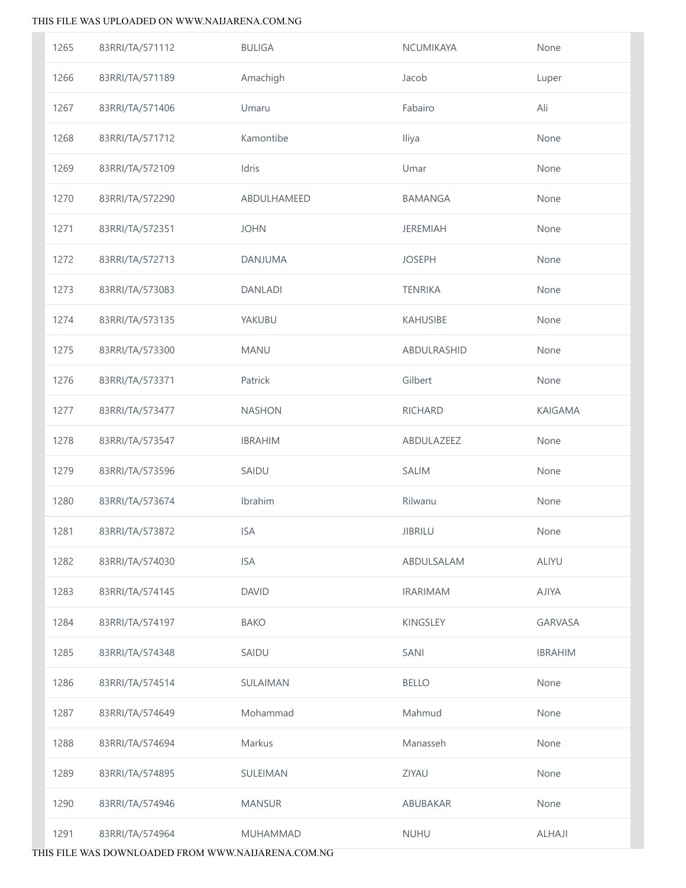| | | | | |
|---|---|---|---|---|
| 1265 | 83RRI/TA/571112 | BULIGA | NCUMIKAYA | None |
| 1266 | 83RRI/TA/571189 | Amachigh | Jacob | Luper |
| 1267 | 83RRI/TA/571406 | Umaru | Fabairo | Ali |
| 1268 | 83RRI/TA/571712 | Kamontibe | Iliya | None |
| 1269 | 83RRI/TA/572109 | Idris | Umar | None |
| 1270 | 83RRI/TA/572290 | ABDULHAMEED | BAMANGA | None |
| 1271 | 83RRI/TA/572351 | JOHN | JEREMIAH | None |
| 1272 | 83RRI/TA/572713 | DANJUMA | JOSEPH | None |
| 1273 | 83RRI/TA/573083 | DANLADI | TENRIKA | None |
| 1274 | 83RRI/TA/573135 | YAKUBU | KAHUSIBE | None |
| 1275 | 83RRI/TA/573300 | MANU | ABDULRASHID | None |
| 1276 | 83RRI/TA/573371 | Patrick | Gilbert | None |
| 1277 | 83RRI/TA/573477 | NASHON | RICHARD | KAIGAMA |
| 1278 | 83RRI/TA/573547 | IBRAHIM | ABDULAZEEZ | None |
| 1279 | 83RRI/TA/573596 | SAIDU | SALIM | None |
| 1280 | 83RRI/TA/573674 | Ibrahim | Rilwanu | None |
| 1281 | 83RRI/TA/573872 | ISA | JIBRILU | None |
| 1282 | 83RRI/TA/574030 | ISA | ABDULSALAM | ALIYU |
| 1283 | 83RRI/TA/574145 | DAVID | IRARIMAM | AJIYA |
| 1284 | 83RRI/TA/574197 | BAKO | KINGSLEY | GARVASA |
| 1285 | 83RRI/TA/574348 | SAIDU | SANI | IBRAHIM |
| 1286 | 83RRI/TA/574514 | SULAIMAN | BELLO | None |
| 1287 | 83RRI/TA/574649 | Mohammad | Mahmud | None |
| 1288 | 83RRI/TA/574694 | Markus | Manasseh | None |
| 1289 | 83RRI/TA/574895 | SULEIMAN | ZIYAU | None |
| 1290 | 83RRI/TA/574946 | MANSUR | ABUBAKAR | None |
| 1291 | 83RRI/TA/574964 | MUHAMMAD | NUHU | ALHAJI |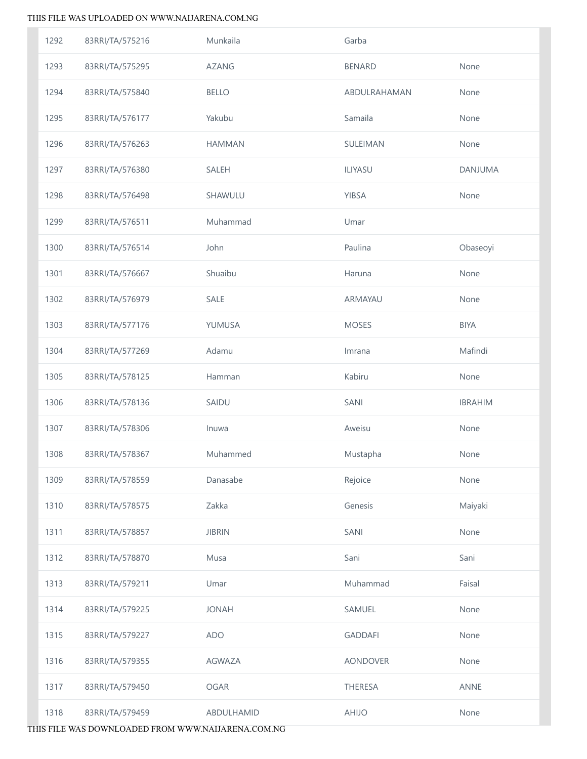| | | | | |
|---|---|---|---|---|
| 1292 | 83RRI/TA/575216 | Munkaila | Garba | |
| 1293 | 83RRI/TA/575295 | AZANG | BENARD | None |
| 1294 | 83RRI/TA/575840 | BELLO | ABDULRAHAMAN | None |
| 1295 | 83RRI/TA/576177 | Yakubu | Samaila | None |
| 1296 | 83RRI/TA/576263 | HAMMAN | SULEIMAN | None |
| 1297 | 83RRI/TA/576380 | SALEH | ILIYASU | DANJUMA |
| 1298 | 83RRI/TA/576498 | SHAWULU | YIBSA | None |
| 1299 | 83RRI/TA/576511 | Muhammad | Umar | |
| 1300 | 83RRI/TA/576514 | John | Paulina | Obaseoyi |
| 1301 | 83RRI/TA/576667 | Shuaibu | Haruna | None |
| 1302 | 83RRI/TA/576979 | SALE | ARMAYAU | None |
| 1303 | 83RRI/TA/577176 | YUMUSA | MOSES | BIYA |
| 1304 | 83RRI/TA/577269 | Adamu | Imrana | Mafindi |
| 1305 | 83RRI/TA/578125 | Hamman | Kabiru | None |
| 1306 | 83RRI/TA/578136 | SAIDU | SANI | IBRAHIM |
| 1307 | 83RRI/TA/578306 | Inuwa | Aweisu | None |
| 1308 | 83RRI/TA/578367 | Muhammed | Mustapha | None |
| 1309 | 83RRI/TA/578559 | Danasabe | Rejoice | None |
| 1310 | 83RRI/TA/578575 | Zakka | Genesis | Maiyaki |
| 1311 | 83RRI/TA/578857 | JIBRIN | SANI | None |
| 1312 | 83RRI/TA/578870 | Musa | Sani | Sani |
| 1313 | 83RRI/TA/579211 | Umar | Muhammad | Faisal |
| 1314 | 83RRI/TA/579225 | JONAH | SAMUEL | None |
| 1315 | 83RRI/TA/579227 | ADO | GADDAFI | None |
| 1316 | 83RRI/TA/579355 | AGWAZA | AONDOVER | None |
| 1317 | 83RRI/TA/579450 | OGAR | THERESA | ANNE |
| 1318 | 83RRI/TA/579459 | ABDULHAMID | AHIJO | None |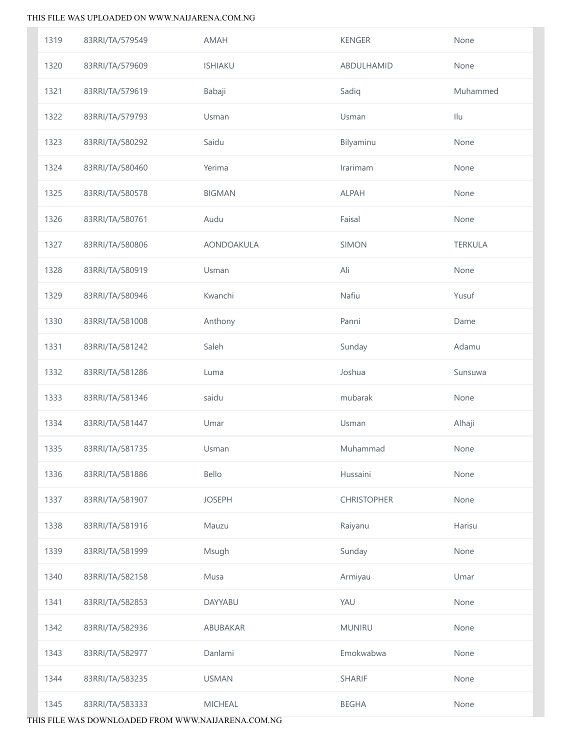| 1319 | 83RRI/TA/579549 | AMAH | KENGER | None |
|---|---|---|---|---|
| 1320 | 83RRI/TA/579609 | ISHIAKU | ABDULHAMID | None |
| 1321 | 83RRI/TA/579619 | Babaji | Sadiq | Muhammed |
| 1322 | 83RRI/TA/579793 | Usman | Usman | Ilu |
| 1323 | 83RRI/TA/580292 | Saidu | Bilyaminu | None |
| 1324 | 83RRI/TA/580460 | Yerima | Irarimam | None |
| 1325 | 83RRI/TA/580578 | BIGMAN | ALPAH | None |
| 1326 | 83RRI/TA/580761 | Audu | Faisal | None |
| 1327 | 83RRI/TA/580806 | AONDOAKULA | SIMON | TERKULA |
| 1328 | 83RRI/TA/580919 | Usman | Ali | None |
| 1329 | 83RRI/TA/580946 | Kwanchi | Nafiu | Yusuf |
| 1330 | 83RRI/TA/581008 | Anthony | Panni | Dame |
| 1331 | 83RRI/TA/581242 | Saleh | Sunday | Adamu |
| 1332 | 83RRI/TA/581286 | Luma | Joshua | Sunsuwa |
| 1333 | 83RRI/TA/581346 | saidu | mubarak | None |
| 1334 | 83RRI/TA/581447 | Umar | Usman | Alhaji |
| 1335 | 83RRI/TA/581735 | Usman | Muhammad | None |
| 1336 | 83RRI/TA/581886 | Bello | Hussaini | None |
| 1337 | 83RRI/TA/581907 | JOSEPH | CHRISTOPHER | None |
| 1338 | 83RRI/TA/581916 | Mauzu | Raiyanu | Harisu |
| 1339 | 83RRI/TA/581999 | Msugh | Sunday | None |
| 1340 | 83RRI/TA/582158 | Musa | Armiyau | Umar |
| 1341 | 83RRI/TA/582853 | DAYYABU | YAU | None |
| 1342 | 83RRI/TA/582936 | ABUBAKAR | MUNIRU | None |
| 1343 | 83RRI/TA/582977 | Danlami | Emokwabwa | None |
| 1344 | 83RRI/TA/583235 | USMAN | SHARIF | None |
| 1345 | 83RRI/TA/583333 | MICHEAL | BEGHA | None |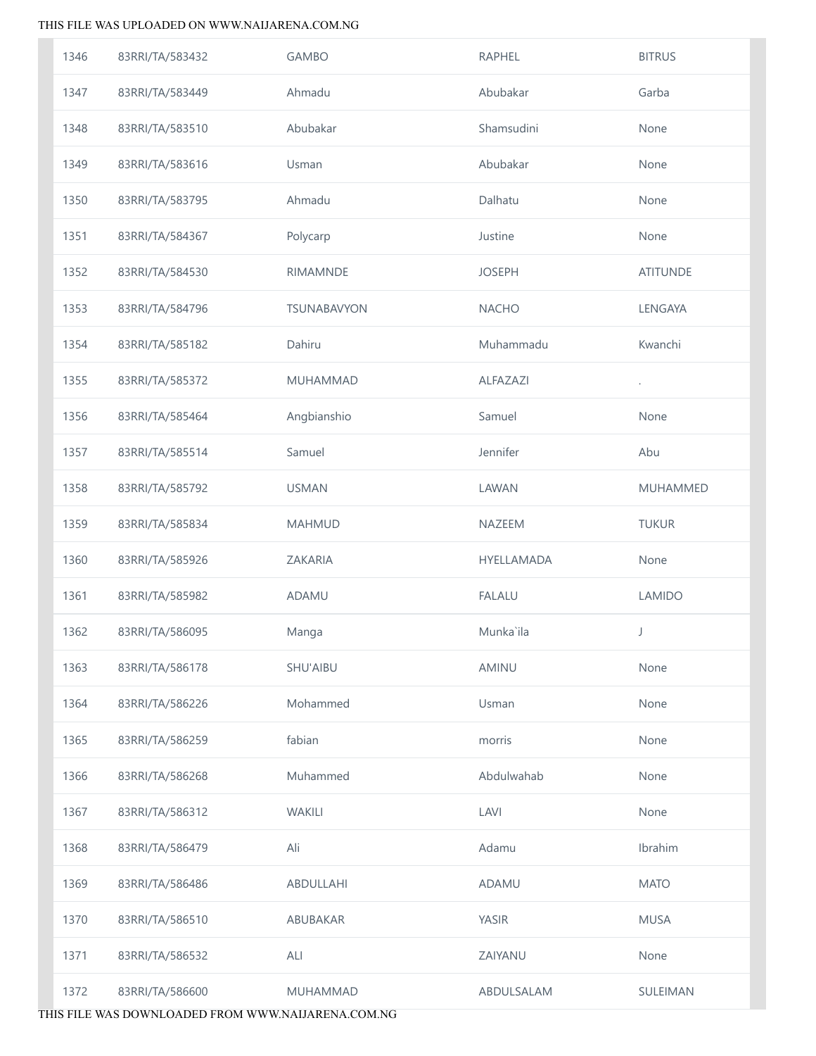| 1346 | 83RRI/TA/583432 | GAMBO | RAPHEL | BITRUS |
|---|---|---|---|---|
| 1347 | 83RRI/TA/583449 | Ahmadu | Abubakar | Garba |
| 1348 | 83RRI/TA/583510 | Abubakar | Shamsudini | None |
| 1349 | 83RRI/TA/583616 | Usman | Abubakar | None |
| 1350 | 83RRI/TA/583795 | Ahmadu | Dalhatu | None |
| 1351 | 83RRI/TA/584367 | Polycarp | Justine | None |
| 1352 | 83RRI/TA/584530 | RIMAMNDE | JOSEPH | ATITUNDE |
| 1353 | 83RRI/TA/584796 | TSUNABAVYON | NACHO | LENGAYA |
| 1354 | 83RRI/TA/585182 | Dahiru | Muhammadu | Kwanchi |
| 1355 | 83RRI/TA/585372 | MUHAMMAD | ALFAZAZI | . |
| 1356 | 83RRI/TA/585464 | Angbianshio | Samuel | None |
| 1357 | 83RRI/TA/585514 | Samuel | Jennifer | Abu |
| 1358 | 83RRI/TA/585792 | USMAN | LAWAN | MUHAMMED |
| 1359 | 83RRI/TA/585834 | MAHMUD | NAZEEM | TUKUR |
| 1360 | 83RRI/TA/585926 | ZAKARIA | HYELLAMADA | None |
| 1361 | 83RRI/TA/585982 | ADAMU | FALALU | LAMIDO |
| 1362 | 83RRI/TA/586095 | Manga | Munka`ila | J |
| 1363 | 83RRI/TA/586178 | SHU'AIBU | AMINU | None |
| 1364 | 83RRI/TA/586226 | Mohammed | Usman | None |
| 1365 | 83RRI/TA/586259 | fabian | morris | None |
| 1366 | 83RRI/TA/586268 | Muhammed | Abdulwahab | None |
| 1367 | 83RRI/TA/586312 | WAKILI | LAVI | None |
| 1368 | 83RRI/TA/586479 | Ali | Adamu | Ibrahim |
| 1369 | 83RRI/TA/586486 | ABDULLAHI | ADAMU | MATO |
| 1370 | 83RRI/TA/586510 | ABUBAKAR | YASIR | MUSA |
| 1371 | 83RRI/TA/586532 | ALI | ZAIYANU | None |
| 1372 | 83RRI/TA/586600 | MUHAMMAD | ABDULSALAM | SULEIMAN |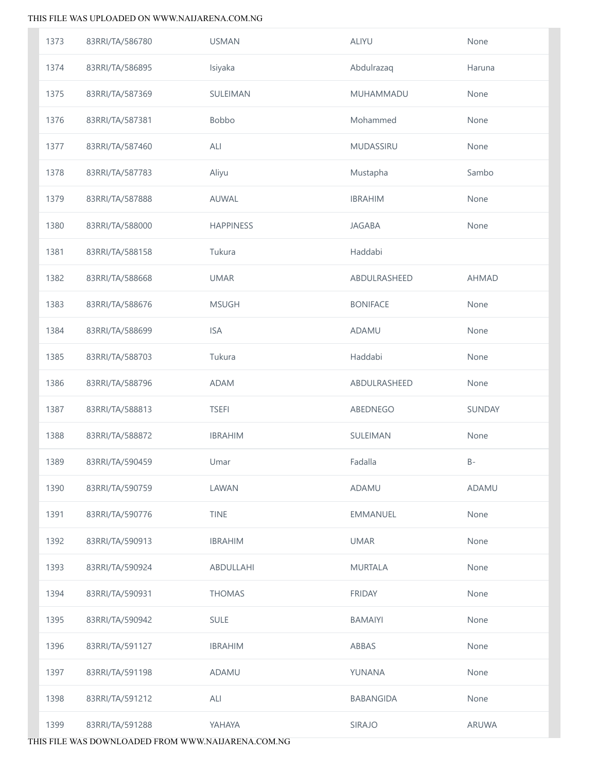| | | | | |
|---|---|---|---|---|
| 1373 | 83RRI/TA/586780 | USMAN | ALIYU | None |
| 1374 | 83RRI/TA/586895 | Isiyaka | Abdulrazaq | Haruna |
| 1375 | 83RRI/TA/587369 | SULEIMAN | MUHAMMADU | None |
| 1376 | 83RRI/TA/587381 | Bobbo | Mohammed | None |
| 1377 | 83RRI/TA/587460 | ALI | MUDASSIRU | None |
| 1378 | 83RRI/TA/587783 | Aliyu | Mustapha | Sambo |
| 1379 | 83RRI/TA/587888 | AUWAL | IBRAHIM | None |
| 1380 | 83RRI/TA/588000 | HAPPINESS | JAGABA | None |
| 1381 | 83RRI/TA/588158 | Tukura | Haddabi | |
| 1382 | 83RRI/TA/588668 | UMAR | ABDULRASHEED | AHMAD |
| 1383 | 83RRI/TA/588676 | MSUGH | BONIFACE | None |
| 1384 | 83RRI/TA/588699 | ISA | ADAMU | None |
| 1385 | 83RRI/TA/588703 | Tukura | Haddabi | None |
| 1386 | 83RRI/TA/588796 | ADAM | ABDULRASHEED | None |
| 1387 | 83RRI/TA/588813 | TSEFI | ABEDNEGO | SUNDAY |
| 1388 | 83RRI/TA/588872 | IBRAHIM | SULEIMAN | None |
| 1389 | 83RRI/TA/590459 | Umar | Fadalla | B- |
| 1390 | 83RRI/TA/590759 | LAWAN | ADAMU | ADAMU |
| 1391 | 83RRI/TA/590776 | TINE | EMMANUEL | None |
| 1392 | 83RRI/TA/590913 | IBRAHIM | UMAR | None |
| 1393 | 83RRI/TA/590924 | ABDULLAHI | MURTALA | None |
| 1394 | 83RRI/TA/590931 | THOMAS | FRIDAY | None |
| 1395 | 83RRI/TA/590942 | SULE | BAMAIYI | None |
| 1396 | 83RRI/TA/591127 | IBRAHIM | ABBAS | None |
| 1397 | 83RRI/TA/591198 | ADAMU | YUNANA | None |
| 1398 | 83RRI/TA/591212 | ALI | BABANGIDA | None |
| 1399 | 83RRI/TA/591288 | YAHAYA | SIRAJO | ARUWA |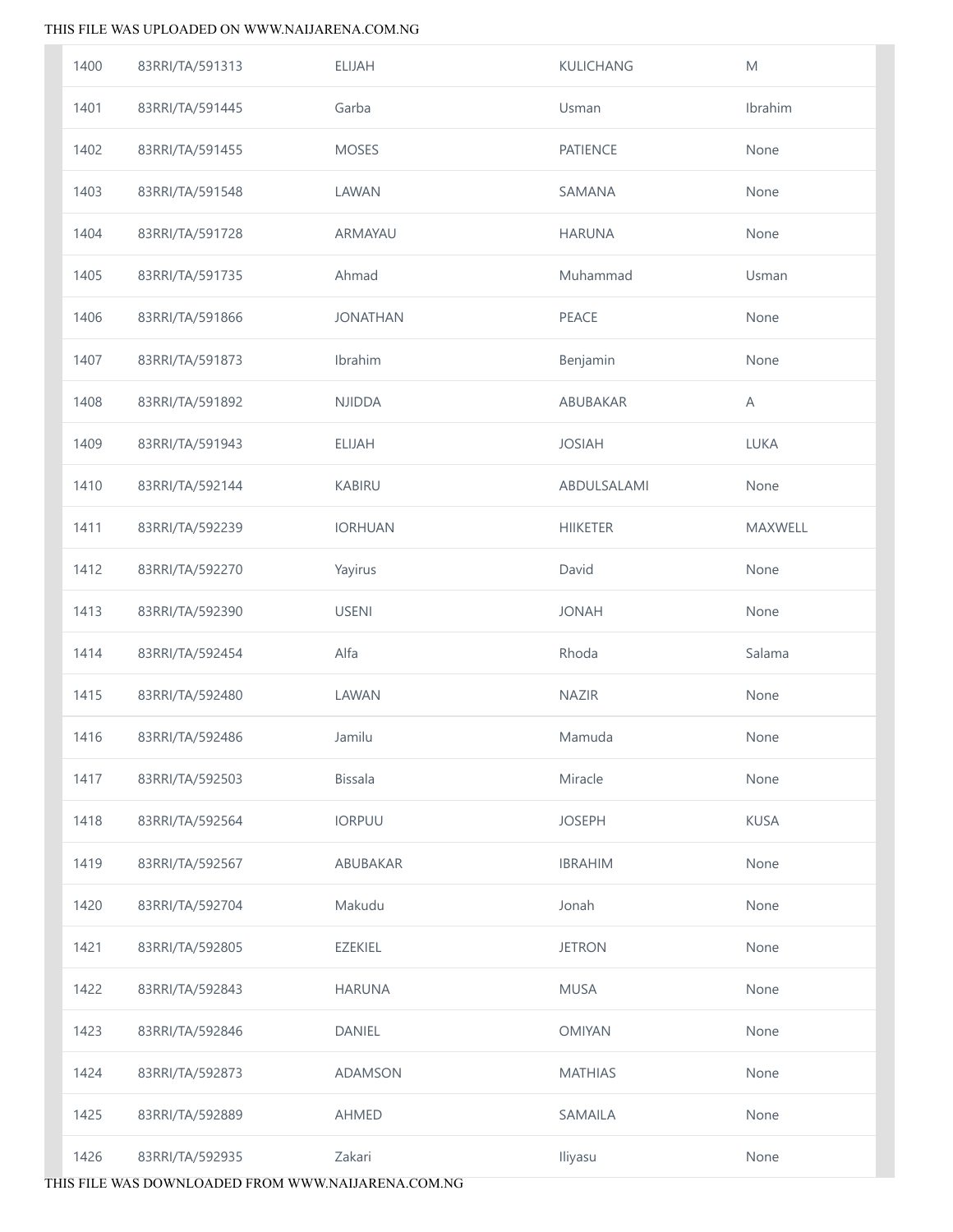| 1400 | 83RRI/TA/591313 | ELIJAH | KULICHANG | M |
|---|---|---|---|---|
| 1401 | 83RRI/TA/591445 | Garba | Usman | Ibrahim |
| 1402 | 83RRI/TA/591455 | MOSES | PATIENCE | None |
| 1403 | 83RRI/TA/591548 | LAWAN | SAMANA | None |
| 1404 | 83RRI/TA/591728 | ARMAYAU | HARUNA | None |
| 1405 | 83RRI/TA/591735 | Ahmad | Muhammad | Usman |
| 1406 | 83RRI/TA/591866 | JONATHAN | PEACE | None |
| 1407 | 83RRI/TA/591873 | Ibrahim | Benjamin | None |
| 1408 | 83RRI/TA/591892 | NJIDDA | ABUBAKAR | A |
| 1409 | 83RRI/TA/591943 | ELIJAH | JOSIAH | LUKA |
| 1410 | 83RRI/TA/592144 | KABIRU | ABDULSALAMI | None |
| 1411 | 83RRI/TA/592239 | IORHUAN | HIIKETER | MAXWELL |
| 1412 | 83RRI/TA/592270 | Yayirus | David | None |
| 1413 | 83RRI/TA/592390 | USENI | JONAH | None |
| 1414 | 83RRI/TA/592454 | Alfa | Rhoda | Salama |
| 1415 | 83RRI/TA/592480 | LAWAN | NAZIR | None |
| 1416 | 83RRI/TA/592486 | Jamilu | Mamuda | None |
| 1417 | 83RRI/TA/592503 | Bissala | Miracle | None |
| 1418 | 83RRI/TA/592564 | IORPUU | JOSEPH | KUSA |
| 1419 | 83RRI/TA/592567 | ABUBAKAR | IBRAHIM | None |
| 1420 | 83RRI/TA/592704 | Makudu | Jonah | None |
| 1421 | 83RRI/TA/592805 | EZEKIEL | JETRON | None |
| 1422 | 83RRI/TA/592843 | HARUNA | MUSA | None |
| 1423 | 83RRI/TA/592846 | DANIEL | OMIYAN | None |
| 1424 | 83RRI/TA/592873 | ADAMSON | MATHIAS | None |
| 1425 | 83RRI/TA/592889 | AHMED | SAMAILA | None |
| 1426 | 83RRI/TA/592935 | Zakari | Iliyasu | None |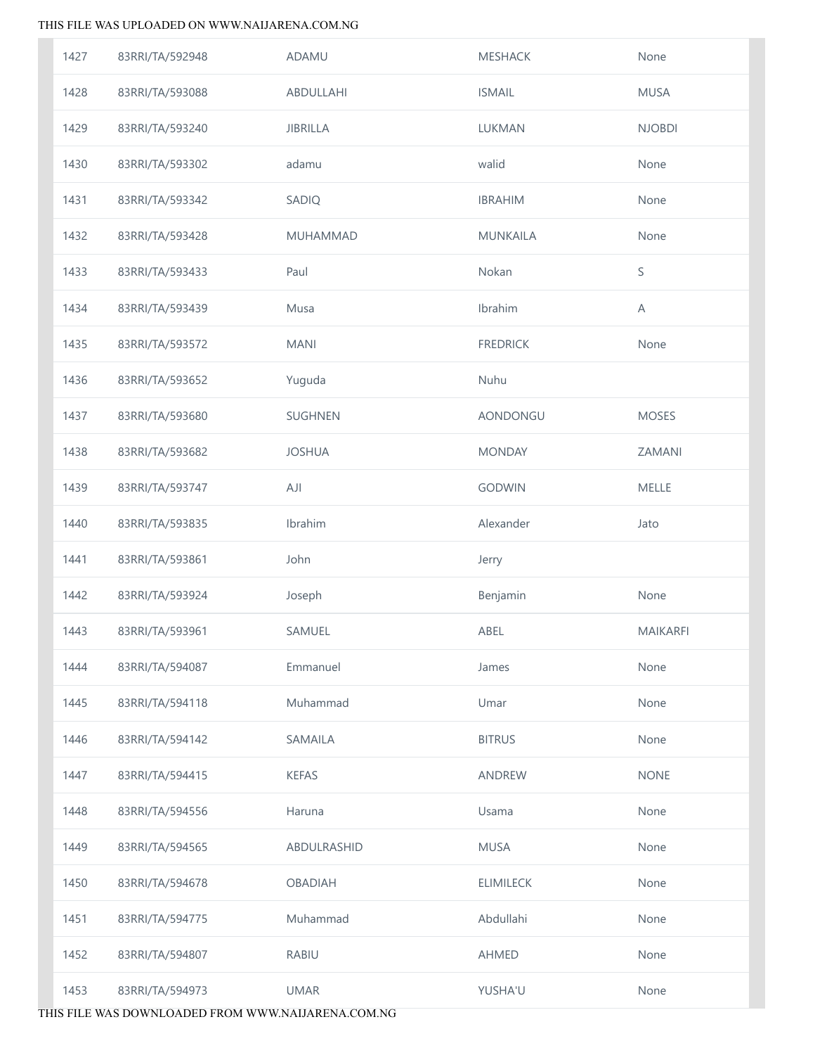| | | | | |
|---|---|---|---|---|
| 1427 | 83RRI/TA/592948 | ADAMU | MESHACK | None |
| 1428 | 83RRI/TA/593088 | ABDULLAHI | ISMAIL | MUSA |
| 1429 | 83RRI/TA/593240 | JIBRILLA | LUKMAN | NJOBDI |
| 1430 | 83RRI/TA/593302 | adamu | walid | None |
| 1431 | 83RRI/TA/593342 | SADIQ | IBRAHIM | None |
| 1432 | 83RRI/TA/593428 | MUHAMMAD | MUNKAILA | None |
| 1433 | 83RRI/TA/593433 | Paul | Nokan | S |
| 1434 | 83RRI/TA/593439 | Musa | Ibrahim | A |
| 1435 | 83RRI/TA/593572 | MANI | FREDRICK | None |
| 1436 | 83RRI/TA/593652 | Yuguda | Nuhu | |
| 1437 | 83RRI/TA/593680 | SUGHNEN | AONDONGU | MOSES |
| 1438 | 83RRI/TA/593682 | JOSHUA | MONDAY | ZAMANI |
| 1439 | 83RRI/TA/593747 | AJI | GODWIN | MELLE |
| 1440 | 83RRI/TA/593835 | Ibrahim | Alexander | Jato |
| 1441 | 83RRI/TA/593861 | John | Jerry | |
| 1442 | 83RRI/TA/593924 | Joseph | Benjamin | None |
| 1443 | 83RRI/TA/593961 | SAMUEL | ABEL | MAIKARFI |
| 1444 | 83RRI/TA/594087 | Emmanuel | James | None |
| 1445 | 83RRI/TA/594118 | Muhammad | Umar | None |
| 1446 | 83RRI/TA/594142 | SAMAILA | BITRUS | None |
| 1447 | 83RRI/TA/594415 | KEFAS | ANDREW | NONE |
| 1448 | 83RRI/TA/594556 | Haruna | Usama | None |
| 1449 | 83RRI/TA/594565 | ABDULRASHID | MUSA | None |
| 1450 | 83RRI/TA/594678 | OBADIAH | ELIMILECK | None |
| 1451 | 83RRI/TA/594775 | Muhammad | Abdullahi | None |
| 1452 | 83RRI/TA/594807 | RABIU | AHMED | None |
| 1453 | 83RRI/TA/594973 | UMAR | YUSHA'U | None |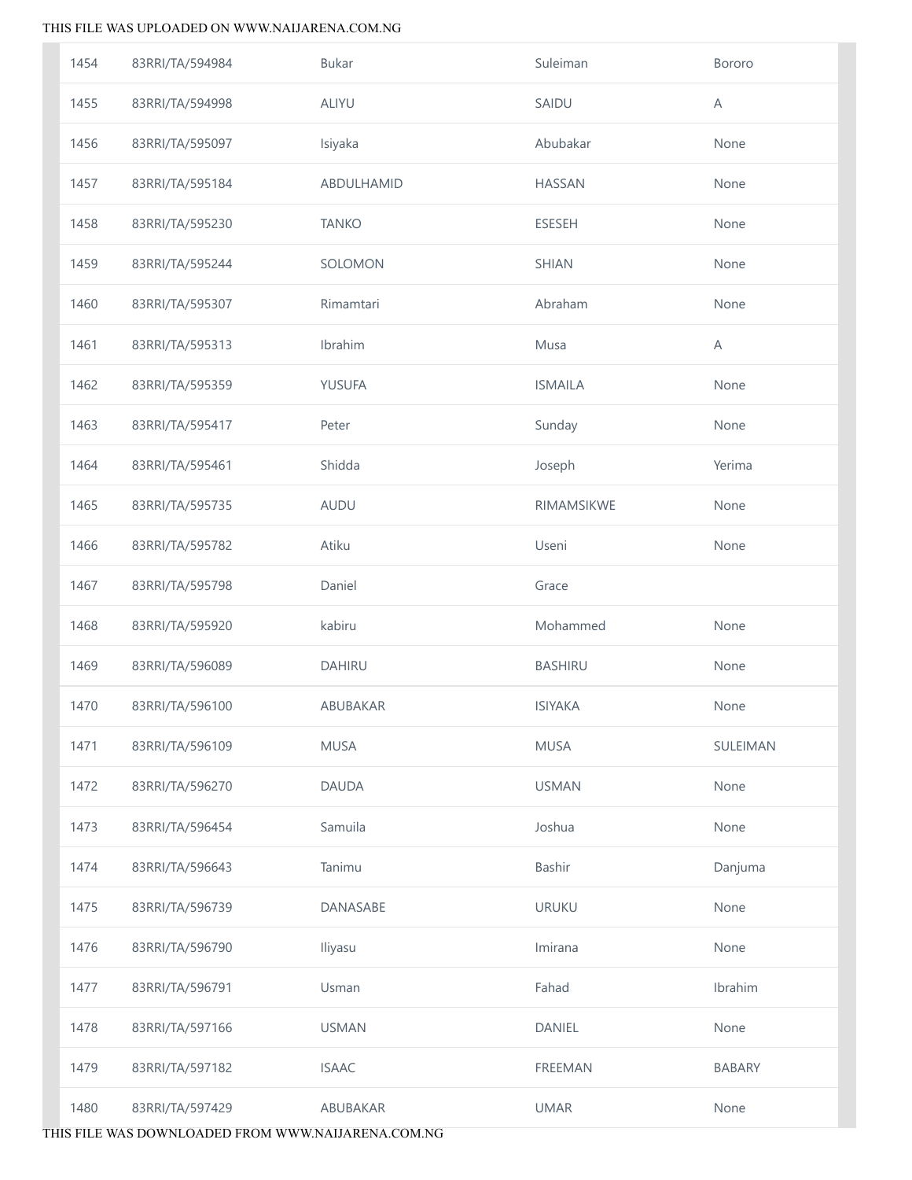| | | | | |
|---|---|---|---|---|
| 1454 | 83RRI/TA/594984 | Bukar | Suleiman | Bororo |
| 1455 | 83RRI/TA/594998 | ALIYU | SAIDU | A |
| 1456 | 83RRI/TA/595097 | Isiyaka | Abubakar | None |
| 1457 | 83RRI/TA/595184 | ABDULHAMID | HASSAN | None |
| 1458 | 83RRI/TA/595230 | TANKO | ESESEH | None |
| 1459 | 83RRI/TA/595244 | SOLOMON | SHIAN | None |
| 1460 | 83RRI/TA/595307 | Rimamtari | Abraham | None |
| 1461 | 83RRI/TA/595313 | Ibrahim | Musa | A |
| 1462 | 83RRI/TA/595359 | YUSUFA | ISMAILA | None |
| 1463 | 83RRI/TA/595417 | Peter | Sunday | None |
| 1464 | 83RRI/TA/595461 | Shidda | Joseph | Yerima |
| 1465 | 83RRI/TA/595735 | AUDU | RIMAMSIKWE | None |
| 1466 | 83RRI/TA/595782 | Atiku | Useni | None |
| 1467 | 83RRI/TA/595798 | Daniel | Grace | |
| 1468 | 83RRI/TA/595920 | kabiru | Mohammed | None |
| 1469 | 83RRI/TA/596089 | DAHIRU | BASHIRU | None |
| 1470 | 83RRI/TA/596100 | ABUBAKAR | ISIYAKA | None |
| 1471 | 83RRI/TA/596109 | MUSA | MUSA | SULEIMAN |
| 1472 | 83RRI/TA/596270 | DAUDA | USMAN | None |
| 1473 | 83RRI/TA/596454 | Samuila | Joshua | None |
| 1474 | 83RRI/TA/596643 | Tanimu | Bashir | Danjuma |
| 1475 | 83RRI/TA/596739 | DANASABE | URUKU | None |
| 1476 | 83RRI/TA/596790 | Iliyasu | Imirana | None |
| 1477 | 83RRI/TA/596791 | Usman | Fahad | Ibrahim |
| 1478 | 83RRI/TA/597166 | USMAN | DANIEL | None |
| 1479 | 83RRI/TA/597182 | ISAAC | FREEMAN | BABARY |
| 1480 | 83RRI/TA/597429 | ABUBAKAR | UMAR | None |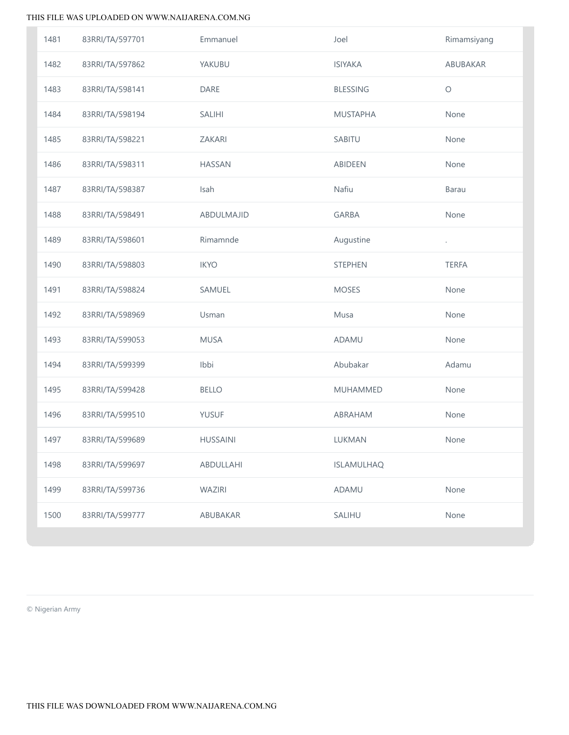| | | | | |
|---|---|---|---|---|
| 1481 | 83RRI/TA/597701 | Emmanuel | Joel | Rimamsiyang |
| 1482 | 83RRI/TA/597862 | YAKUBU | ISIYAKA | ABUBAKAR |
| 1483 | 83RRI/TA/598141 | DARE | BLESSING | O |
| 1484 | 83RRI/TA/598194 | SALIHI | MUSTAPHA | None |
| 1485 | 83RRI/TA/598221 | ZAKARI | SABITU | None |
| 1486 | 83RRI/TA/598311 | HASSAN | ABIDEEN | None |
| 1487 | 83RRI/TA/598387 | Isah | Nafiu | Barau |
| 1488 | 83RRI/TA/598491 | ABDULMAJID | GARBA | None |
| 1489 | 83RRI/TA/598601 | Rimamnde | Augustine | . |
| 1490 | 83RRI/TA/598803 | IKYO | STEPHEN | TERFA |
| 1491 | 83RRI/TA/598824 | SAMUEL | MOSES | None |
| 1492 | 83RRI/TA/598969 | Usman | Musa | None |
| 1493 | 83RRI/TA/599053 | MUSA | ADAMU | None |
| 1494 | 83RRI/TA/599399 | Ibbi | Abubakar | Adamu |
| 1495 | 83RRI/TA/599428 | BELLO | MUHAMMED | None |
| 1496 | 83RRI/TA/599510 | YUSUF | ABRAHAM | None |
| 1497 | 83RRI/TA/599689 | HUSSAINI | LUKMAN | None |
| 1498 | 83RRI/TA/599697 | ABDULLAHI | ISLAMULHAQ | |
| 1499 | 83RRI/TA/599736 | WAZIRI | ADAMU | None |
| 1500 | 83RRI/TA/599777 | ABUBAKAR | SALIHU | None |

© Nigerian Army